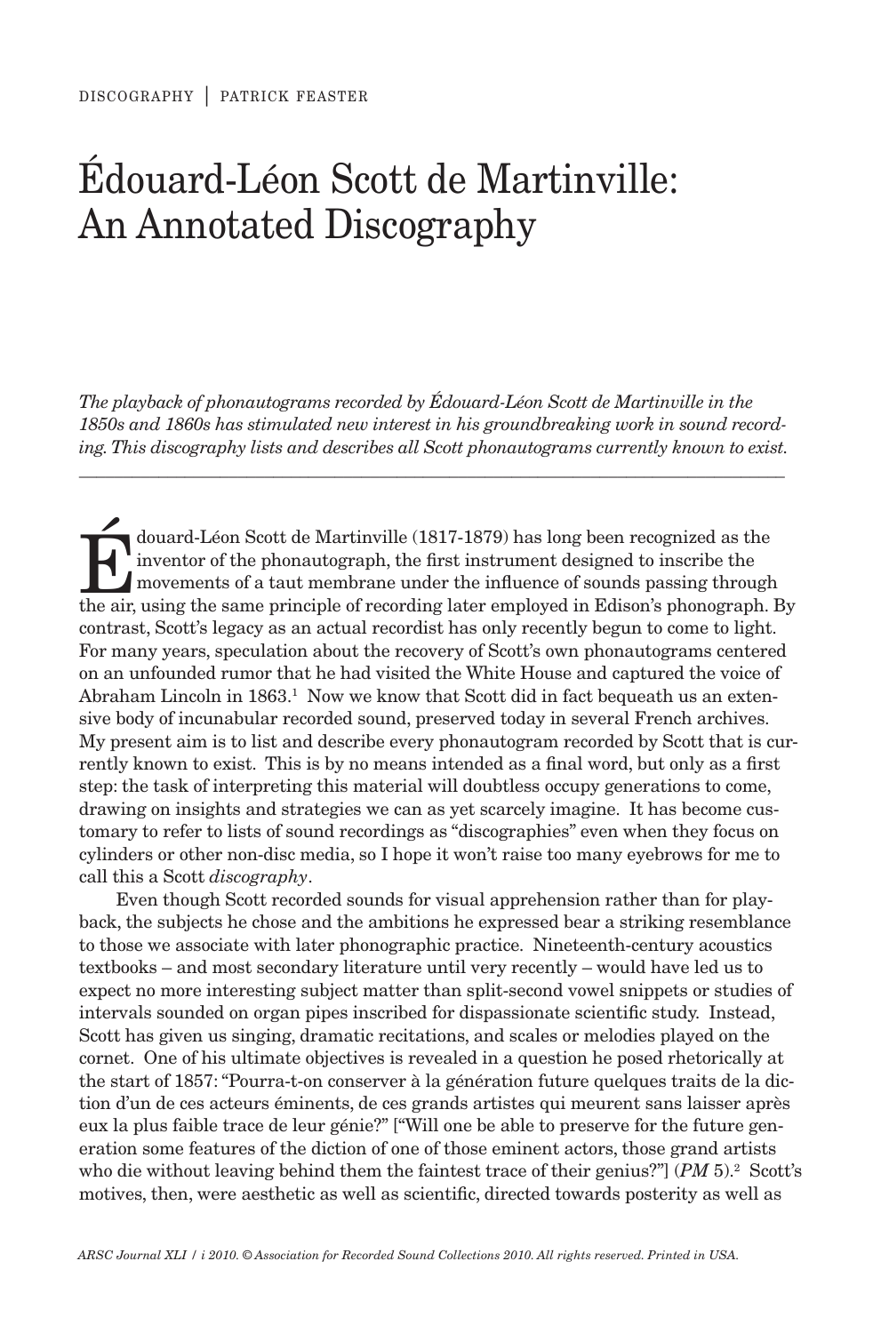# Édouard-Léon Scott de Martinville: An Annotated Discography

*The playback of phonautograms recorded by Édouard-Léon Scott de Martinville in the 1850s and 1860s has stimulated new interest in his groundbreaking work in sound recording. This discography lists and describes all Scott phonautograms currently known to exist.*

---

Édouard-Léon Scott de Martinville (1817-1879) has long been recognized as the inventor of the phonautograph, the first instrument designed to inscribe the movements of a taut membrane under the influence of sounds passing through the air, using the same principle of recording later employed in Edison's phonograph. By contrast, Scott's legacy as an actual recordist has only recently begun to come to light. For many years, speculation about the recovery of Scott's own phonautograms centered on an unfounded rumor that he had visited the White House and captured the voice of Abraham Lincoln in 1863.[1] Now we know that Scott did in fact bequeath us an extensive body of incunabular recorded sound, preserved today in several French archives. My present aim is to list and describe every phonautogram recorded by Scott that is currently known to exist. This is by no means intended as a final word, but only as a first step: the task of interpreting this material will doubtless occupy generations to come, drawing on insights and strategies we can as yet scarcely imagine. It has become customary to refer to lists of sound recordings as "discographies" even when they focus on cylinders or other non-disc media, so I hope it won't raise too many eyebrows for me to call this a Scott *discography*.

Even though Scott recorded sounds for visual apprehension rather than for playback, the subjects he chose and the ambitions he expressed bear a striking resemblance to those we associate with later phonographic practice. Nineteenth-century acoustics textbooks – and most secondary literature until very recently – would have led us to expect no more interesting subject matter than split-second vowel snippets or studies of intervals sounded on organ pipes inscribed for dispassionate scientific study. Instead, Scott has given us singing, dramatic recitations, and scales or melodies played on the cornet. One of his ultimate objectives is revealed in a question he posed rhetorically at the start of 1857: "Pourra-t-on conserver à la génération future quelques traits de la diction d'un de ces acteurs éminents, de ces grands artistes qui meurent sans laisser après eux la plus faible trace de leur génie?" ["Will one be able to preserve for the future generation some features of the diction of one of those eminent actors, those grand artists who die without leaving behind them the faintest trace of their genius?"] (*PM* 5).[2] Scott's motives, then, were aesthetic as well as scientific, directed towards posterity as well as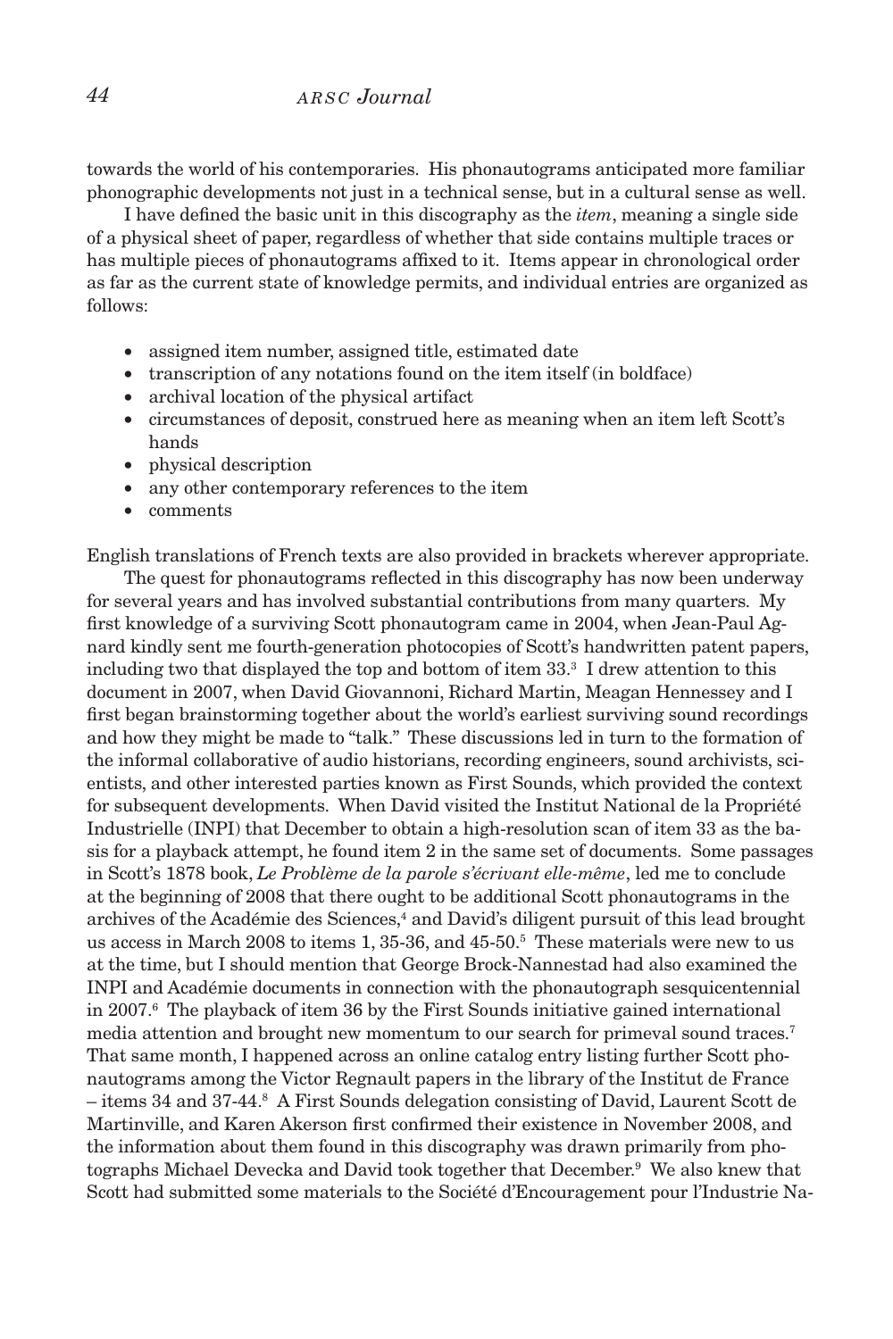towards the world of his contemporaries. His phonautograms anticipated more familiar phonographic developments not just in a technical sense, but in a cultural sense as well.

I have defined the basic unit in this discography as the *item*, meaning a single side of a physical sheet of paper, regardless of whether that side contains multiple traces or has multiple pieces of phonautograms affixed to it. Items appear in chronological order as far as the current state of knowledge permits, and individual entries are organized as follows:

- assigned item number, assigned title, estimated date
- transcription of any notations found on the item itself (in boldface)
- archival location of the physical artifact
- circumstances of deposit, construed here as meaning when an item left Scott's hands
- physical description
- any other contemporary references to the item
- comments

English translations of French texts are also provided in brackets wherever appropriate.

The quest for phonautograms reflected in this discography has now been underway for several years and has involved substantial contributions from many quarters. My first knowledge of a surviving Scott phonautogram came in 2004, when Jean-Paul Agnard kindly sent me fourth-generation photocopies of Scott's handwritten patent papers, including two that displayed the top and bottom of item 33.[3] I drew attention to this document in 2007, when David Giovannoni, Richard Martin, Meagan Hennessey and I first began brainstorming together about the world's earliest surviving sound recordings and how they might be made to "talk." These discussions led in turn to the formation of the informal collaborative of audio historians, recording engineers, sound archivists, scientists, and other interested parties known as First Sounds, which provided the context for subsequent developments. When David visited the Institut National de la Propriété Industrielle (INPI) that December to obtain a high-resolution scan of item 33 as the basis for a playback attempt, he found item 2 in the same set of documents. Some passages in Scott's 1878 book, *Le Problème de la parole s'écrivant elle-même*, led me to conclude at the beginning of 2008 that there ought to be additional Scott phonautograms in the archives of the Académie des Sciences,[4] and David's diligent pursuit of this lead brought us access in March 2008 to items 1, 35-36, and 45-50.[5] These materials were new to us at the time, but I should mention that George Brock-Nannestad had also examined the INPI and Académie documents in connection with the phonautograph sesquicentennial in 2007.[6] The playback of item 36 by the First Sounds initiative gained international media attention and brought new momentum to our search for primeval sound traces.[7] That same month, I happened across an online catalog entry listing further Scott phonautograms among the Victor Regnault papers in the library of the Institut de France – items 34 and 37-44.[8] A First Sounds delegation consisting of David, Laurent Scott de Martinville, and Karen Akerson first confirmed their existence in November 2008, and the information about them found in this discography was drawn primarily from photographs Michael Devecka and David took together that December.[9] We also knew that Scott had submitted some materials to the Société d'Encouragement pour l'Industrie Na-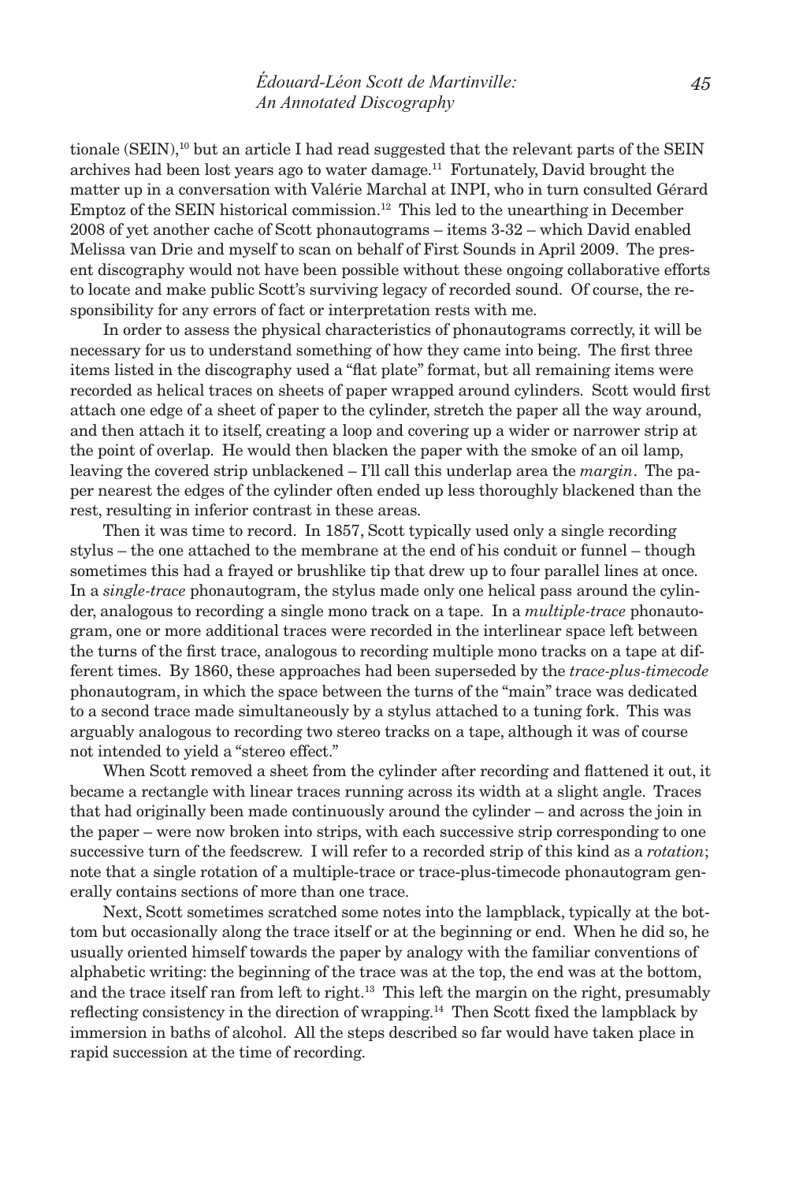tionale (SEIN),[10] but an article I had read suggested that the relevant parts of the SEIN archives had been lost years ago to water damage.[11] Fortunately, David brought the matter up in a conversation with Valérie Marchal at INPI, who in turn consulted Gérard Emptoz of the SEIN historical commission.[12] This led to the unearthing in December 2008 of yet another cache of Scott phonautograms – items 3-32 – which David enabled Melissa van Drie and myself to scan on behalf of First Sounds in April 2009. The present discography would not have been possible without these ongoing collaborative efforts to locate and make public Scott's surviving legacy of recorded sound. Of course, the responsibility for any errors of fact or interpretation rests with me.

In order to assess the physical characteristics of phonautograms correctly, it will be necessary for us to understand something of how they came into being. The first three items listed in the discography used a "flat plate" format, but all remaining items were recorded as helical traces on sheets of paper wrapped around cylinders. Scott would first attach one edge of a sheet of paper to the cylinder, stretch the paper all the way around, and then attach it to itself, creating a loop and covering up a wider or narrower strip at the point of overlap. He would then blacken the paper with the smoke of an oil lamp, leaving the covered strip unblackened – I'll call this underlap area the *margin*. The paper nearest the edges of the cylinder often ended up less thoroughly blackened than the rest, resulting in inferior contrast in these areas.

Then it was time to record. In 1857, Scott typically used only a single recording stylus – the one attached to the membrane at the end of his conduit or funnel – though sometimes this had a frayed or brushlike tip that drew up to four parallel lines at once. In a *single-trace* phonautogram, the stylus made only one helical pass around the cylinder, analogous to recording a single mono track on a tape. In a *multiple-trace* phonautogram, one or more additional traces were recorded in the interlinear space left between the turns of the first trace, analogous to recording multiple mono tracks on a tape at different times. By 1860, these approaches had been superseded by the *trace-plus-timecode* phonautogram, in which the space between the turns of the "main" trace was dedicated to a second trace made simultaneously by a stylus attached to a tuning fork. This was arguably analogous to recording two stereo tracks on a tape, although it was of course not intended to yield a "stereo effect."

When Scott removed a sheet from the cylinder after recording and flattened it out, it became a rectangle with linear traces running across its width at a slight angle. Traces that had originally been made continuously around the cylinder – and across the join in the paper – were now broken into strips, with each successive strip corresponding to one successive turn of the feedscrew. I will refer to a recorded strip of this kind as a *rotation*; note that a single rotation of a multiple-trace or trace-plus-timecode phonautogram generally contains sections of more than one trace.

Next, Scott sometimes scratched some notes into the lampblack, typically at the bottom but occasionally along the trace itself or at the beginning or end. When he did so, he usually oriented himself towards the paper by analogy with the familiar conventions of alphabetic writing: the beginning of the trace was at the top, the end was at the bottom, and the trace itself ran from left to right.[13] This left the margin on the right, presumably reflecting consistency in the direction of wrapping.[14] Then Scott fixed the lampblack by immersion in baths of alcohol. All the steps described so far would have taken place in rapid succession at the time of recording.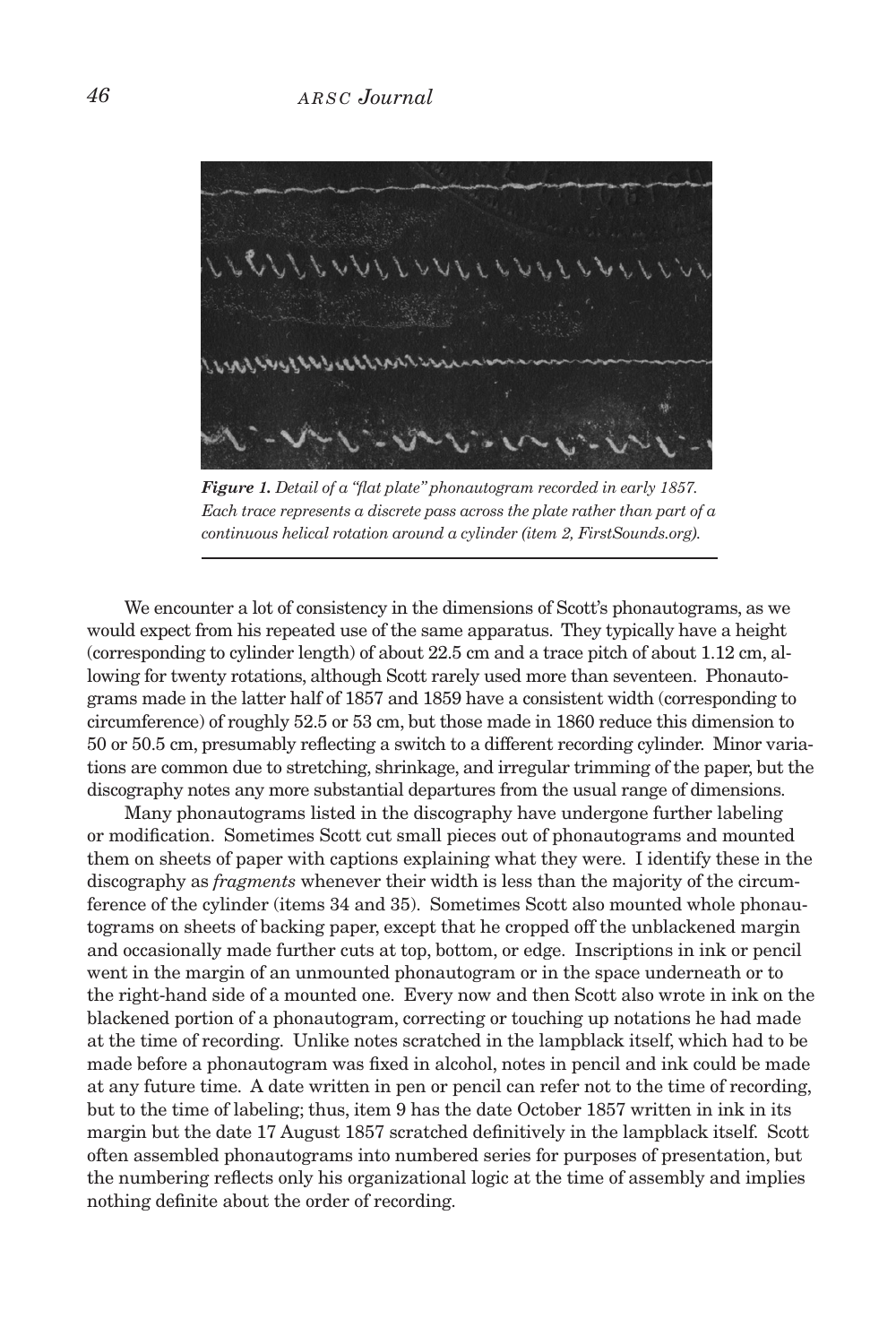*Figure 1. Detail of a "flat plate" phonautogram recorded in early 1857. Each trace represents a discrete pass across the plate rather than part of a continuous helical rotation around a cylinder (item 2, FirstSounds.org).*

We encounter a lot of consistency in the dimensions of Scott's phonautograms, as we would expect from his repeated use of the same apparatus. They typically have a height (corresponding to cylinder length) of about 22.5 cm and a trace pitch of about 1.12 cm, allowing for twenty rotations, although Scott rarely used more than seventeen. Phonautograms made in the latter half of 1857 and 1859 have a consistent width (corresponding to circumference) of roughly 52.5 or 53 cm, but those made in 1860 reduce this dimension to 50 or 50.5 cm, presumably reflecting a switch to a different recording cylinder. Minor variations are common due to stretching, shrinkage, and irregular trimming of the paper, but the discography notes any more substantial departures from the usual range of dimensions.

Many phonautograms listed in the discography have undergone further labeling or modification. Sometimes Scott cut small pieces out of phonautograms and mounted them on sheets of paper with captions explaining what they were. I identify these in the discography as *fragments* whenever their width is less than the majority of the circumference of the cylinder (items 34 and 35). Sometimes Scott also mounted whole phonautograms on sheets of backing paper, except that he cropped off the unblackened margin and occasionally made further cuts at top, bottom, or edge. Inscriptions in ink or pencil went in the margin of an unmounted phonautogram or in the space underneath or to the right-hand side of a mounted one. Every now and then Scott also wrote in ink on the blackened portion of a phonautogram, correcting or touching up notations he had made at the time of recording. Unlike notes scratched in the lampblack itself, which had to be made before a phonautogram was fixed in alcohol, notes in pencil and ink could be made at any future time. A date written in pen or pencil can refer not to the time of recording, but to the time of labeling; thus, item 9 has the date October 1857 written in ink in its margin but the date 17 August 1857 scratched definitively in the lampblack itself. Scott often assembled phonautograms into numbered series for purposes of presentation, but the numbering reflects only his organizational logic at the time of assembly and implies nothing definite about the order of recording.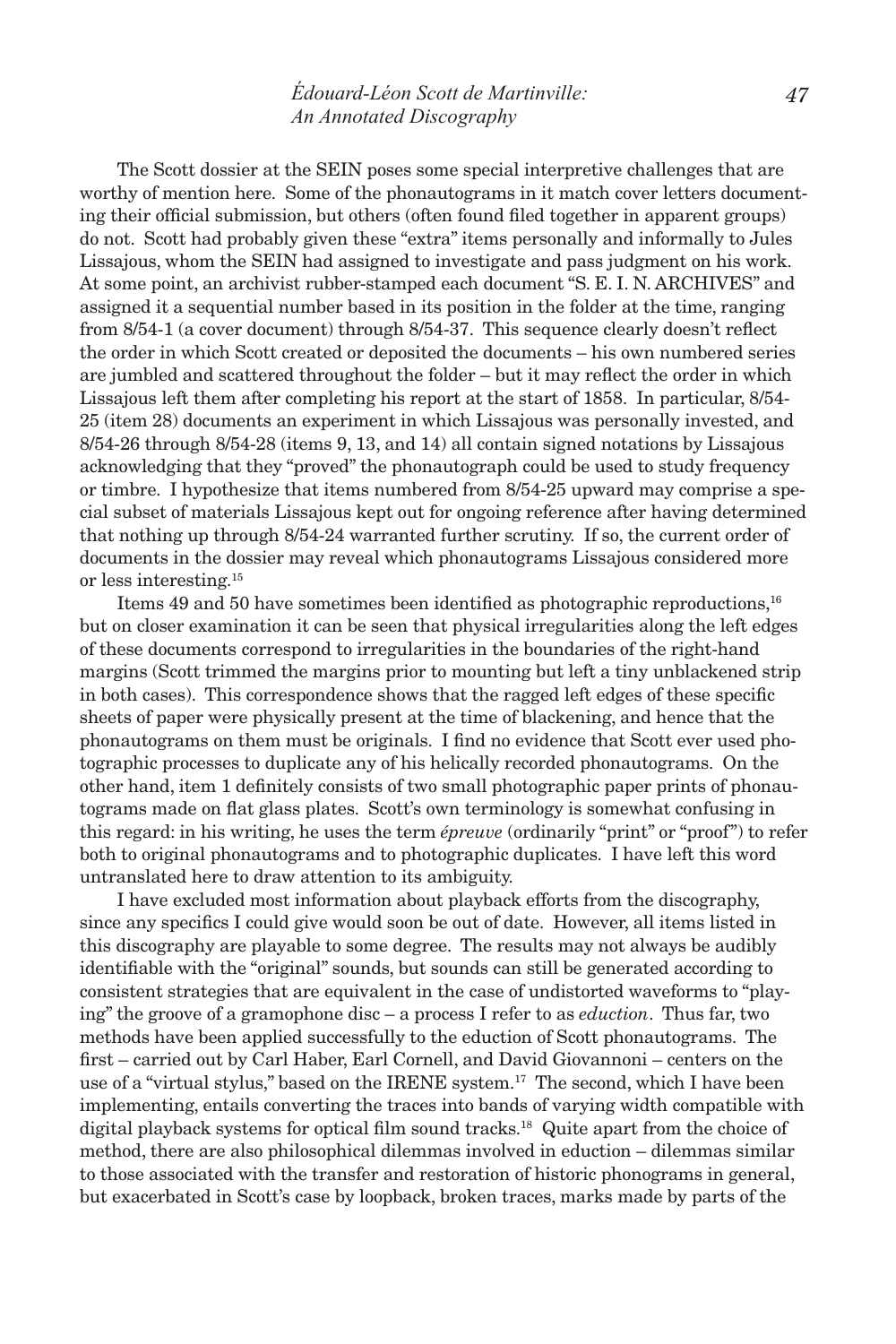The Scott dossier at the SEIN poses some special interpretive challenges that are worthy of mention here. Some of the phonautograms in it match cover letters documenting their official submission, but others (often found filed together in apparent groups) do not. Scott had probably given these "extra" items personally and informally to Jules Lissajous, whom the SEIN had assigned to investigate and pass judgment on his work. At some point, an archivist rubber-stamped each document "S. E. I. N. ARCHIVES" and assigned it a sequential number based in its position in the folder at the time, ranging from 8/54-1 (a cover document) through 8/54-37. This sequence clearly doesn't reflect the order in which Scott created or deposited the documents – his own numbered series are jumbled and scattered throughout the folder – but it may reflect the order in which Lissajous left them after completing his report at the start of 1858. In particular, 8/54-25 (item 28) documents an experiment in which Lissajous was personally invested, and 8/54-26 through 8/54-28 (items 9, 13, and 14) all contain signed notations by Lissajous acknowledging that they "proved" the phonautograph could be used to study frequency or timbre. I hypothesize that items numbered from 8/54-25 upward may comprise a special subset of materials Lissajous kept out for ongoing reference after having determined that nothing up through 8/54-24 warranted further scrutiny. If so, the current order of documents in the dossier may reveal which phonautograms Lissajous considered more or less interesting.[15]

Items 49 and 50 have sometimes been identified as photographic reproductions,[16] but on closer examination it can be seen that physical irregularities along the left edges of these documents correspond to irregularities in the boundaries of the right-hand margins (Scott trimmed the margins prior to mounting but left a tiny unblackened strip in both cases). This correspondence shows that the ragged left edges of these specific sheets of paper were physically present at the time of blackening, and hence that the phonautograms on them must be originals. I find no evidence that Scott ever used photographic processes to duplicate any of his helically recorded phonautograms. On the other hand, item 1 definitely consists of two small photographic paper prints of phonautograms made on flat glass plates. Scott's own terminology is somewhat confusing in this regard: in his writing, he uses the term *épreuve* (ordinarily "print" or "proof") to refer both to original phonautograms and to photographic duplicates. I have left this word untranslated here to draw attention to its ambiguity.

I have excluded most information about playback efforts from the discography, since any specifics I could give would soon be out of date. However, all items listed in this discography are playable to some degree. The results may not always be audibly identifiable with the "original" sounds, but sounds can still be generated according to consistent strategies that are equivalent in the case of undistorted waveforms to "playing" the groove of a gramophone disc – a process I refer to as *eduction*. Thus far, two methods have been applied successfully to the eduction of Scott phonautograms. The first – carried out by Carl Haber, Earl Cornell, and David Giovannoni – centers on the use of a "virtual stylus," based on the IRENE system.[17] The second, which I have been implementing, entails converting the traces into bands of varying width compatible with digital playback systems for optical film sound tracks.[18] Quite apart from the choice of method, there are also philosophical dilemmas involved in eduction – dilemmas similar to those associated with the transfer and restoration of historic phonograms in general, but exacerbated in Scott's case by loopback, broken traces, marks made by parts of the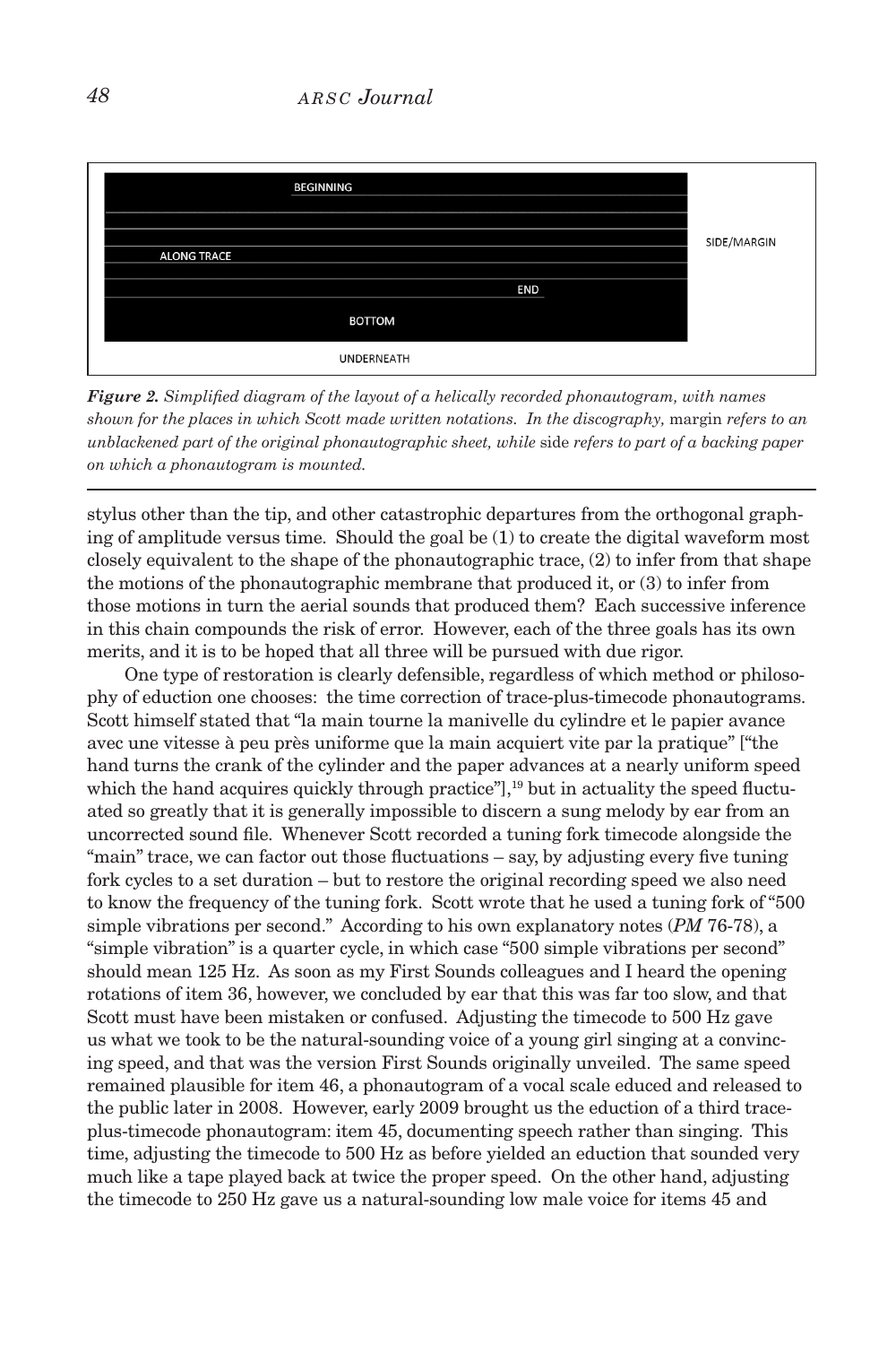BEGINNING

ALONG TRACE

END

BOTTOM

SIDE/MARGIN

UNDERNEATH

***Figure 2.*** *Simplified diagram of the layout of a helically recorded phonautogram, with names shown for the places in which Scott made written notations. In the discography,* margin *refers to an unblackened part of the original phonautographic sheet, while* side *refers to part of a backing paper on which a phonautogram is mounted.*

stylus other than the tip, and other catastrophic departures from the orthogonal graphing of amplitude versus time. Should the goal be (1) to create the digital waveform most closely equivalent to the shape of the phonautographic trace, (2) to infer from that shape the motions of the phonautographic membrane that produced it, or (3) to infer from those motions in turn the aerial sounds that produced them? Each successive inference in this chain compounds the risk of error. However, each of the three goals has its own merits, and it is to be hoped that all three will be pursued with due rigor.

One type of restoration is clearly defensible, regardless of which method or philosophy of eduction one chooses: the time correction of trace-plus-timecode phonautograms. Scott himself stated that "la main tourne la manivelle du cylindre et le papier avance avec une vitesse à peu près uniforme que la main acquiert vite par la pratique" ["the hand turns the crank of the cylinder and the paper advances at a nearly uniform speed which the hand acquires quickly through practice"],[19] but in actuality the speed fluctuated so greatly that it is generally impossible to discern a sung melody by ear from an uncorrected sound file. Whenever Scott recorded a tuning fork timecode alongside the "main" trace, we can factor out those fluctuations – say, by adjusting every five tuning fork cycles to a set duration – but to restore the original recording speed we also need to know the frequency of the tuning fork. Scott wrote that he used a tuning fork of "500 simple vibrations per second." According to his own explanatory notes (*PM* 76-78), a "simple vibration" is a quarter cycle, in which case "500 simple vibrations per second" should mean 125 Hz. As soon as my First Sounds colleagues and I heard the opening rotations of item 36, however, we concluded by ear that this was far too slow, and that Scott must have been mistaken or confused. Adjusting the timecode to 500 Hz gave us what we took to be the natural-sounding voice of a young girl singing at a convincing speed, and that was the version First Sounds originally unveiled. The same speed remained plausible for item 46, a phonautogram of a vocal scale educed and released to the public later in 2008. However, early 2009 brought us the eduction of a third trace-plus-timecode phonautogram: item 45, documenting speech rather than singing. This time, adjusting the timecode to 500 Hz as before yielded an eduction that sounded very much like a tape played back at twice the proper speed. On the other hand, adjusting the timecode to 250 Hz gave us a natural-sounding low male voice for items 45 and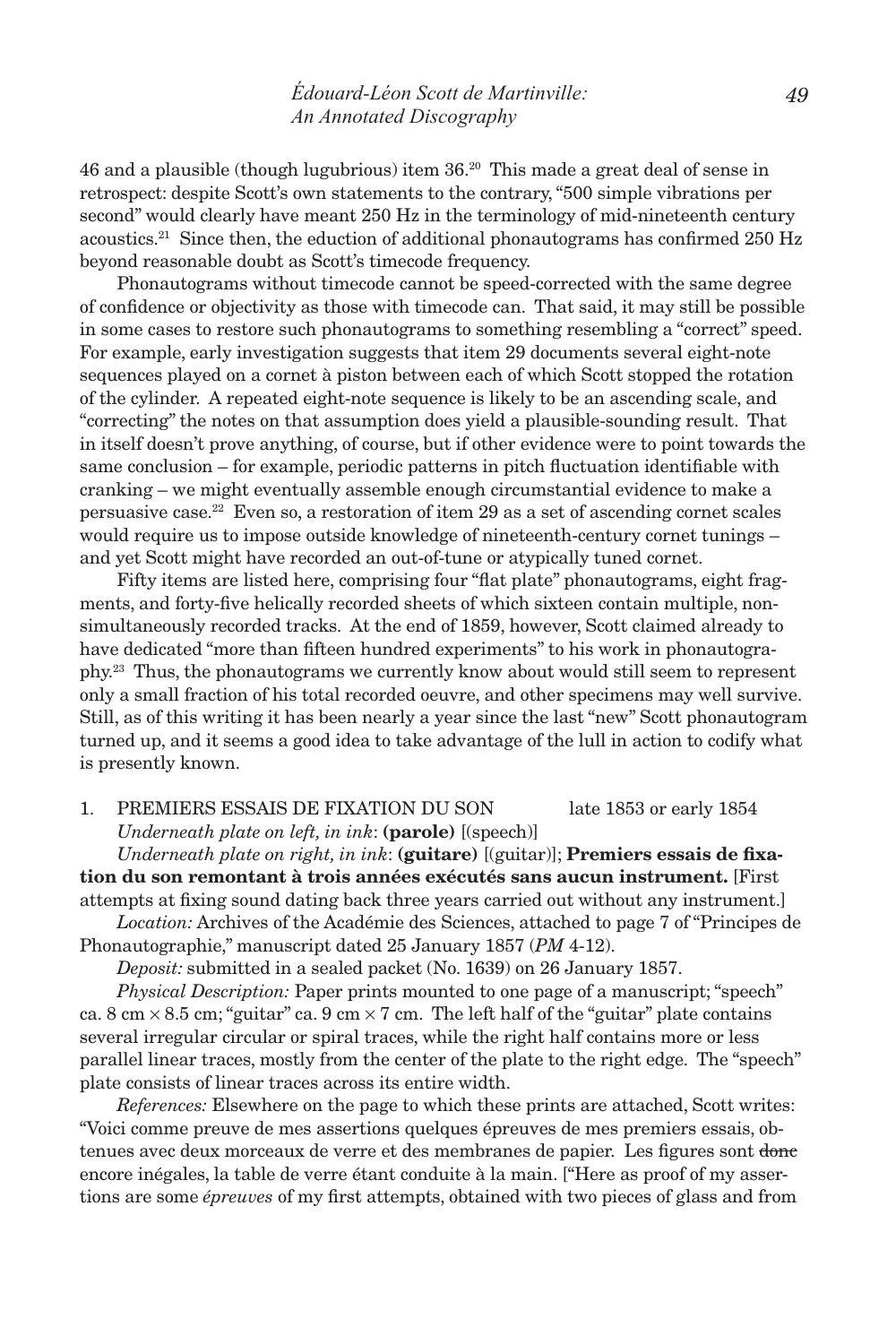46 and a plausible (though lugubrious) item 36.[20] This made a great deal of sense in retrospect: despite Scott's own statements to the contrary, "500 simple vibrations per second" would clearly have meant 250 Hz in the terminology of mid-nineteenth century acoustics.[21] Since then, the eduction of additional phonautograms has confirmed 250 Hz beyond reasonable doubt as Scott's timecode frequency.

Phonautograms without timecode cannot be speed-corrected with the same degree of confidence or objectivity as those with timecode can. That said, it may still be possible in some cases to restore such phonautograms to something resembling a "correct" speed. For example, early investigation suggests that item 29 documents several eight-note sequences played on a cornet à piston between each of which Scott stopped the rotation of the cylinder. A repeated eight-note sequence is likely to be an ascending scale, and "correcting" the notes on that assumption does yield a plausible-sounding result. That in itself doesn't prove anything, of course, but if other evidence were to point towards the same conclusion – for example, periodic patterns in pitch fluctuation identifiable with cranking – we might eventually assemble enough circumstantial evidence to make a persuasive case.[22] Even so, a restoration of item 29 as a set of ascending cornet scales would require us to impose outside knowledge of nineteenth-century cornet tunings – and yet Scott might have recorded an out-of-tune or atypically tuned cornet.

Fifty items are listed here, comprising four "flat plate" phonautograms, eight fragments, and forty-five helically recorded sheets of which sixteen contain multiple, non-simultaneously recorded tracks. At the end of 1859, however, Scott claimed already to have dedicated "more than fifteen hundred experiments" to his work in phonautography.[23] Thus, the phonautograms we currently know about would still seem to represent only a small fraction of his total recorded oeuvre, and other specimens may well survive. Still, as of this writing it has been nearly a year since the last "new" Scott phonautogram turned up, and it seems a good idea to take advantage of the lull in action to codify what is presently known.

1. PREMIERS ESSAIS DE FIXATION DU SON late 1853 or early 1854

*Underneath plate on left, in ink*: **(parole)** [(speech)]

*Underneath plate on right, in ink*: **(guitare)** [(guitar)]; **Premiers essais de fixation du son remontant à trois années exécutés sans aucun instrument.** [First attempts at fixing sound dating back three years carried out without any instrument.]

*Location:* Archives of the Académie des Sciences, attached to page 7 of "Principes de Phonautographie," manuscript dated 25 January 1857 (*PM* 4-12).

*Deposit:* submitted in a sealed packet (No. 1639) on 26 January 1857.

*Physical Description:* Paper prints mounted to one page of a manuscript; "speech" ca. 8 cm × 8.5 cm; "guitar" ca. 9 cm × 7 cm. The left half of the "guitar" plate contains several irregular circular or spiral traces, while the right half contains more or less parallel linear traces, mostly from the center of the plate to the right edge. The "speech" plate consists of linear traces across its entire width.

*References:* Elsewhere on the page to which these prints are attached, Scott writes: "Voici comme preuve de mes assertions quelques épreuves de mes premiers essais, obtenues avec deux morceaux de verre et des membranes de papier. Les figures sont ~~donc~~ encore inégales, la table de verre étant conduite à la main. ["Here as proof of my assertions are some *épreuves* of my first attempts, obtained with two pieces of glass and from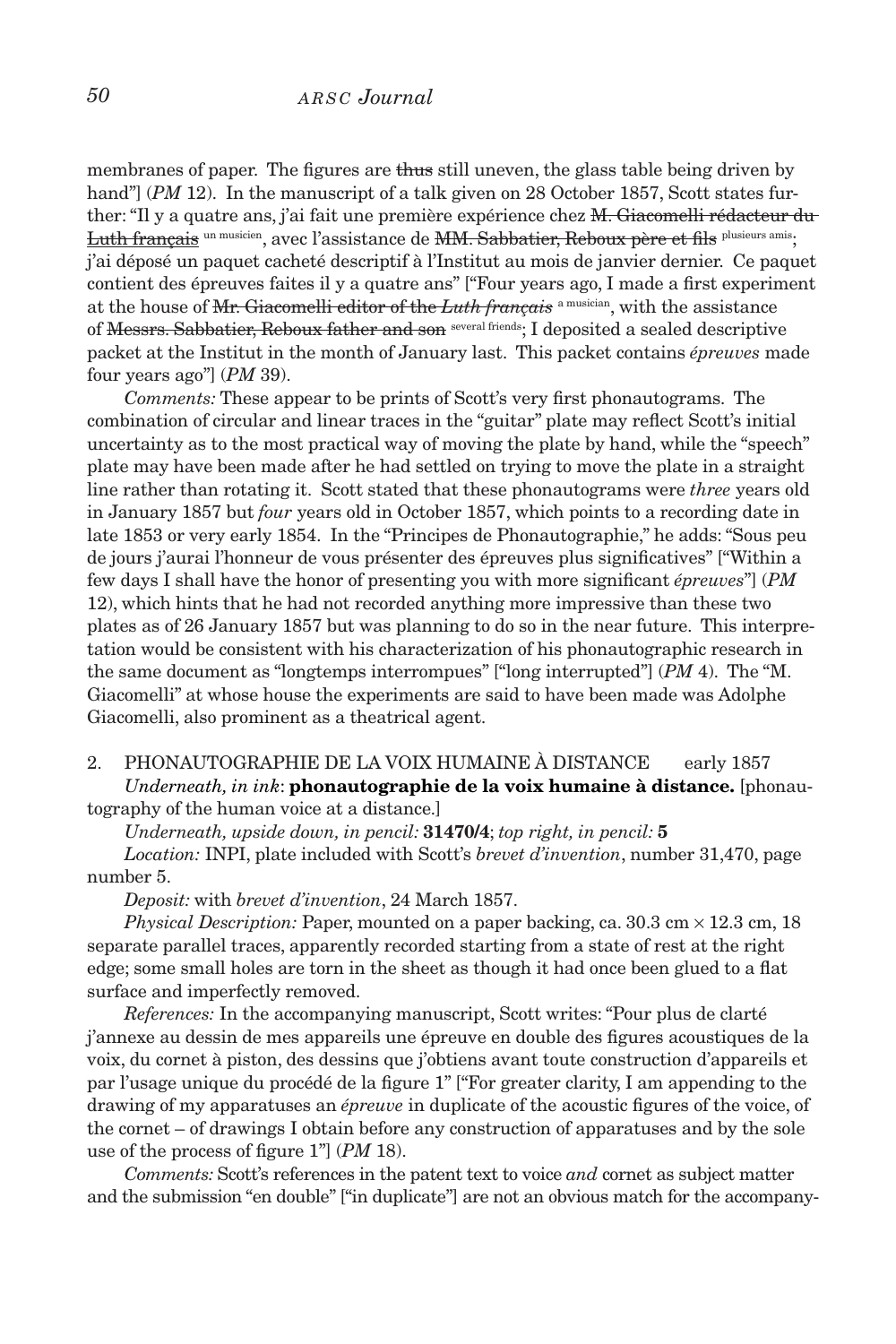membranes of paper. The figures are ~~thus~~ still uneven, the glass table being driven by hand"] (*PM* 12). In the manuscript of a talk given on 28 October 1857, Scott states further: "Il y a quatre ans, j'ai fait une première expérience chez ~~M. Giacomelli rédacteur du Luth français~~ un musicien, avec l'assistance de ~~MM. Sabbatier, Reboux père et fils~~ plusieurs amis; j'ai déposé un paquet cacheté descriptif à l'Institut au mois de janvier dernier. Ce paquet contient des épreuves faites il y a quatre ans" ["Four years ago, I made a first experiment at the house of ~~Mr. Giacomelli editor of the *Luth français*~~ a musician, with the assistance of ~~Messrs. Sabbatier, Reboux father and son~~ several friends; I deposited a sealed descriptive packet at the Institut in the month of January last. This packet contains *épreuves* made four years ago"] (*PM* 39).

*Comments:* These appear to be prints of Scott's very first phonautograms. The combination of circular and linear traces in the "guitar" plate may reflect Scott's initial uncertainty as to the most practical way of moving the plate by hand, while the "speech" plate may have been made after he had settled on trying to move the plate in a straight line rather than rotating it. Scott stated that these phonautograms were *three* years old in January 1857 but *four* years old in October 1857, which points to a recording date in late 1853 or very early 1854. In the "Principes de Phonautographie," he adds: "Sous peu de jours j'aurai l'honneur de vous présenter des épreuves plus significatives" ["Within a few days I shall have the honor of presenting you with more significant *épreuves*"] (*PM* 12), which hints that he had not recorded anything more impressive than these two plates as of 26 January 1857 but was planning to do so in the near future. This interpretation would be consistent with his characterization of his phonautographic research in the same document as "longtemps interrompues" ["long interrupted"] (*PM* 4). The "M. Giacomelli" at whose house the experiments are said to have been made was Adolphe Giacomelli, also prominent as a theatrical agent.

2. PHONAUTOGRAPHIE DE LA VOIX HUMAINE À DISTANCE early 1857

*Underneath, in ink*: **phonautographie de la voix humaine à distance.** [phonautography of the human voice at a distance.]

*Underneath, upside down, in pencil:* **31470/4**; *top right, in pencil:* **5**

*Location:* INPI, plate included with Scott's *brevet d'invention*, number 31,470, page number 5.

*Deposit:* with *brevet d'invention*, 24 March 1857.

*Physical Description:* Paper, mounted on a paper backing, ca. 30.3 cm × 12.3 cm, 18 separate parallel traces, apparently recorded starting from a state of rest at the right edge; some small holes are torn in the sheet as though it had once been glued to a flat surface and imperfectly removed.

*References:* In the accompanying manuscript, Scott writes: "Pour plus de clarté j'annexe au dessin de mes appareils une épreuve en double des figures acoustiques de la voix, du cornet à piston, des dessins que j'obtiens avant toute construction d'appareils et par l'usage unique du procédé de la figure 1" ["For greater clarity, I am appending to the drawing of my apparatuses an *épreuve* in duplicate of the acoustic figures of the voice, of the cornet – of drawings I obtain before any construction of apparatuses and by the sole use of the process of figure 1"] (*PM* 18).

*Comments:* Scott's references in the patent text to voice *and* cornet as subject matter and the submission "en double" ["in duplicate"] are not an obvious match for the accompany-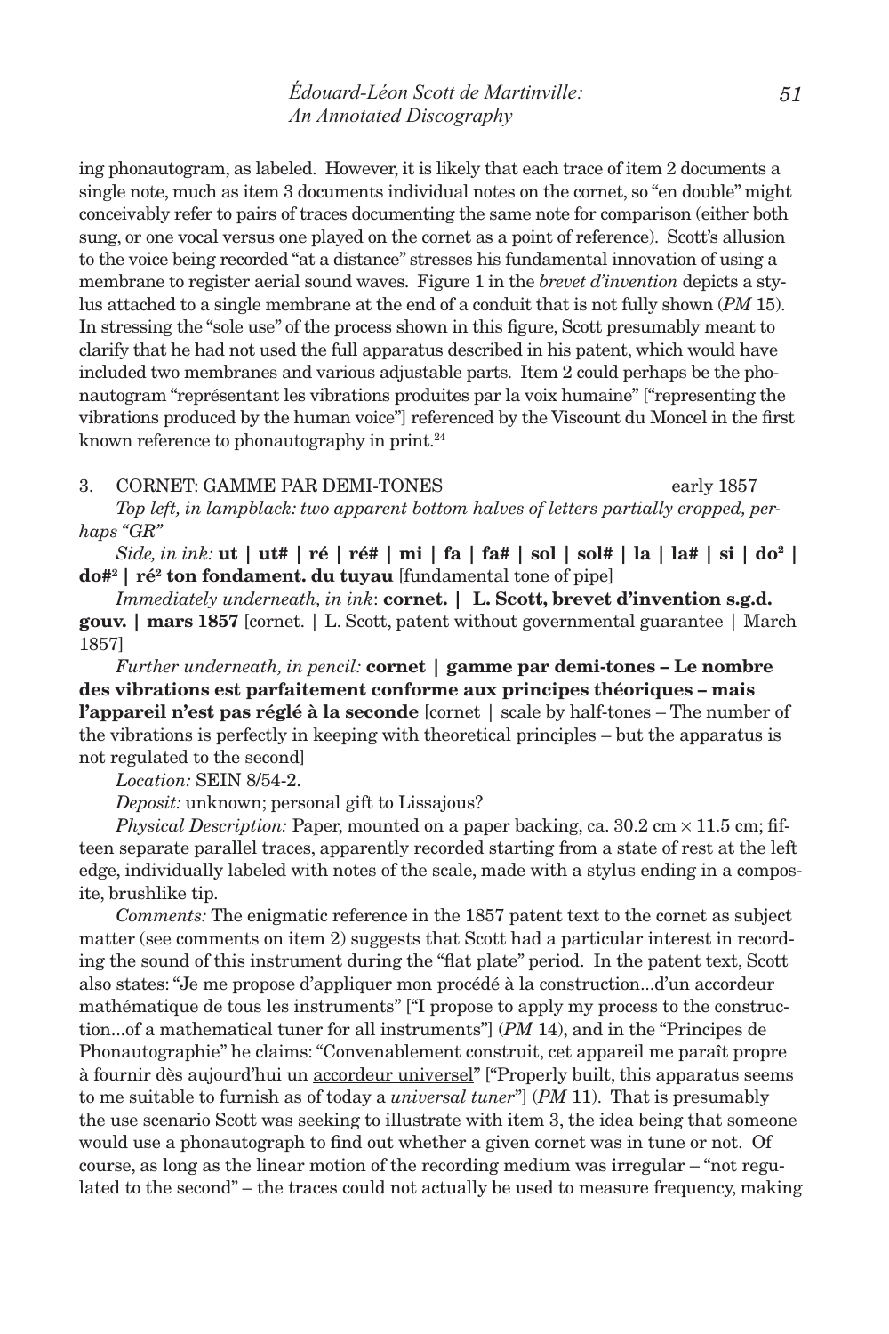ing phonautogram, as labeled. However, it is likely that each trace of item 2 documents a single note, much as item 3 documents individual notes on the cornet, so "en double" might conceivably refer to pairs of traces documenting the same note for comparison (either both sung, or one vocal versus one played on the cornet as a point of reference). Scott's allusion to the voice being recorded "at a distance" stresses his fundamental innovation of using a membrane to register aerial sound waves. Figure 1 in the *brevet d'invention* depicts a stylus attached to a single membrane at the end of a conduit that is not fully shown (*PM* 15). In stressing the "sole use" of the process shown in this figure, Scott presumably meant to clarify that he had not used the full apparatus described in his patent, which would have included two membranes and various adjustable parts. Item 2 could perhaps be the phonautogram "représentant les vibrations produites par la voix humaine" ["representing the vibrations produced by the human voice"] referenced by the Viscount du Moncel in the first known reference to phonautography in print.[24]

3. CORNET: GAMME PAR DEMI-TONES early 1857

*Top left, in lampblack: two apparent bottom halves of letters partially cropped, perhaps "GR"*

*Side, in ink:* **ut | ut# | ré | ré# | mi | fa | fa# | sol | sol# | la | la# | si | do² | do#² | ré² ton fondament. du tuyau** [fundamental tone of pipe]

*Immediately underneath, in ink*: **cornet. | L. Scott, brevet d'invention s.g.d. gouv. | mars 1857** [cornet. | L. Scott, patent without governmental guarantee | March 1857]

*Further underneath, in pencil:* **cornet | gamme par demi-tones – Le nombre des vibrations est parfaitement conforme aux principes théoriques – mais l'appareil n'est pas réglé à la seconde** [cornet | scale by half-tones – The number of the vibrations is perfectly in keeping with theoretical principles – but the apparatus is not regulated to the second]

*Location:* SEIN 8/54-2.

*Deposit:* unknown; personal gift to Lissajous?

*Physical Description:* Paper, mounted on a paper backing, ca. 30.2 cm × 11.5 cm; fifteen separate parallel traces, apparently recorded starting from a state of rest at the left edge, individually labeled with notes of the scale, made with a stylus ending in a composite, brushlike tip.

*Comments:* The enigmatic reference in the 1857 patent text to the cornet as subject matter (see comments on item 2) suggests that Scott had a particular interest in recording the sound of this instrument during the "flat plate" period. In the patent text, Scott also states: "Je me propose d'appliquer mon procédé à la construction...d'un accordeur mathématique de tous les instruments" ["I propose to apply my process to the construction...of a mathematical tuner for all instruments"] (*PM* 14), and in the "Principes de Phonautographie" he claims: "Convenablement construit, cet appareil me paraît propre à fournir dès aujourd'hui un accordeur universel" ["Properly built, this apparatus seems to me suitable to furnish as of today a *universal tuner*"] (*PM* 11). That is presumably the use scenario Scott was seeking to illustrate with item 3, the idea being that someone would use a phonautograph to find out whether a given cornet was in tune or not. Of course, as long as the linear motion of the recording medium was irregular – "not regulated to the second" – the traces could not actually be used to measure frequency, making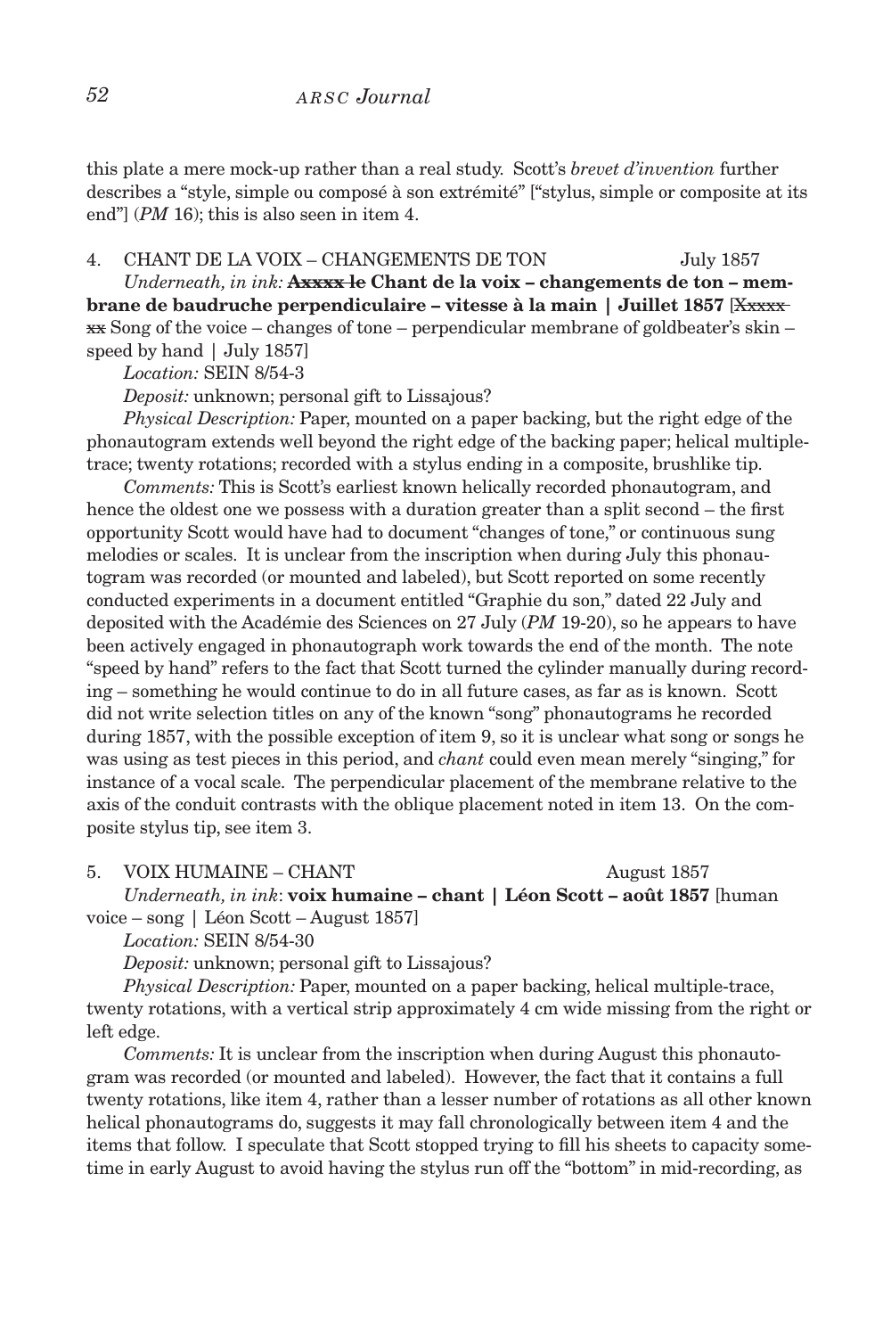this plate a mere mock-up rather than a real study. Scott's *brevet d'invention* further describes a "style, simple ou composé à son extrémité" ["stylus, simple or composite at its end"] (*PM* 16); this is also seen in item 4.

4. CHANT DE LA VOIX – CHANGEMENTS DE TON July 1857

*Underneath, in ink:* **~~Axxxx le~~ Chant de la voix – changements de ton – membrane de baudruche perpendiculaire – vitesse à la main | Juillet 1857** [~~Xxxxx xx~~ Song of the voice – changes of tone – perpendicular membrane of goldbeater's skin – speed by hand | July 1857]

*Location:* SEIN 8/54-3

*Deposit:* unknown; personal gift to Lissajous?

*Physical Description:* Paper, mounted on a paper backing, but the right edge of the phonautogram extends well beyond the right edge of the backing paper; helical multiple-trace; twenty rotations; recorded with a stylus ending in a composite, brushlike tip.

*Comments:* This is Scott's earliest known helically recorded phonautogram, and hence the oldest one we possess with a duration greater than a split second – the first opportunity Scott would have had to document "changes of tone," or continuous sung melodies or scales. It is unclear from the inscription when during July this phonautogram was recorded (or mounted and labeled), but Scott reported on some recently conducted experiments in a document entitled "Graphie du son," dated 22 July and deposited with the Académie des Sciences on 27 July (*PM* 19-20), so he appears to have been actively engaged in phonautograph work towards the end of the month. The note "speed by hand" refers to the fact that Scott turned the cylinder manually during recording – something he would continue to do in all future cases, as far as is known. Scott did not write selection titles on any of the known "song" phonautograms he recorded during 1857, with the possible exception of item 9, so it is unclear what song or songs he was using as test pieces in this period, and *chant* could even mean merely "singing," for instance of a vocal scale. The perpendicular placement of the membrane relative to the axis of the conduit contrasts with the oblique placement noted in item 13. On the composite stylus tip, see item 3.

5. VOIX HUMAINE – CHANT August 1857

*Underneath, in ink*: **voix humaine – chant | Léon Scott – août 1857** [human voice – song | Léon Scott – August 1857]

*Location:* SEIN 8/54-30

*Deposit:* unknown; personal gift to Lissajous?

*Physical Description:* Paper, mounted on a paper backing, helical multiple-trace, twenty rotations, with a vertical strip approximately 4 cm wide missing from the right or left edge.

*Comments:* It is unclear from the inscription when during August this phonautogram was recorded (or mounted and labeled). However, the fact that it contains a full twenty rotations, like item 4, rather than a lesser number of rotations as all other known helical phonautograms do, suggests it may fall chronologically between item 4 and the items that follow. I speculate that Scott stopped trying to fill his sheets to capacity sometime in early August to avoid having the stylus run off the "bottom" in mid-recording, as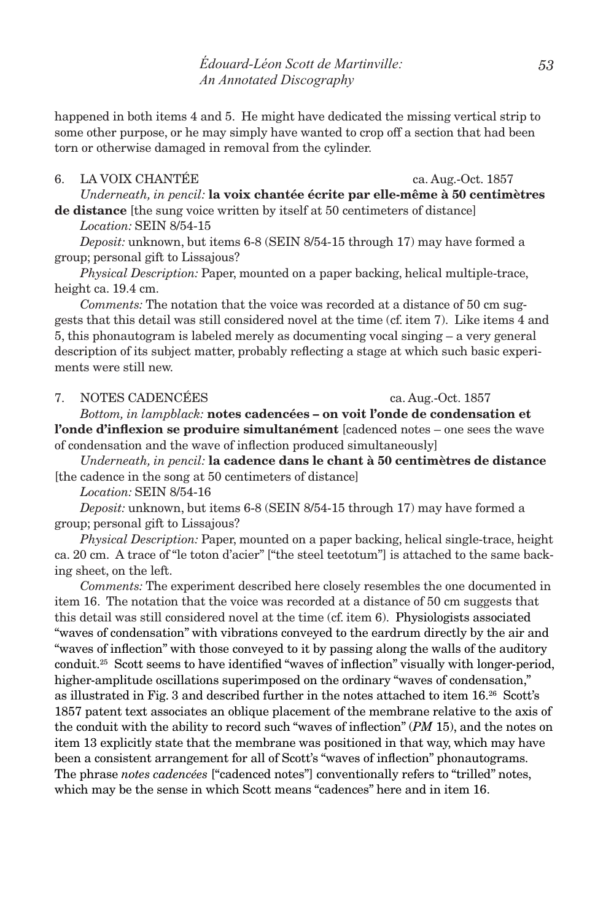happened in both items 4 and 5. He might have dedicated the missing vertical strip to some other purpose, or he may simply have wanted to crop off a section that had been torn or otherwise damaged in removal from the cylinder.

6. LA VOIX CHANTÉE ca. Aug.-Oct. 1857

*Underneath, in pencil:* **la voix chantée écrite par elle-même à 50 centimètres de distance** [the sung voice written by itself at 50 centimeters of distance]

*Location:* SEIN 8/54-15

*Deposit:* unknown, but items 6-8 (SEIN 8/54-15 through 17) may have formed a group; personal gift to Lissajous?

*Physical Description:* Paper, mounted on a paper backing, helical multiple-trace, height ca. 19.4 cm.

*Comments:* The notation that the voice was recorded at a distance of 50 cm suggests that this detail was still considered novel at the time (cf. item 7). Like items 4 and 5, this phonautogram is labeled merely as documenting vocal singing – a very general description of its subject matter, probably reflecting a stage at which such basic experiments were still new.

7. NOTES CADENCÉES ca. Aug.-Oct. 1857

*Bottom, in lampblack:* **notes cadencées – on voit l'onde de condensation et l'onde d'inflexion se produire simultanément** [cadenced notes – one sees the wave of condensation and the wave of inflection produced simultaneously]

*Underneath, in pencil:* **la cadence dans le chant à 50 centimètres de distance** [the cadence in the song at 50 centimeters of distance]

*Location:* SEIN 8/54-16

*Deposit:* unknown, but items 6-8 (SEIN 8/54-15 through 17) may have formed a group; personal gift to Lissajous?

*Physical Description:* Paper, mounted on a paper backing, helical single-trace, height ca. 20 cm. A trace of "le toton d'acier" ["the steel teetotum"] is attached to the same backing sheet, on the left.

*Comments:* The experiment described here closely resembles the one documented in item 16. The notation that the voice was recorded at a distance of 50 cm suggests that this detail was still considered novel at the time (cf. item 6). Physiologists associated "waves of condensation" with vibrations conveyed to the eardrum directly by the air and "waves of inflection" with those conveyed to it by passing along the walls of the auditory conduit.[25] Scott seems to have identified "waves of inflection" visually with longer-period, higher-amplitude oscillations superimposed on the ordinary "waves of condensation," as illustrated in Fig. 3 and described further in the notes attached to item 16.[26] Scott's 1857 patent text associates an oblique placement of the membrane relative to the axis of the conduit with the ability to record such "waves of inflection" (*PM* 15), and the notes on item 13 explicitly state that the membrane was positioned in that way, which may have been a consistent arrangement for all of Scott's "waves of inflection" phonautograms. The phrase *notes cadencées* ["cadenced notes"] conventionally refers to "trilled" notes, which may be the sense in which Scott means "cadences" here and in item 16.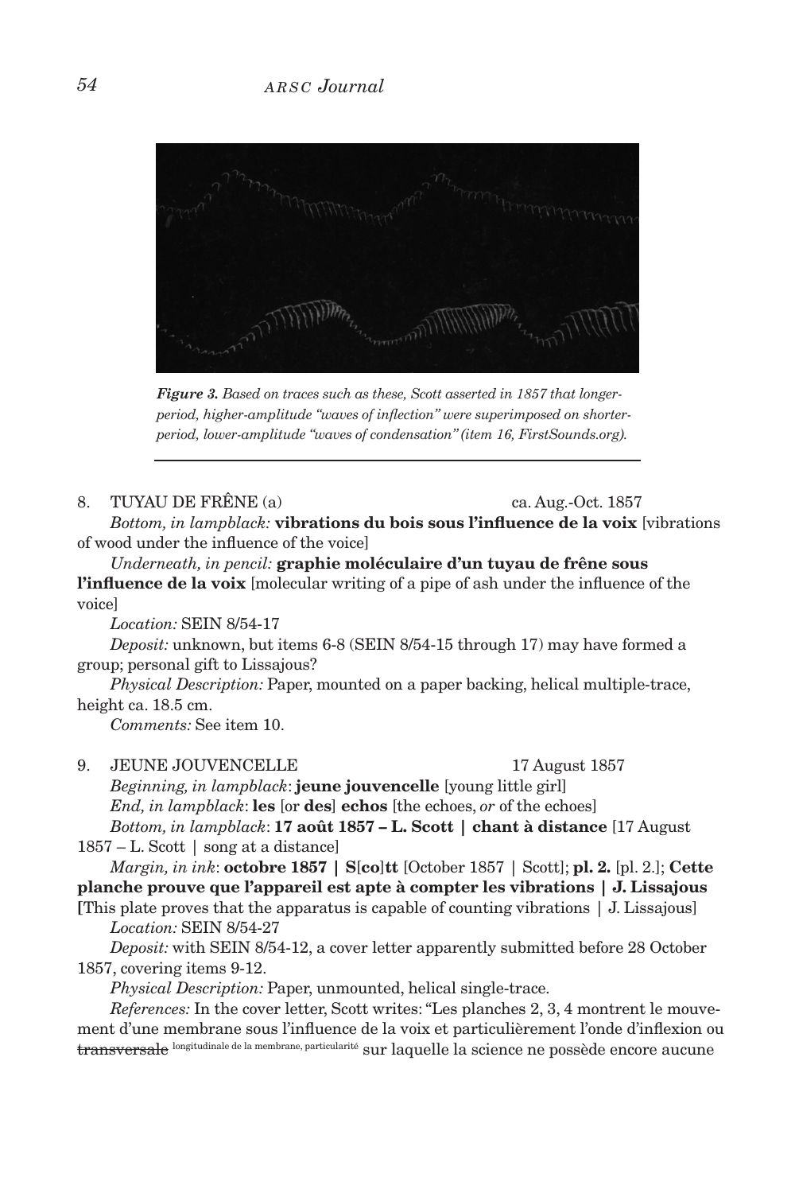*Figure 3. Based on traces such as these, Scott asserted in 1857 that longer-period, higher-amplitude "waves of inflection" were superimposed on shorter-period, lower-amplitude "waves of condensation" (item 16, FirstSounds.org).*

8. TUYAU DE FRÊNE (a) ca. Aug.-Oct. 1857

*Bottom, in lampblack:* **vibrations du bois sous l'influence de la voix** [vibrations of wood under the influence of the voice]

*Underneath, in pencil:* **graphie moléculaire d'un tuyau de frêne sous l'influence de la voix** [molecular writing of a pipe of ash under the influence of the voice]

*Location:* SEIN 8/54-17

*Deposit:* unknown, but items 6-8 (SEIN 8/54-15 through 17) may have formed a group; personal gift to Lissajous?

*Physical Description:* Paper, mounted on a paper backing, helical multiple-trace, height ca. 18.5 cm.

*Comments:* See item 10.

9. JEUNE JOUVENCELLE 17 August 1857

*Beginning, in lampblack*: **jeune jouvencelle** [young little girl]

*End, in lampblack*: **les** [or **des**] **echos** [the echoes, *or* of the echoes]

*Bottom, in lampblack*: **17 août 1857 – L. Scott | chant à distance** [17 August 1857 – L. Scott | song at a distance]

*Margin, in ink*: **octobre 1857 | S**[**co**]**tt** [October 1857 | Scott]; **pl. 2.** [pl. 2.]; **Cette planche prouve que l'appareil est apte à compter les vibrations | J. Lissajous** [This plate proves that the apparatus is capable of counting vibrations | J. Lissajous]

*Location:* SEIN 8/54-27

*Deposit:* with SEIN 8/54-12, a cover letter apparently submitted before 28 October 1857, covering items 9-12.

*Physical Description:* Paper, unmounted, helical single-trace.

*References:* In the cover letter, Scott writes: "Les planches 2, 3, 4 montrent le mouvement d'une membrane sous l'influence de la voix et particulièrement l'onde d'inflexion ou ~~transversale~~ longitudinale de la membrane, particularité sur laquelle la science ne possède encore aucune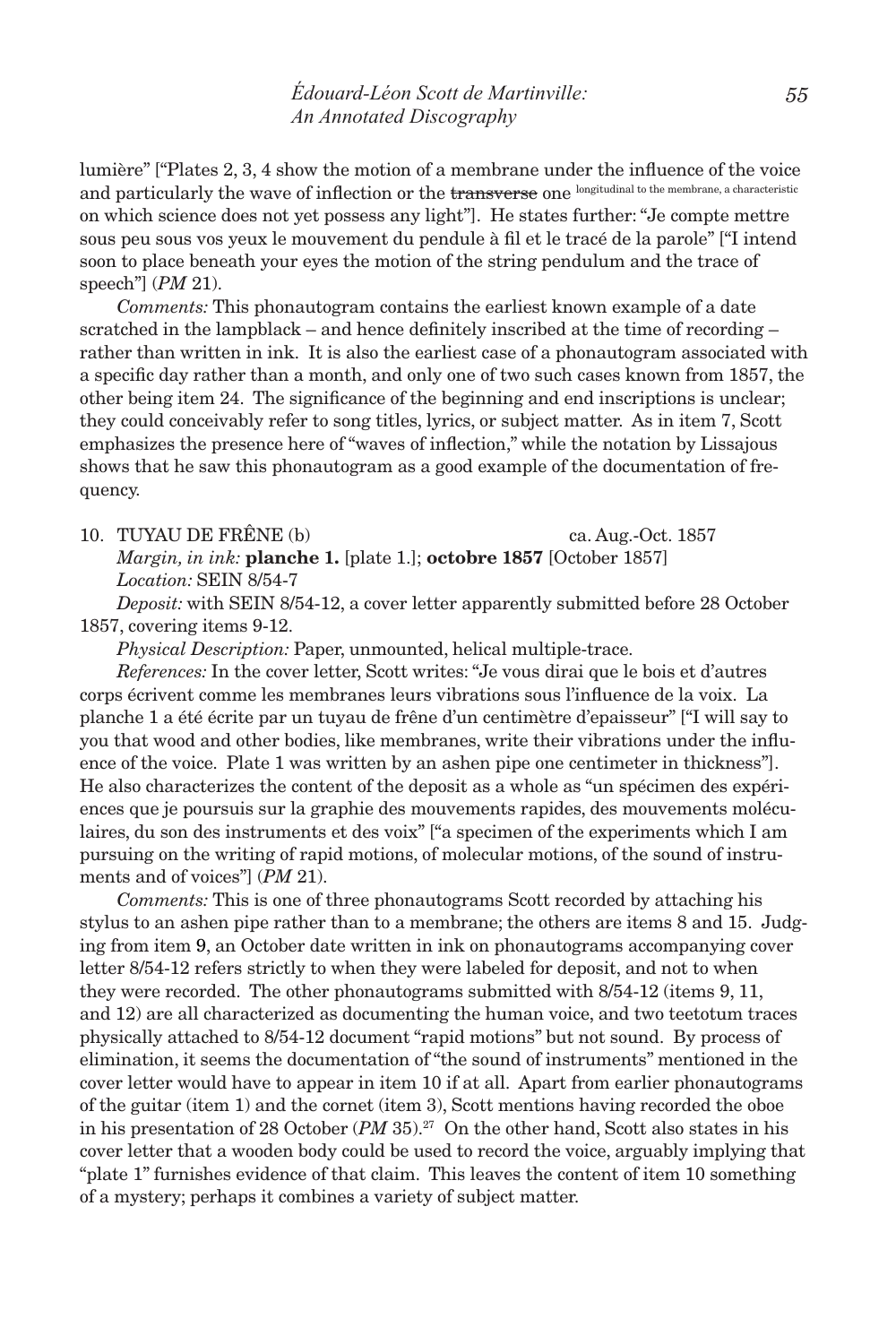lumière" ["Plates 2, 3, 4 show the motion of a membrane under the influence of the voice and particularly the wave of inflection or the ~~transverse~~ one longitudinal to the membrane, a characteristic on which science does not yet possess any light"]. He states further: "Je compte mettre sous peu sous vos yeux le mouvement du pendule à fil et le tracé de la parole" ["I intend soon to place beneath your eyes the motion of the string pendulum and the trace of speech"] (*PM* 21).

*Comments:* This phonautogram contains the earliest known example of a date scratched in the lampblack – and hence definitely inscribed at the time of recording – rather than written in ink. It is also the earliest case of a phonautogram associated with a specific day rather than a month, and only one of two such cases known from 1857, the other being item 24. The significance of the beginning and end inscriptions is unclear; they could conceivably refer to song titles, lyrics, or subject matter. As in item 7, Scott emphasizes the presence here of "waves of inflection," while the notation by Lissajous shows that he saw this phonautogram as a good example of the documentation of frequency.

10. TUYAU DE FRÊNE (b) ca. Aug.-Oct. 1857

*Margin, in ink:* **planche 1.** [plate 1.]; **octobre 1857** [October 1857]

*Location:* SEIN 8/54-7

*Deposit:* with SEIN 8/54-12, a cover letter apparently submitted before 28 October 1857, covering items 9-12.

*Physical Description:* Paper, unmounted, helical multiple-trace.

*References:* In the cover letter, Scott writes: "Je vous dirai que le bois et d'autres corps écrivent comme les membranes leurs vibrations sous l'influence de la voix. La planche 1 a été écrite par un tuyau de frêne d'un centimètre d'epaisseur" ["I will say to you that wood and other bodies, like membranes, write their vibrations under the influence of the voice. Plate 1 was written by an ashen pipe one centimeter in thickness"]. He also characterizes the content of the deposit as a whole as "un spécimen des expériences que je poursuis sur la graphie des mouvements rapides, des mouvements moléculaires, du son des instruments et des voix" ["a specimen of the experiments which I am pursuing on the writing of rapid motions, of molecular motions, of the sound of instruments and of voices"] (*PM* 21).

*Comments:* This is one of three phonautograms Scott recorded by attaching his stylus to an ashen pipe rather than to a membrane; the others are items 8 and 15. Judging from item 9, an October date written in ink on phonautograms accompanying cover letter 8/54-12 refers strictly to when they were labeled for deposit, and not to when they were recorded. The other phonautograms submitted with 8/54-12 (items 9, 11, and 12) are all characterized as documenting the human voice, and two teetotum traces physically attached to 8/54-12 document "rapid motions" but not sound. By process of elimination, it seems the documentation of "the sound of instruments" mentioned in the cover letter would have to appear in item 10 if at all. Apart from earlier phonautograms of the guitar (item 1) and the cornet (item 3), Scott mentions having recorded the oboe in his presentation of 28 October (*PM* 35).[27] On the other hand, Scott also states in his cover letter that a wooden body could be used to record the voice, arguably implying that "plate 1" furnishes evidence of that claim. This leaves the content of item 10 something of a mystery; perhaps it combines a variety of subject matter.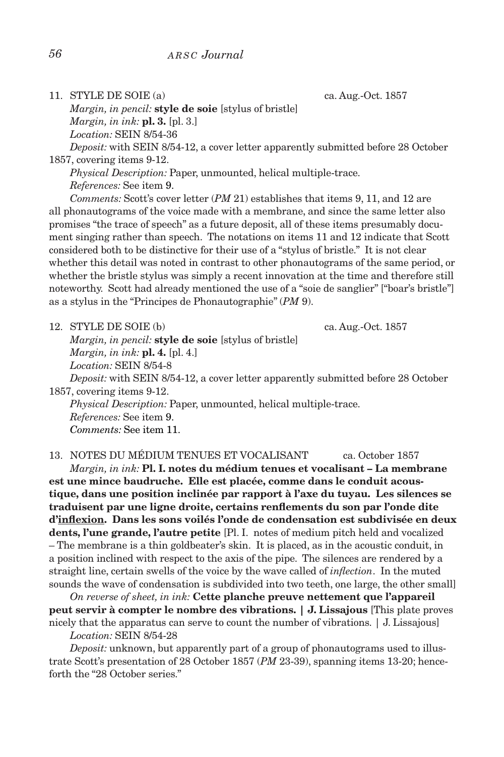11. STYLE DE SOIE (a) ca. Aug.-Oct. 1857

*Margin, in pencil:* **style de soie** [stylus of bristle]
*Margin, in ink:* **pl. 3.** [pl. 3.]
*Location:* SEIN 8/54-36
*Deposit:* with SEIN 8/54-12, a cover letter apparently submitted before 28 October 1857, covering items 9-12.
*Physical Description:* Paper, unmounted, helical multiple-trace.
*References:* See item 9.
*Comments:* Scott's cover letter (*PM* 21) establishes that items 9, 11, and 12 are all phonautograms of the voice made with a membrane, and since the same letter also promises "the trace of speech" as a future deposit, all of these items presumably document singing rather than speech. The notations on items 11 and 12 indicate that Scott considered both to be distinctive for their use of a "stylus of bristle." It is not clear whether this detail was noted in contrast to other phonautograms of the same period, or whether the bristle stylus was simply a recent innovation at the time and therefore still noteworthy. Scott had already mentioned the use of a "soie de sanglier" ["boar's bristle"] as a stylus in the "Principes de Phonautographie" (*PM* 9).

12. STYLE DE SOIE (b) ca. Aug.-Oct. 1857

*Margin, in pencil:* **style de soie** [stylus of bristle]
*Margin, in ink:* **pl. 4.** [pl. 4.]
*Location:* SEIN 8/54-8
*Deposit:* with SEIN 8/54-12, a cover letter apparently submitted before 28 October 1857, covering items 9-12.
*Physical Description:* Paper, unmounted, helical multiple-trace.
*References:* See item 9.
*Comments:* See item 11.

13. NOTES DU MÉDIUM TENUES ET VOCALISANT ca. October 1857

*Margin, in ink:* **Pl. I. notes du médium tenues et vocalisant – La membrane est une mince baudruche. Elle est placée, comme dans le conduit acoustique, dans une position inclinée par rapport à l'axe du tuyau. Les silences se traduisent par une ligne droite, certains renflements du son par l'onde dite d'<u>inflexion</u>. Dans les sons voilés l'onde de condensation est subdivisée en deux dents, l'une grande, l'autre petite** [Pl. I. notes of medium pitch held and vocalized – The membrane is a thin goldbeater's skin. It is placed, as in the acoustic conduit, in a position inclined with respect to the axis of the pipe. The silences are rendered by a straight line, certain swells of the voice by the wave called of *inflection*. In the muted sounds the wave of condensation is subdivided into two teeth, one large, the other small]

*On reverse of sheet, in ink:* **Cette planche preuve nettement que l'appareil peut servir à compter le nombre des vibrations. | J. Lissajous** [This plate proves nicely that the apparatus can serve to count the number of vibrations. | J. Lissajous]
*Location:* SEIN 8/54-28
*Deposit:* unknown, but apparently part of a group of phonautograms used to illustrate Scott's presentation of 28 October 1857 (*PM* 23-39), spanning items 13-20; henceforth the "28 October series."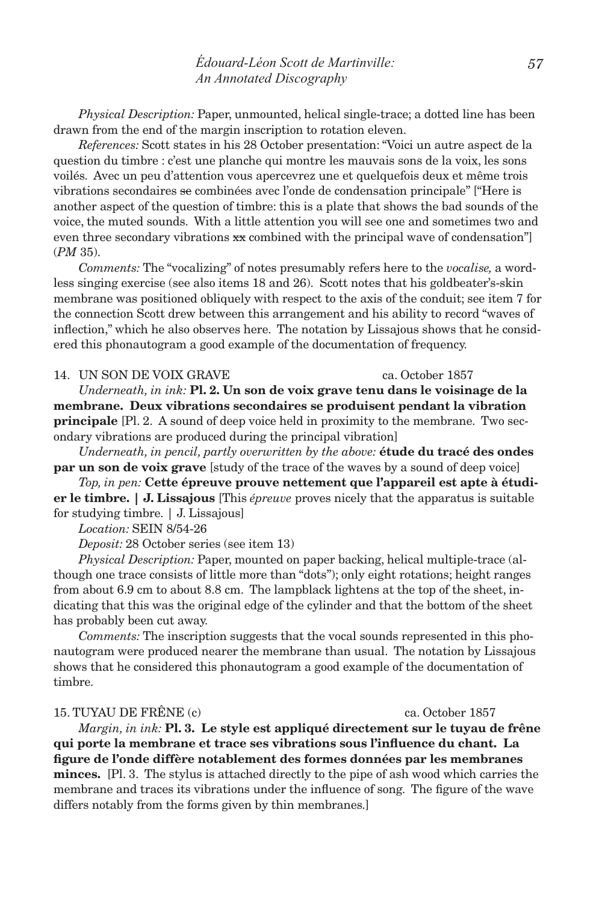*Physical Description:* Paper, unmounted, helical single-trace; a dotted line has been drawn from the end of the margin inscription to rotation eleven.

*References:* Scott states in his 28 October presentation: "Voici un autre aspect de la question du timbre : c'est une planche qui montre les mauvais sons de la voix, les sons voilés. Avec un peu d'attention vous apercevrez une et quelquefois deux et même trois vibrations secondaires ~~se~~ combinées avec l'onde de condensation principale" ["Here is another aspect of the question of timbre: this is a plate that shows the bad sounds of the voice, the muted sounds. With a little attention you will see one and sometimes two and even three secondary vibrations ~~xx~~ combined with the principal wave of condensation"] (*PM* 35).

*Comments:* The "vocalizing" of notes presumably refers here to the *vocalise,* a wordless singing exercise (see also items 18 and 26). Scott notes that his goldbeater's-skin membrane was positioned obliquely with respect to the axis of the conduit; see item 7 for the connection Scott drew between this arrangement and his ability to record "waves of inflection," which he also observes here. The notation by Lissajous shows that he considered this phonautogram a good example of the documentation of frequency.

14. UN SON DE VOIX GRAVE — ca. October 1857

*Underneath, in ink:* **Pl. 2. Un son de voix grave tenu dans le voisinage de la membrane. Deux vibrations secondaires se produisent pendant la vibration principale** [Pl. 2. A sound of deep voice held in proximity to the membrane. Two secondary vibrations are produced during the principal vibration]

*Underneath, in pencil, partly overwritten by the above:* **étude du tracé des ondes par un son de voix grave** [study of the trace of the waves by a sound of deep voice]

*Top, in pen:* **Cette épreuve prouve nettement que l'appareil est apte à étudier le timbre. | J. Lissajous** [This *épreuve* proves nicely that the apparatus is suitable for studying timbre. | J. Lissajous]

*Location:* SEIN 8/54-26

*Deposit:* 28 October series (see item 13)

*Physical Description:* Paper, mounted on paper backing, helical multiple-trace (although one trace consists of little more than "dots"); only eight rotations; height ranges from about 6.9 cm to about 8.8 cm. The lampblack lightens at the top of the sheet, indicating that this was the original edge of the cylinder and that the bottom of the sheet has probably been cut away.

*Comments:* The inscription suggests that the vocal sounds represented in this phonautogram were produced nearer the membrane than usual. The notation by Lissajous shows that he considered this phonautogram a good example of the documentation of timbre.

15. TUYAU DE FRÊNE (c) — ca. October 1857

*Margin, in ink:* **Pl. 3. Le style est appliqué directement sur le tuyau de frêne qui porte la membrane et trace ses vibrations sous l'influence du chant. La figure de l'onde diffère notablement des formes données par les membranes minces.** [Pl. 3. The stylus is attached directly to the pipe of ash wood which carries the membrane and traces its vibrations under the influence of song. The figure of the wave differs notably from the forms given by thin membranes.]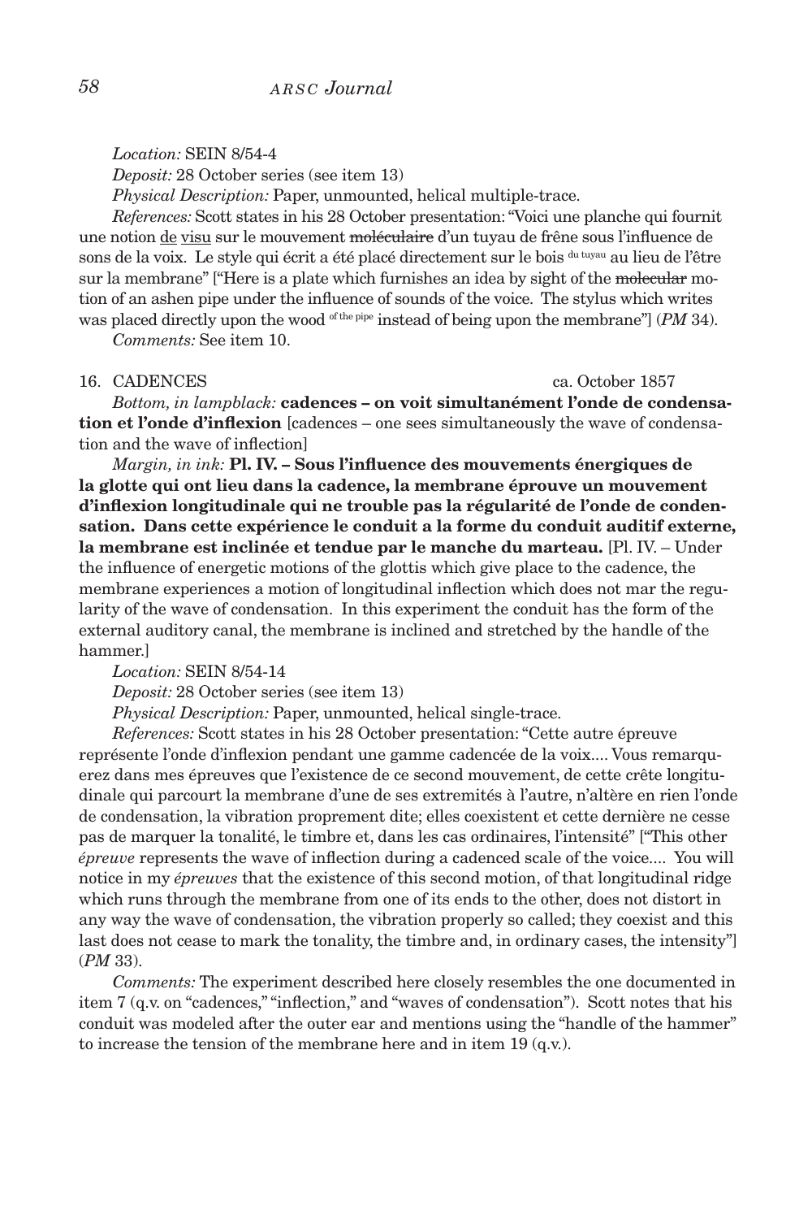*Location:* SEIN 8/54-4

*Deposit:* 28 October series (see item 13)

*Physical Description:* Paper, unmounted, helical multiple-trace.

*References:* Scott states in his 28 October presentation: "Voici une planche qui fournit une notion de visu sur le mouvement ~~moléculaire~~ d'un tuyau de frêne sous l'influence de sons de la voix. Le style qui écrit a été placé directement sur le bois du tuyau au lieu de l'être sur la membrane" ["Here is a plate which furnishes an idea by sight of the ~~molecular~~ motion of an ashen pipe under the influence of sounds of the voice. The stylus which writes was placed directly upon the wood of the pipe instead of being upon the membrane"] (*PM* 34).

*Comments:* See item 10.

16. CADENCES ca. October 1857

*Bottom, in lampblack:* **cadences – on voit simultanément l'onde de condensation et l'onde d'inflexion** [cadences – one sees simultaneously the wave of condensation and the wave of inflection]

*Margin, in ink:* **Pl. IV. – Sous l'influence des mouvements énergiques de la glotte qui ont lieu dans la cadence, la membrane éprouve un mouvement d'inflexion longitudinale qui ne trouble pas la régularité de l'onde de condensation. Dans cette expérience le conduit a la forme du conduit auditif externe, la membrane est inclinée et tendue par le manche du marteau.** [Pl. IV. – Under the influence of energetic motions of the glottis which give place to the cadence, the membrane experiences a motion of longitudinal inflection which does not mar the regularity of the wave of condensation. In this experiment the conduit has the form of the external auditory canal, the membrane is inclined and stretched by the handle of the hammer.]

*Location:* SEIN 8/54-14

*Deposit:* 28 October series (see item 13)

*Physical Description:* Paper, unmounted, helical single-trace.

*References:* Scott states in his 28 October presentation: "Cette autre épreuve représente l'onde d'inflexion pendant une gamme cadencée de la voix.... Vous remarquerez dans mes épreuves que l'existence de ce second mouvement, de cette crête longitudinale qui parcourt la membrane d'une de ses extremités à l'autre, n'altère en rien l'onde de condensation, la vibration proprement dite; elles coexistent et cette dernière ne cesse pas de marquer la tonalité, le timbre et, dans les cas ordinaires, l'intensité" ["This other *épreuve* represents the wave of inflection during a cadenced scale of the voice.... You will notice in my *épreuves* that the existence of this second motion, of that longitudinal ridge which runs through the membrane from one of its ends to the other, does not distort in any way the wave of condensation, the vibration properly so called; they coexist and this last does not cease to mark the tonality, the timbre and, in ordinary cases, the intensity"] (*PM* 33).

*Comments:* The experiment described here closely resembles the one documented in item 7 (q.v. on "cadences," "inflection," and "waves of condensation"). Scott notes that his conduit was modeled after the outer ear and mentions using the "handle of the hammer" to increase the tension of the membrane here and in item 19 (q.v.).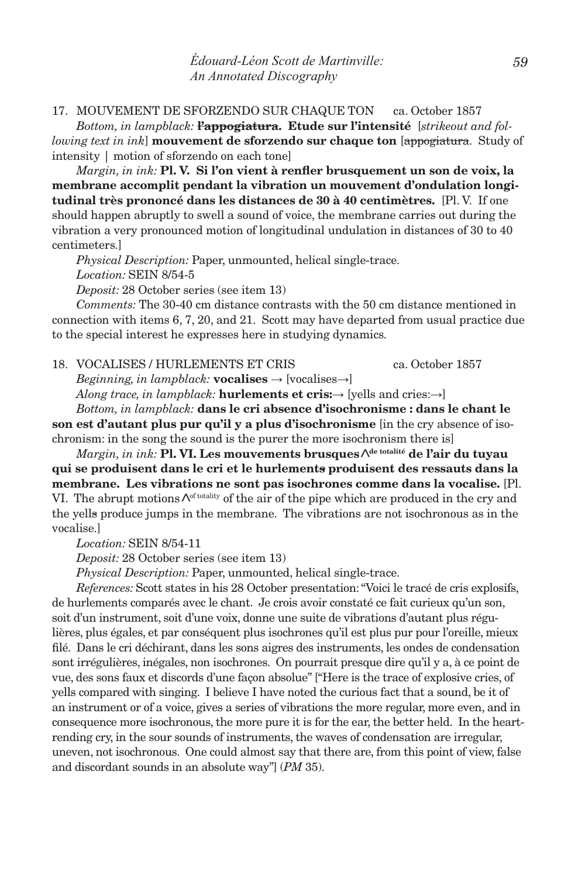17. MOUVEMENT DE SFORZENDO SUR CHAQUE TON ca. October 1857

*Bottom, in lampblack:* **~~l'appogiatura~~. Etude sur l'intensité** [*strikeout and following text in ink*] **mouvement de sforzendo sur chaque ton** [~~appogiatura~~. Study of intensity | motion of sforzendo on each tone]

*Margin, in ink:* **Pl. V. Si l'on vient à renfler brusquement un son de voix, la membrane accomplit pendant la vibration un mouvement d'ondulation longitudinal très prononcé dans les distances de 30 à 40 centimètres.** [Pl. V. If one should happen abruptly to swell a sound of voice, the membrane carries out during the vibration a very pronounced motion of longitudinal undulation in distances of 30 to 40 centimeters.]

*Physical Description:* Paper, unmounted, helical single-trace.

*Location:* SEIN 8/54-5

*Deposit:* 28 October series (see item 13)

*Comments:* The 30-40 cm distance contrasts with the 50 cm distance mentioned in connection with items 6, 7, 20, and 21. Scott may have departed from usual practice due to the special interest he expresses here in studying dynamics.

18. VOCALISES / HURLEMENTS ET CRIS ca. October 1857

*Beginning, in lampblack:* **vocalises →** [vocalises→]

*Along trace, in lampblack:* **hurlements et cris:→** [yells and cries:→]

*Bottom, in lampblack:* **dans le cri absence d'isochronisme : dans le chant le son est d'autant plus pur qu'il y a plus d'isochronisme** [in the cry absence of isochronism: in the song the sound is the purer the more isochronism there is]

*Margin, in ink:* **Pl. VI. Les mouvements brusques ^de totalité de l'air du tuyau qui se produisent dans le cri et le hurlement~~s~~ produisent des ressauts dans la membrane. Les vibrations ne sont pas isochrones comme dans la vocalise.** [Pl. VI. The abrupt motions ^of totality of the air of the pipe which are produced in the cry and the yell~~s~~ produce jumps in the membrane. The vibrations are not isochronous as in the vocalise.]

*Location:* SEIN 8/54-11

*Deposit:* 28 October series (see item 13)

*Physical Description:* Paper, unmounted, helical single-trace.

*References:* Scott states in his 28 October presentation: "Voici le tracé de cris explosifs, de hurlements comparés avec le chant. Je crois avoir constaté ce fait curieux qu'un son, soit d'un instrument, soit d'une voix, donne une suite de vibrations d'autant plus régulières, plus égales, et par conséquent plus isochrones qu'il est plus pur pour l'oreille, mieux filé. Dans le cri déchirant, dans les sons aigres des instruments, les ondes de condensation sont irrégulières, inégales, non isochrones. On pourrait presque dire qu'il y a, à ce point de vue, des sons faux et discords d'une façon absolue" ["Here is the trace of explosive cries, of yells compared with singing. I believe I have noted the curious fact that a sound, be it of an instrument or of a voice, gives a series of vibrations the more regular, more even, and in consequence more isochronous, the more pure it is for the ear, the better held. In the heart-rending cry, in the sour sounds of instruments, the waves of condensation are irregular, uneven, not isochronous. One could almost say that there are, from this point of view, false and discordant sounds in an absolute way"] (*PM* 35).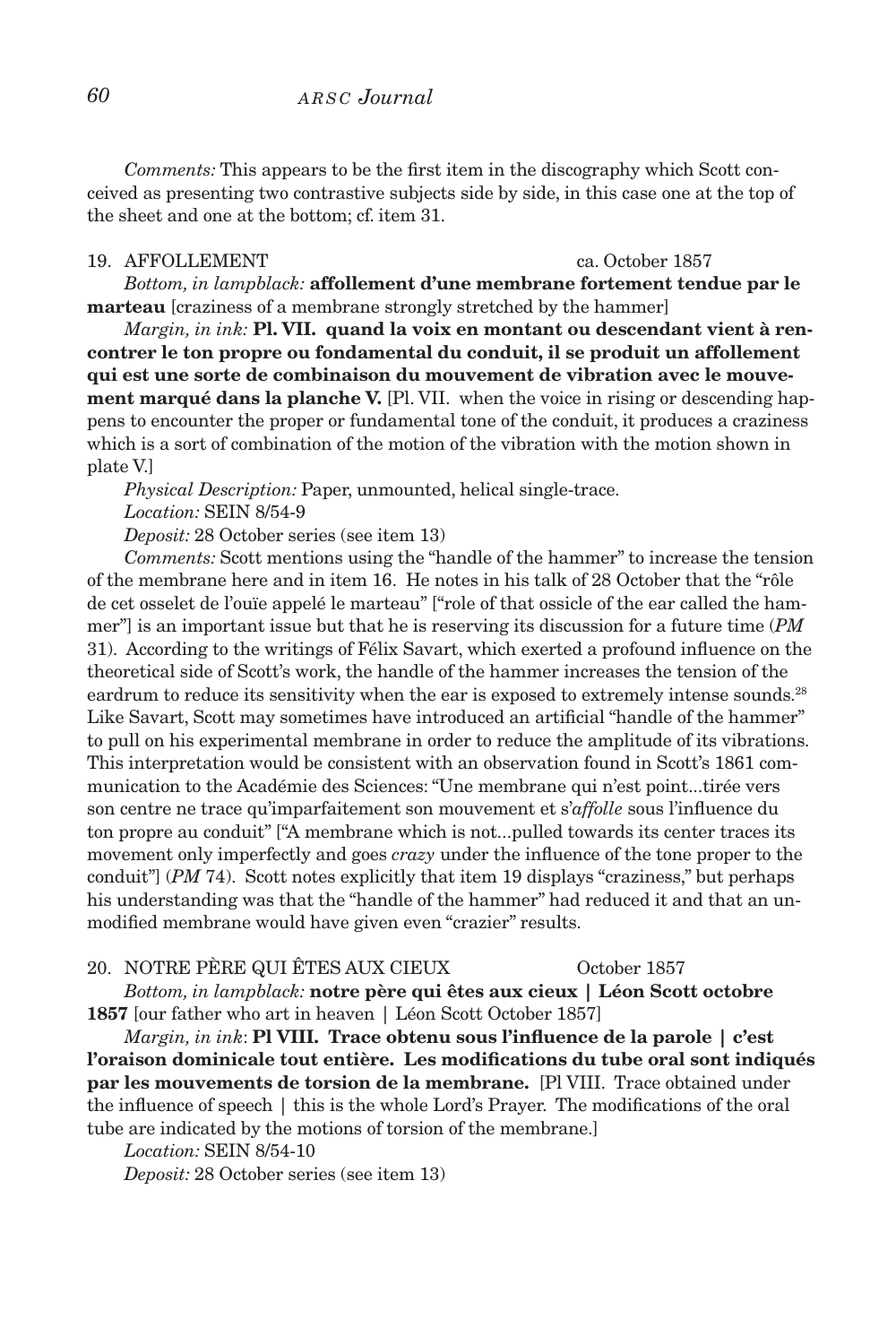*Comments:* This appears to be the first item in the discography which Scott conceived as presenting two contrastive subjects side by side, in this case one at the top of the sheet and one at the bottom; cf. item 31.

19. AFFOLLEMENT ca. October 1857

*Bottom, in lampblack:* **affollement d'une membrane fortement tendue par le marteau** [craziness of a membrane strongly stretched by the hammer]

*Margin, in ink:* **Pl. VII. quand la voix en montant ou descendant vient à rencontrer le ton propre ou fondamental du conduit, il se produit un affollement qui est une sorte de combinaison du mouvement de vibration avec le mouvement marqué dans la planche V.** [Pl. VII. when the voice in rising or descending happens to encounter the proper or fundamental tone of the conduit, it produces a craziness which is a sort of combination of the motion of the vibration with the motion shown in plate V.]

*Physical Description:* Paper, unmounted, helical single-trace.

*Location:* SEIN 8/54-9

*Deposit:* 28 October series (see item 13)

*Comments:* Scott mentions using the "handle of the hammer" to increase the tension of the membrane here and in item 16. He notes in his talk of 28 October that the "rôle de cet osselet de l'ouïe appelé le marteau" ["role of that ossicle of the ear called the hammer"] is an important issue but that he is reserving its discussion for a future time (*PM* 31). According to the writings of Félix Savart, which exerted a profound influence on the theoretical side of Scott's work, the handle of the hammer increases the tension of the eardrum to reduce its sensitivity when the ear is exposed to extremely intense sounds.[28] Like Savart, Scott may sometimes have introduced an artificial "handle of the hammer" to pull on his experimental membrane in order to reduce the amplitude of its vibrations. This interpretation would be consistent with an observation found in Scott's 1861 communication to the Académie des Sciences: "Une membrane qui n'est point...tirée vers son centre ne trace qu'imparfaitement son mouvement et s'*affolle* sous l'influence du ton propre au conduit" ["A membrane which is not...pulled towards its center traces its movement only imperfectly and goes *crazy* under the influence of the tone proper to the conduit"] (*PM* 74). Scott notes explicitly that item 19 displays "craziness," but perhaps his understanding was that the "handle of the hammer" had reduced it and that an unmodified membrane would have given even "crazier" results.

20. NOTRE PÈRE QUI ÊTES AUX CIEUX October 1857

*Bottom, in lampblack:* **notre père qui êtes aux cieux | Léon Scott octobre 1857** [our father who art in heaven | Léon Scott October 1857]

*Margin, in ink*: **Pl VIII. Trace obtenu sous l'influence de la parole | c'est l'oraison dominicale tout entière. Les modifications du tube oral sont indiqués par les mouvements de torsion de la membrane.** [Pl VIII. Trace obtained under the influence of speech | this is the whole Lord's Prayer. The modifications of the oral tube are indicated by the motions of torsion of the membrane.]

*Location:* SEIN 8/54-10

*Deposit:* 28 October series (see item 13)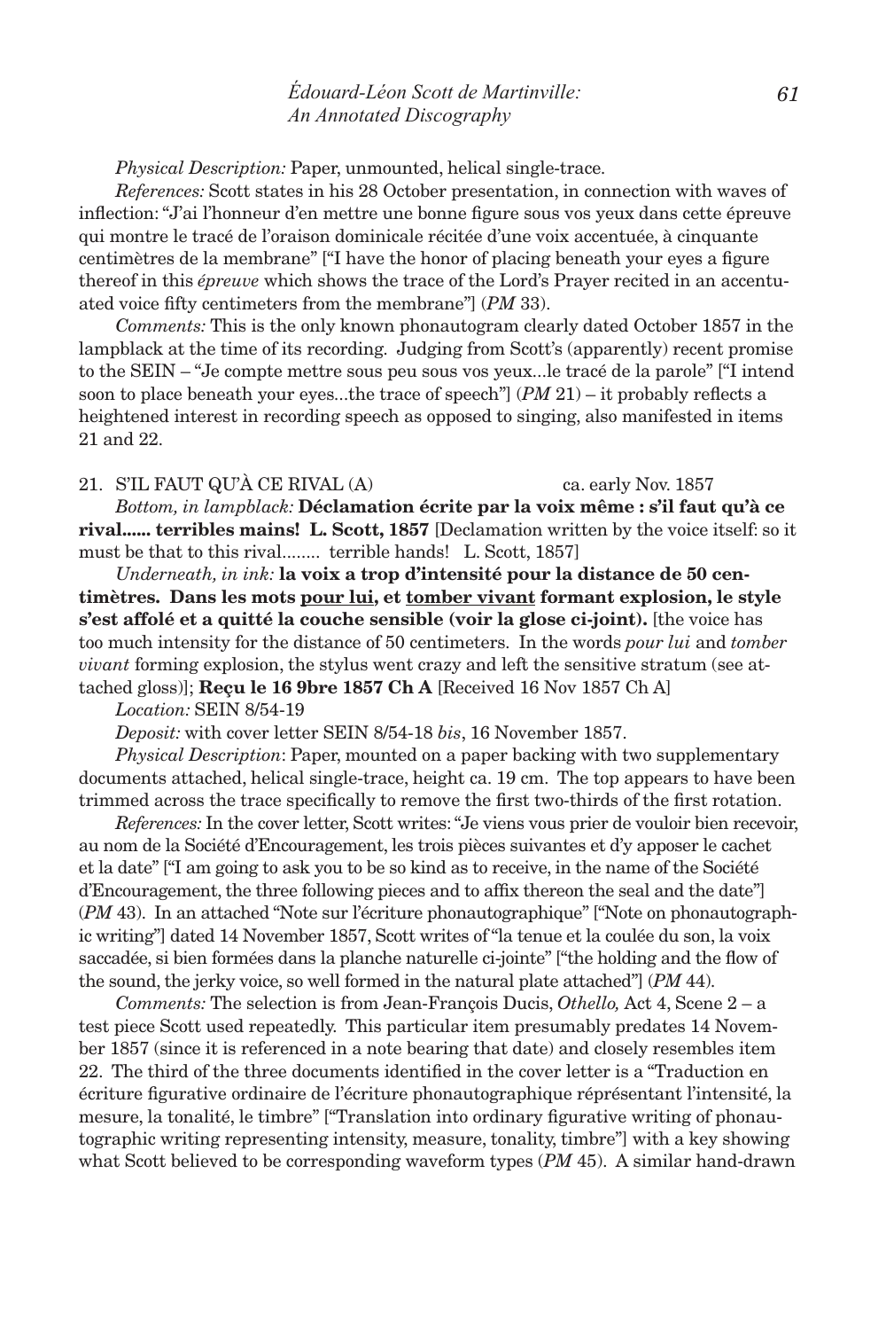*Physical Description:* Paper, unmounted, helical single-trace.

*References:* Scott states in his 28 October presentation, in connection with waves of inflection: "J'ai l'honneur d'en mettre une bonne figure sous vos yeux dans cette épreuve qui montre le tracé de l'oraison dominicale récitée d'une voix accentuée, à cinquante centimètres de la membrane" ["I have the honor of placing beneath your eyes a figure thereof in this *épreuve* which shows the trace of the Lord's Prayer recited in an accentuated voice fifty centimeters from the membrane"] (*PM* 33).

*Comments:* This is the only known phonautogram clearly dated October 1857 in the lampblack at the time of its recording. Judging from Scott's (apparently) recent promise to the SEIN – "Je compte mettre sous peu sous vos yeux...le tracé de la parole" ["I intend soon to place beneath your eyes...the trace of speech"] (*PM* 21) – it probably reflects a heightened interest in recording speech as opposed to singing, also manifested in items 21 and 22.

21. S'IL FAUT QU'À CE RIVAL (A) ca. early Nov. 1857

*Bottom, in lampblack:* **Déclamation écrite par la voix même : s'il faut qu'à ce rival...... terribles mains! L. Scott, 1857** [Declamation written by the voice itself: so it must be that to this rival........ terrible hands! L. Scott, 1857]

*Underneath, in ink:* **la voix a trop d'intensité pour la distance de 50 centimètres. Dans les mots <u>pour lui</u>, et <u>tomber vivant</u> formant explosion, le style s'est affolé et a quitté la couche sensible (voir la glose ci-joint).** [the voice has too much intensity for the distance of 50 centimeters. In the words *pour lui* and *tomber vivant* forming explosion, the stylus went crazy and left the sensitive stratum (see attached gloss)]; **Reçu le 16 9bre 1857 Ch A** [Received 16 Nov 1857 Ch A]

*Location:* SEIN 8/54-19

*Deposit:* with cover letter SEIN 8/54-18 *bis*, 16 November 1857.

*Physical Description*: Paper, mounted on a paper backing with two supplementary documents attached, helical single-trace, height ca. 19 cm. The top appears to have been trimmed across the trace specifically to remove the first two-thirds of the first rotation.

*References:* In the cover letter, Scott writes: "Je viens vous prier de vouloir bien recevoir, au nom de la Société d'Encouragement, les trois pièces suivantes et d'y apposer le cachet et la date" ["I am going to ask you to be so kind as to receive, in the name of the Société d'Encouragement, the three following pieces and to affix thereon the seal and the date"] (*PM* 43). In an attached "Note sur l'écriture phonautographique" ["Note on phonautographic writing"] dated 14 November 1857, Scott writes of "la tenue et la coulée du son, la voix saccadée, si bien formées dans la planche naturelle ci-jointe" ["the holding and the flow of the sound, the jerky voice, so well formed in the natural plate attached"] (*PM* 44).

*Comments:* The selection is from Jean-François Ducis, *Othello,* Act 4, Scene 2 – a test piece Scott used repeatedly. This particular item presumably predates 14 November 1857 (since it is referenced in a note bearing that date) and closely resembles item 22. The third of the three documents identified in the cover letter is a "Traduction en écriture figurative ordinaire de l'écriture phonautographique réprésentant l'intensité, la mesure, la tonalité, le timbre" ["Translation into ordinary figurative writing of phonautographic writing representing intensity, measure, tonality, timbre"] with a key showing what Scott believed to be corresponding waveform types (*PM* 45). A similar hand-drawn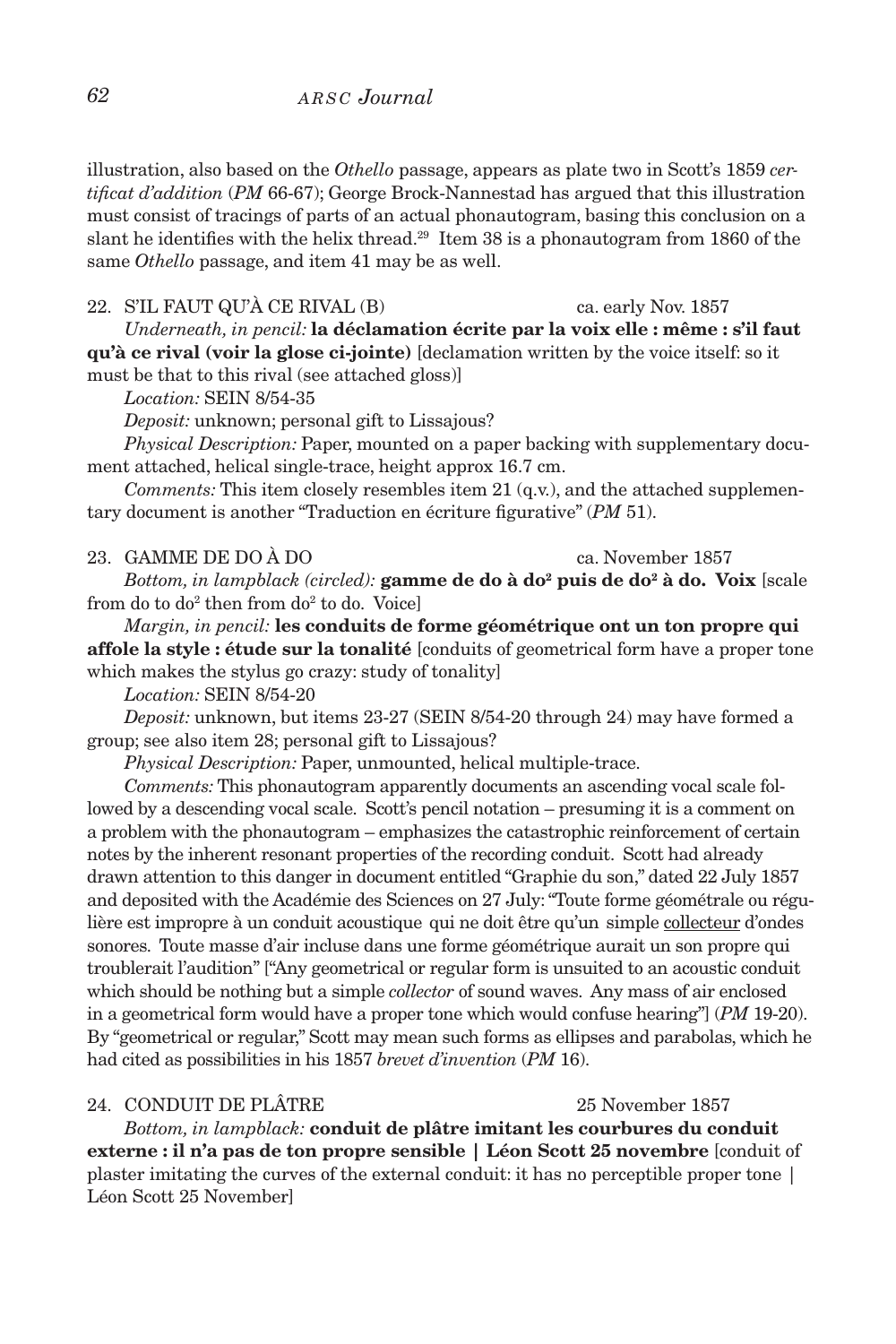illustration, also based on the *Othello* passage, appears as plate two in Scott's 1859 *certificat d'addition* (*PM* 66-67); George Brock-Nannestad has argued that this illustration must consist of tracings of parts of an actual phonautogram, basing this conclusion on a slant he identifies with the helix thread.[29] Item 38 is a phonautogram from 1860 of the same *Othello* passage, and item 41 may be as well.

22. S'IL FAUT QU'À CE RIVAL (B) — ca. early Nov. 1857

*Underneath, in pencil:* **la déclamation écrite par la voix elle : même : s'il faut qu'à ce rival (voir la glose ci-jointe)** [declamation written by the voice itself: so it must be that to this rival (see attached gloss)]

*Location:* SEIN 8/54-35

*Deposit:* unknown; personal gift to Lissajous?

*Physical Description:* Paper, mounted on a paper backing with supplementary document attached, helical single-trace, height approx 16.7 cm.

*Comments:* This item closely resembles item 21 (q.v.), and the attached supplementary document is another "Traduction en écriture figurative" (*PM* 51).

23. GAMME DE DO À DO — ca. November 1857

*Bottom, in lampblack (circled):* **gamme de do à do² puis de do² à do. Voix** [scale from do to do² then from do² to do. Voice]

*Margin, in pencil:* **les conduits de forme géométrique ont un ton propre qui affole la style : étude sur la tonalité** [conduits of geometrical form have a proper tone which makes the stylus go crazy: study of tonality]

*Location:* SEIN 8/54-20

*Deposit:* unknown, but items 23-27 (SEIN 8/54-20 through 24) may have formed a group; see also item 28; personal gift to Lissajous?

*Physical Description:* Paper, unmounted, helical multiple-trace.

*Comments:* This phonautogram apparently documents an ascending vocal scale followed by a descending vocal scale. Scott's pencil notation – presuming it is a comment on a problem with the phonautogram – emphasizes the catastrophic reinforcement of certain notes by the inherent resonant properties of the recording conduit. Scott had already drawn attention to this danger in document entitled "Graphie du son," dated 22 July 1857 and deposited with the Académie des Sciences on 27 July: "Toute forme géométrale ou régulière est impropre à un conduit acoustique qui ne doit être qu'un simple collecteur d'ondes sonores. Toute masse d'air incluse dans une forme géométrique aurait un son propre qui troublerait l'audition" ["Any geometrical or regular form is unsuited to an acoustic conduit which should be nothing but a simple *collector* of sound waves. Any mass of air enclosed in a geometrical form would have a proper tone which would confuse hearing"] (*PM* 19-20). By "geometrical or regular," Scott may mean such forms as ellipses and parabolas, which he had cited as possibilities in his 1857 *brevet d'invention* (*PM* 16).

24. CONDUIT DE PLÂTRE — 25 November 1857

*Bottom, in lampblack:* **conduit de plâtre imitant les courbures du conduit externe : il n'a pas de ton propre sensible | Léon Scott 25 novembre** [conduit of plaster imitating the curves of the external conduit: it has no perceptible proper tone | Léon Scott 25 November]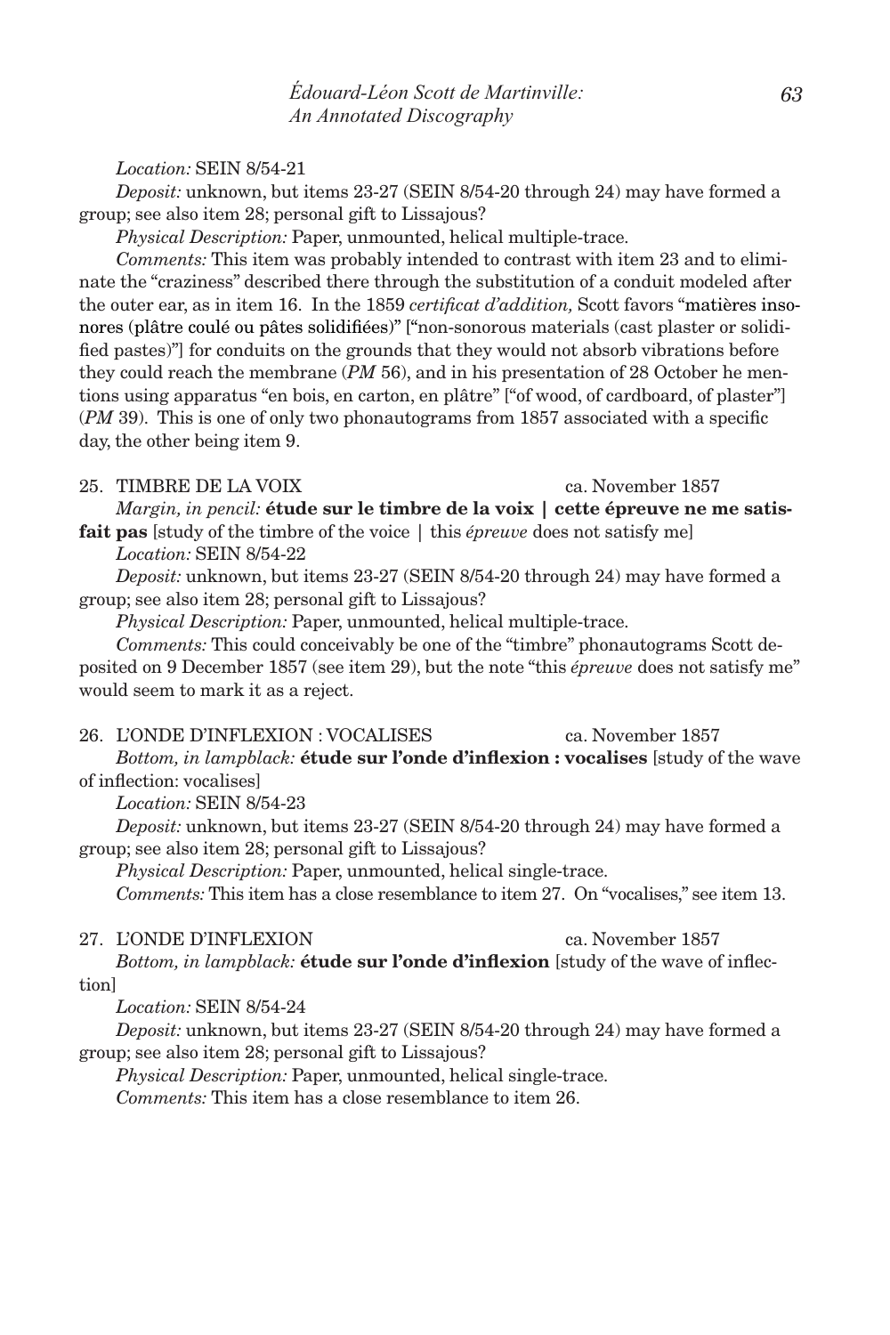*Location:* SEIN 8/54-21

*Deposit:* unknown, but items 23-27 (SEIN 8/54-20 through 24) may have formed a group; see also item 28; personal gift to Lissajous?

*Physical Description:* Paper, unmounted, helical multiple-trace.

*Comments:* This item was probably intended to contrast with item 23 and to eliminate the "craziness" described there through the substitution of a conduit modeled after the outer ear, as in item 16. In the 1859 *certificat d'addition,* Scott favors "matières insonores (plâtre coulé ou pâtes solidifiées)" ["non-sonorous materials (cast plaster or solidified pastes)"] for conduits on the grounds that they would not absorb vibrations before they could reach the membrane (*PM* 56), and in his presentation of 28 October he mentions using apparatus "en bois, en carton, en plâtre" ["of wood, of cardboard, of plaster"] (*PM* 39). This is one of only two phonautograms from 1857 associated with a specific day, the other being item 9.

25. TIMBRE DE LA VOIX ca. November 1857

*Margin, in pencil:* **étude sur le timbre de la voix | cette épreuve ne me satisfait pas** [study of the timbre of the voice | this *épreuve* does not satisfy me]

*Location:* SEIN 8/54-22

*Deposit:* unknown, but items 23-27 (SEIN 8/54-20 through 24) may have formed a group; see also item 28; personal gift to Lissajous?

*Physical Description:* Paper, unmounted, helical multiple-trace.

*Comments:* This could conceivably be one of the "timbre" phonautograms Scott deposited on 9 December 1857 (see item 29), but the note "this *épreuve* does not satisfy me" would seem to mark it as a reject.

26. L'ONDE D'INFLEXION : VOCALISES ca. November 1857

*Bottom, in lampblack:* **étude sur l'onde d'inflexion : vocalises** [study of the wave of inflection: vocalises]

*Location:* SEIN 8/54-23

*Deposit:* unknown, but items 23-27 (SEIN 8/54-20 through 24) may have formed a group; see also item 28; personal gift to Lissajous?

*Physical Description:* Paper, unmounted, helical single-trace.

*Comments:* This item has a close resemblance to item 27. On "vocalises," see item 13.

27. L'ONDE D'INFLEXION ca. November 1857

*Bottom, in lampblack:* **étude sur l'onde d'inflexion** [study of the wave of inflection]

*Location:* SEIN 8/54-24

*Deposit:* unknown, but items 23-27 (SEIN 8/54-20 through 24) may have formed a group; see also item 28; personal gift to Lissajous?

*Physical Description:* Paper, unmounted, helical single-trace.

*Comments:* This item has a close resemblance to item 26.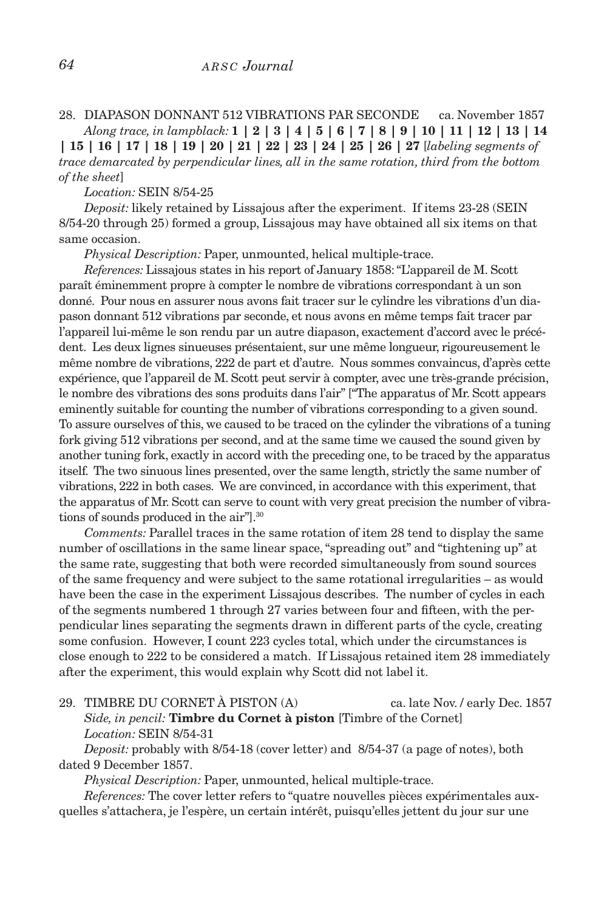28. DIAPASON DONNANT 512 VIBRATIONS PAR SECONDE ca. November 1857

*Along trace, in lampblack:* **1 | 2 | 3 | 4 | 5 | 6 | 7 | 8 | 9 | 10 | 11 | 12 | 13 | 14 | 15 | 16 | 17 | 18 | 19 | 20 | 21 | 22 | 23 | 24 | 25 | 26 | 27** [*labeling segments of trace demarcated by perpendicular lines, all in the same rotation, third from the bottom of the sheet*]

*Location:* SEIN 8/54-25

*Deposit:* likely retained by Lissajous after the experiment. If items 23-28 (SEIN 8/54-20 through 25) formed a group, Lissajous may have obtained all six items on that same occasion.

*Physical Description:* Paper, unmounted, helical multiple-trace.

*References:* Lissajous states in his report of January 1858: "L'appareil de M. Scott paraît éminemment propre à compter le nombre de vibrations correspondant à un son donné. Pour nous en assurer nous avons fait tracer sur le cylindre les vibrations d'un diapason donnant 512 vibrations par seconde, et nous avons en même temps fait tracer par l'appareil lui-même le son rendu par un autre diapason, exactement d'accord avec le précédent. Les deux lignes sinueuses présentaient, sur une même longueur, rigoureusement le même nombre de vibrations, 222 de part et d'autre. Nous sommes convaincus, d'après cette expérience, que l'appareil de M. Scott peut servir à compter, avec une très-grande précision, le nombre des vibrations des sons produits dans l'air" ["The apparatus of Mr. Scott appears eminently suitable for counting the number of vibrations corresponding to a given sound. To assure ourselves of this, we caused to be traced on the cylinder the vibrations of a tuning fork giving 512 vibrations per second, and at the same time we caused the sound given by another tuning fork, exactly in accord with the preceding one, to be traced by the apparatus itself. The two sinuous lines presented, over the same length, strictly the same number of vibrations, 222 in both cases. We are convinced, in accordance with this experiment, that the apparatus of Mr. Scott can serve to count with very great precision the number of vibrations of sounds produced in the air"].[30]

*Comments:* Parallel traces in the same rotation of item 28 tend to display the same number of oscillations in the same linear space, "spreading out" and "tightening up" at the same rate, suggesting that both were recorded simultaneously from sound sources of the same frequency and were subject to the same rotational irregularities – as would have been the case in the experiment Lissajous describes. The number of cycles in each of the segments numbered 1 through 27 varies between four and fifteen, with the perpendicular lines separating the segments drawn in different parts of the cycle, creating some confusion. However, I count 223 cycles total, which under the circumstances is close enough to 222 to be considered a match. If Lissajous retained item 28 immediately after the experiment, this would explain why Scott did not label it.

29. TIMBRE DU CORNET À PISTON (A) ca. late Nov. / early Dec. 1857

*Side, in pencil:* **Timbre du Cornet à piston** [Timbre of the Cornet]

*Location:* SEIN 8/54-31

*Deposit:* probably with 8/54-18 (cover letter) and 8/54-37 (a page of notes), both dated 9 December 1857.

*Physical Description:* Paper, unmounted, helical multiple-trace.

*References:* The cover letter refers to "quatre nouvelles pièces expérimentales auxquelles s'attachera, je l'espère, un certain intérêt, puisqu'elles jettent du jour sur une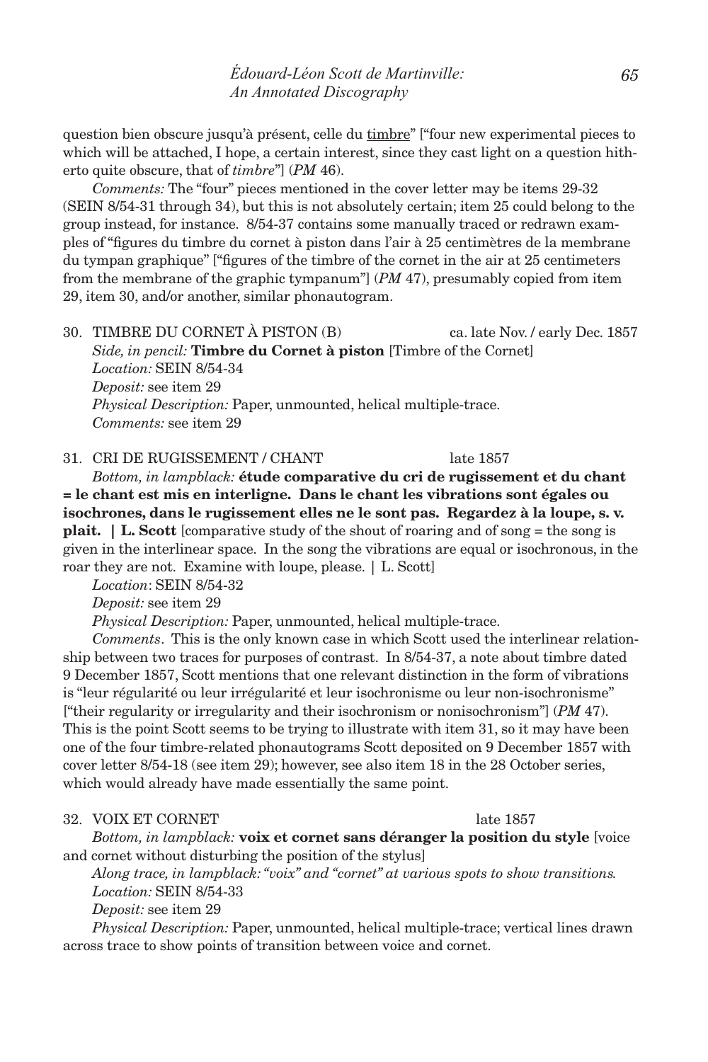question bien obscure jusqu'à présent, celle du timbre" ["four new experimental pieces to which will be attached, I hope, a certain interest, since they cast light on a question hitherto quite obscure, that of *timbre*"] (*PM* 46).

*Comments:* The "four" pieces mentioned in the cover letter may be items 29-32 (SEIN 8/54-31 through 34), but this is not absolutely certain; item 25 could belong to the group instead, for instance. 8/54-37 contains some manually traced or redrawn examples of "figures du timbre du cornet à piston dans l'air à 25 centimètres de la membrane du tympan graphique" ["figures of the timbre of the cornet in the air at 25 centimeters from the membrane of the graphic tympanum"] (*PM* 47), presumably copied from item 29, item 30, and/or another, similar phonautogram.

30. TIMBRE DU CORNET À PISTON (B) — ca. late Nov. / early Dec. 1857

*Side, in pencil:* **Timbre du Cornet à piston** [Timbre of the Cornet]

*Location:* SEIN 8/54-34

*Deposit:* see item 29

*Physical Description:* Paper, unmounted, helical multiple-trace.

*Comments:* see item 29

31. CRI DE RUGISSEMENT / CHANT — late 1857

*Bottom, in lampblack:* **étude comparative du cri de rugissement et du chant = le chant est mis en interligne. Dans le chant les vibrations sont égales ou isochrones, dans le rugissement elles ne le sont pas. Regardez à la loupe, s. v. plait. | L. Scott** [comparative study of the shout of roaring and of song = the song is given in the interlinear space. In the song the vibrations are equal or isochronous, in the roar they are not. Examine with loupe, please. | L. Scott]

*Location*: SEIN 8/54-32

*Deposit:* see item 29

*Physical Description:* Paper, unmounted, helical multiple-trace.

*Comments*. This is the only known case in which Scott used the interlinear relationship between two traces for purposes of contrast. In 8/54-37, a note about timbre dated 9 December 1857, Scott mentions that one relevant distinction in the form of vibrations is "leur régularité ou leur irrégularité et leur isochronisme ou leur non-isochronisme" ["their regularity or irregularity and their isochronism or nonisochronism"] (*PM* 47). This is the point Scott seems to be trying to illustrate with item 31, so it may have been one of the four timbre-related phonautograms Scott deposited on 9 December 1857 with cover letter 8/54-18 (see item 29); however, see also item 18 in the 28 October series, which would already have made essentially the same point.

32. VOIX ET CORNET — late 1857

*Bottom, in lampblack:* **voix et cornet sans déranger la position du style** [voice and cornet without disturbing the position of the stylus]

*Along trace, in lampblack: "voix" and "cornet" at various spots to show transitions.*

*Location:* SEIN 8/54-33

*Deposit:* see item 29

*Physical Description:* Paper, unmounted, helical multiple-trace; vertical lines drawn across trace to show points of transition between voice and cornet.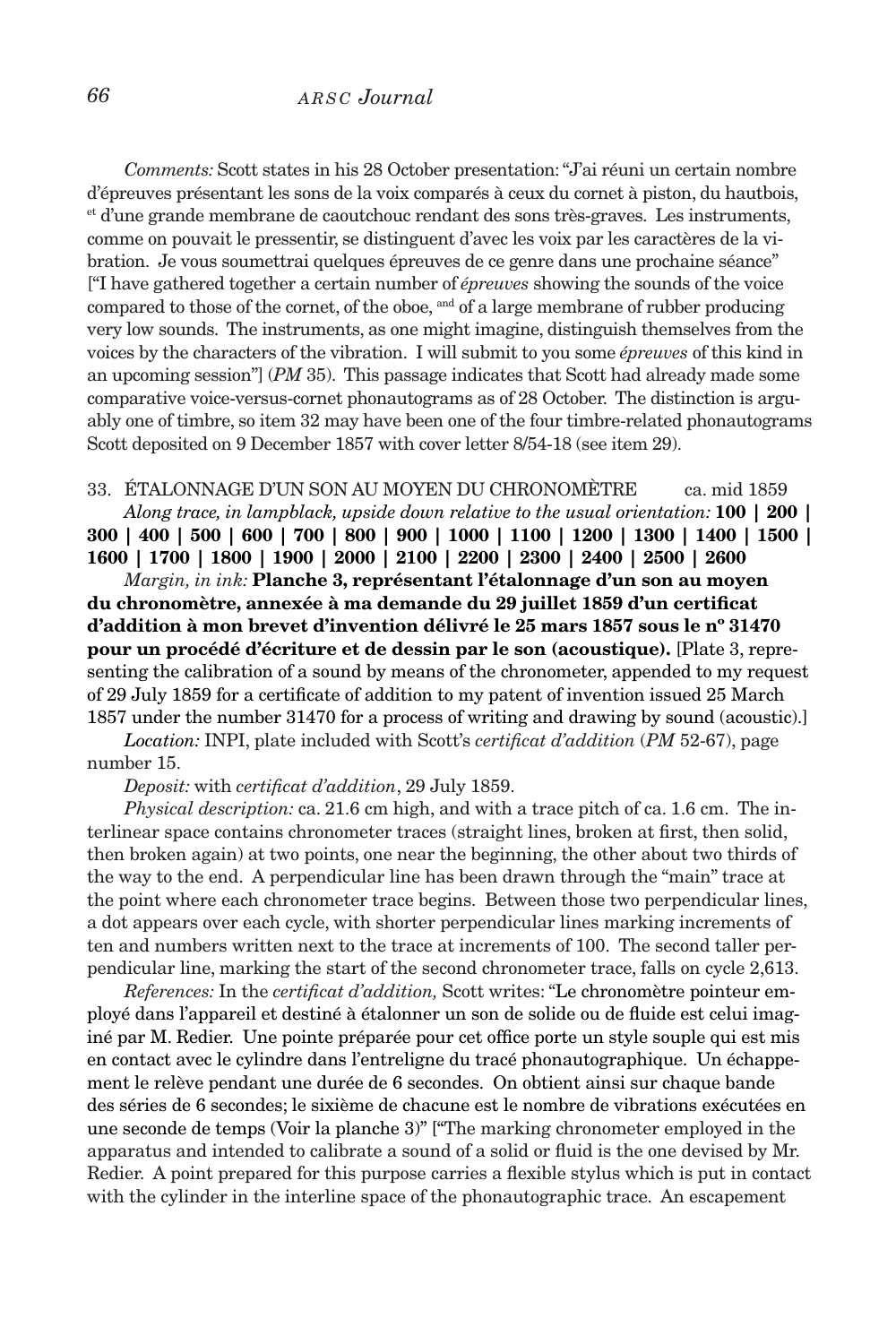*Comments:* Scott states in his 28 October presentation: "J'ai réuni un certain nombre d'épreuves présentant les sons de la voix comparés à ceux du cornet à piston, du hautbois, et d'une grande membrane de caoutchouc rendant des sons très-graves. Les instruments, comme on pouvait le pressentir, se distinguent d'avec les voix par les caractères de la vibration. Je vous soumettrai quelques épreuves de ce genre dans une prochaine séance" ["I have gathered together a certain number of *épreuves* showing the sounds of the voice compared to those of the cornet, of the oboe, and of a large membrane of rubber producing very low sounds. The instruments, as one might imagine, distinguish themselves from the voices by the characters of the vibration. I will submit to you some *épreuves* of this kind in an upcoming session"] (*PM* 35). This passage indicates that Scott had already made some comparative voice-versus-cornet phonautograms as of 28 October. The distinction is arguably one of timbre, so item 32 may have been one of the four timbre-related phonautograms Scott deposited on 9 December 1857 with cover letter 8/54-18 (see item 29).

33. ÉTALONNAGE D'UN SON AU MOYEN DU CHRONOMÈTRE ca. mid 1859

*Along trace, in lampblack, upside down relative to the usual orientation:* **100 | 200 | 300 | 400 | 500 | 600 | 700 | 800 | 900 | 1000 | 1100 | 1200 | 1300 | 1400 | 1500 | 1600 | 1700 | 1800 | 1900 | 2000 | 2100 | 2200 | 2300 | 2400 | 2500 | 2600**

*Margin, in ink:* **Planche 3, représentant l'étalonnage d'un son au moyen du chronomètre, annexée à ma demande du 29 juillet 1859 d'un certificat d'addition à mon brevet d'invention délivré le 25 mars 1857 sous le nº 31470 pour un procédé d'écriture et de dessin par le son (acoustique).** [Plate 3, representing the calibration of a sound by means of the chronometer, appended to my request of 29 July 1859 for a certificate of addition to my patent of invention issued 25 March 1857 under the number 31470 for a process of writing and drawing by sound (acoustic).]

*Location:* INPI, plate included with Scott's *certificat d'addition* (*PM* 52-67), page number 15.

*Deposit:* with *certificat d'addition*, 29 July 1859.

*Physical description:* ca. 21.6 cm high, and with a trace pitch of ca. 1.6 cm. The interlinear space contains chronometer traces (straight lines, broken at first, then solid, then broken again) at two points, one near the beginning, the other about two thirds of the way to the end. A perpendicular line has been drawn through the "main" trace at the point where each chronometer trace begins. Between those two perpendicular lines, a dot appears over each cycle, with shorter perpendicular lines marking increments of ten and numbers written next to the trace at increments of 100. The second taller perpendicular line, marking the start of the second chronometer trace, falls on cycle 2,613.

*References:* In the *certificat d'addition,* Scott writes: "Le chronomètre pointeur employé dans l'appareil et destiné à étalonner un son de solide ou de fluide est celui imaginé par M. Redier. Une pointe préparée pour cet office porte un style souple qui est mis en contact avec le cylindre dans l'entreligne du tracé phonautographique. Un échappement le relève pendant une durée de 6 secondes. On obtient ainsi sur chaque bande des séries de 6 secondes; le sixième de chacune est le nombre de vibrations exécutées en une seconde de temps (Voir la planche 3)" ["The marking chronometer employed in the apparatus and intended to calibrate a sound of a solid or fluid is the one devised by Mr. Redier. A point prepared for this purpose carries a flexible stylus which is put in contact with the cylinder in the interline space of the phonautographic trace. An escapement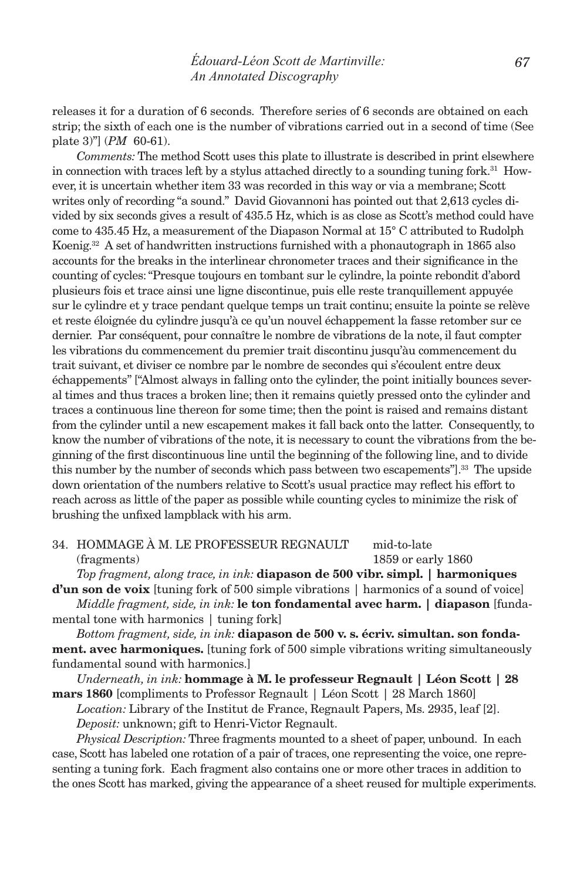releases it for a duration of 6 seconds. Therefore series of 6 seconds are obtained on each strip; the sixth of each one is the number of vibrations carried out in a second of time (See plate 3)"] (*PM* 60-61).

*Comments:* The method Scott uses this plate to illustrate is described in print elsewhere in connection with traces left by a stylus attached directly to a sounding tuning fork.[31] However, it is uncertain whether item 33 was recorded in this way or via a membrane; Scott writes only of recording "a sound." David Giovannoni has pointed out that 2,613 cycles divided by six seconds gives a result of 435.5 Hz, which is as close as Scott's method could have come to 435.45 Hz, a measurement of the Diapason Normal at 15° C attributed to Rudolph Koenig.[32] A set of handwritten instructions furnished with a phonautograph in 1865 also accounts for the breaks in the interlinear chronometer traces and their significance in the counting of cycles: "Presque toujours en tombant sur le cylindre, la pointe rebondit d'abord plusieurs fois et trace ainsi une ligne discontinue, puis elle reste tranquillement appuyée sur le cylindre et y trace pendant quelque temps un trait continu; ensuite la pointe se relève et reste éloignée du cylindre jusqu'à ce qu'un nouvel échappement la fasse retomber sur ce dernier. Par conséquent, pour connaître le nombre de vibrations de la note, il faut compter les vibrations du commencement du premier trait discontinu jusqu'àu commencement du trait suivant, et diviser ce nombre par le nombre de secondes qui s'écoulent entre deux échappements" ["Almost always in falling onto the cylinder, the point initially bounces several times and thus traces a broken line; then it remains quietly pressed onto the cylinder and traces a continuous line thereon for some time; then the point is raised and remains distant from the cylinder until a new escapement makes it fall back onto the latter. Consequently, to know the number of vibrations of the note, it is necessary to count the vibrations from the beginning of the first discontinuous line until the beginning of the following line, and to divide this number by the number of seconds which pass between two escapements"].[33] The upside down orientation of the numbers relative to Scott's usual practice may reflect his effort to reach across as little of the paper as possible while counting cycles to minimize the risk of brushing the unfixed lampblack with his arm.

34. HOMMAGE À M. LE PROFESSEUR REGNAULT (fragments) — mid-to-late 1859 or early 1860

*Top fragment, along trace, in ink:* **diapason de 500 vibr. simpl. | harmoniques d'un son de voix** [tuning fork of 500 simple vibrations | harmonics of a sound of voice]

*Middle fragment, side, in ink:* **le ton fondamental avec harm. | diapason** [fundamental tone with harmonics | tuning fork]

*Bottom fragment, side, in ink:* **diapason de 500 v. s. écriv. simultan. son fondament. avec harmoniques.** [tuning fork of 500 simple vibrations writing simultaneously fundamental sound with harmonics.]

*Underneath, in ink:* **hommage à M. le professeur Regnault | Léon Scott | 28 mars 1860** [compliments to Professor Regnault | Léon Scott | 28 March 1860]

*Location:* Library of the Institut de France, Regnault Papers, Ms. 2935, leaf [2].

*Deposit:* unknown; gift to Henri-Victor Regnault.

*Physical Description:* Three fragments mounted to a sheet of paper, unbound. In each case, Scott has labeled one rotation of a pair of traces, one representing the voice, one representing a tuning fork. Each fragment also contains one or more other traces in addition to the ones Scott has marked, giving the appearance of a sheet reused for multiple experiments.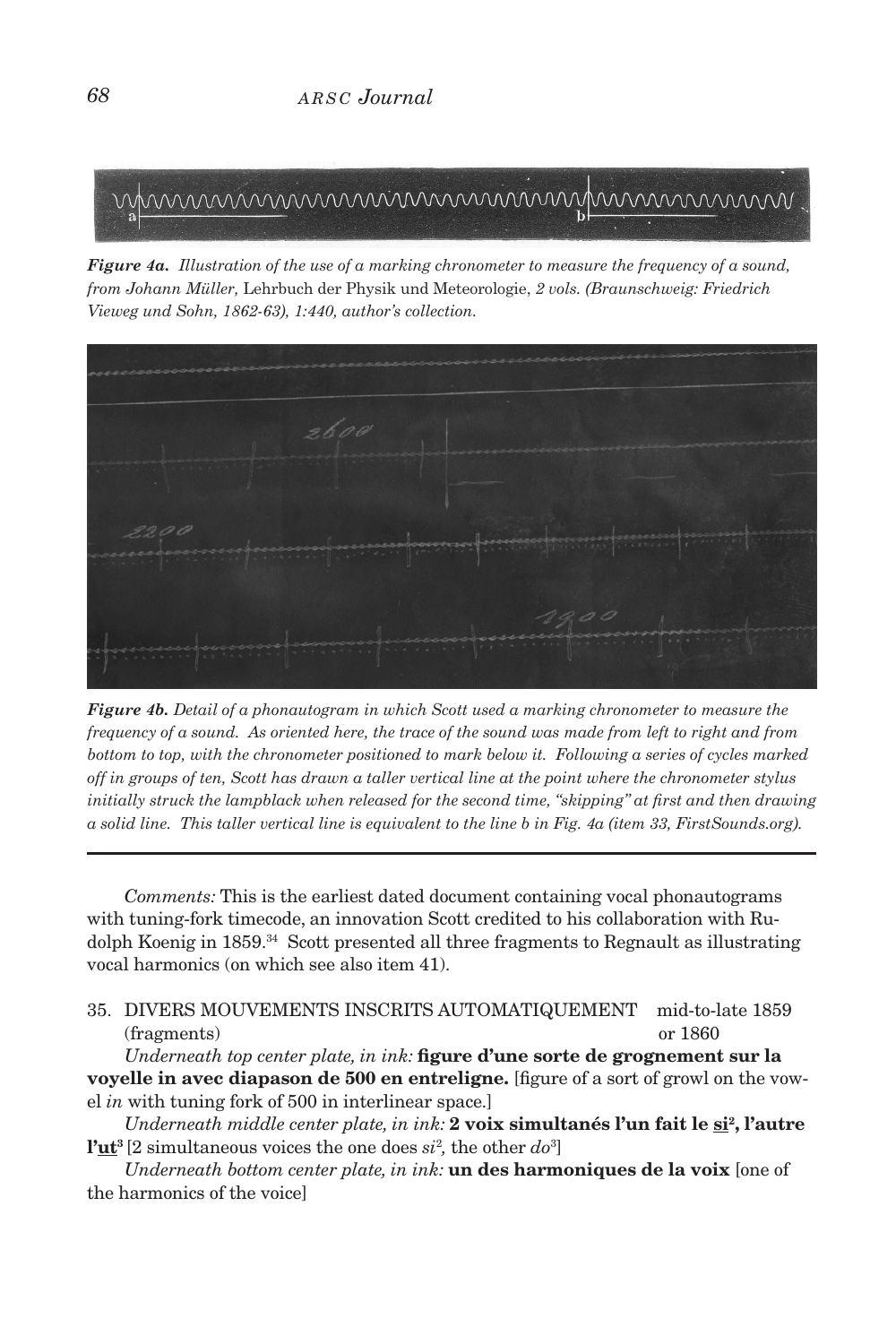*Figure 4a. Illustration of the use of a marking chronometer to measure the frequency of a sound, from Johann Müller,* Lehrbuch der Physik und Meteorologie, *2 vols. (Braunschweig: Friedrich Vieweg und Sohn, 1862-63), 1:440, author's collection.*

*Figure 4b. Detail of a phonautogram in which Scott used a marking chronometer to measure the frequency of a sound. As oriented here, the trace of the sound was made from left to right and from bottom to top, with the chronometer positioned to mark below it. Following a series of cycles marked off in groups of ten, Scott has drawn a taller vertical line at the point where the chronometer stylus initially struck the lampblack when released for the second time, "skipping" at first and then drawing a solid line. This taller vertical line is equivalent to the line b in Fig. 4a (item 33, FirstSounds.org).*

---

*Comments:* This is the earliest dated document containing vocal phonautograms with tuning-fork timecode, an innovation Scott credited to his collaboration with Rudolph Koenig in 1859.[34] Scott presented all three fragments to Regnault as illustrating vocal harmonics (on which see also item 41).

35. DIVERS MOUVEMENTS INSCRITS AUTOMATIQUEMENT (fragments) — mid-to-late 1859 or 1860

*Underneath top center plate, in ink:* **figure d'une sorte de grognement sur la voyelle in avec diapason de 500 en entreligne.** [figure of a sort of growl on the vowel *in* with tuning fork of 500 in interlinear space.]

*Underneath middle center plate, in ink:* **2 voix simultanés l'un fait le <u>si</u>[2], l'autre l'<u>ut</u>[3]** [2 simultaneous voices the one does *si*[2], the other *do*[3]]

*Underneath bottom center plate, in ink:* **un des harmoniques de la voix** [one of the harmonics of the voice]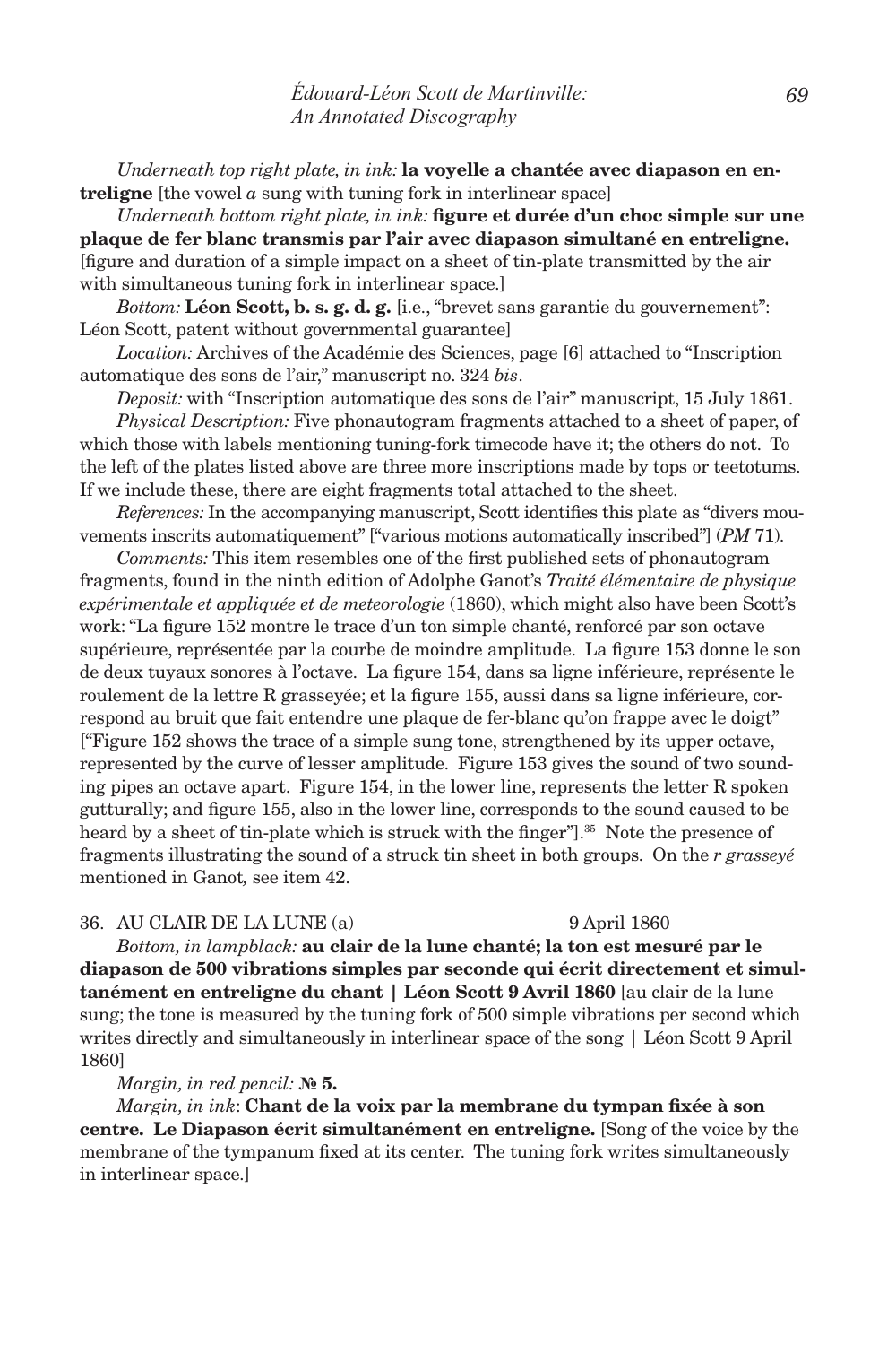*Underneath top right plate, in ink:* **la voyelle <u>a</u> chantée avec diapason en entreligne** [the vowel *a* sung with tuning fork in interlinear space]

*Underneath bottom right plate, in ink:* **figure et durée d'un choc simple sur une plaque de fer blanc transmis par l'air avec diapason simultané en entreligne.** [figure and duration of a simple impact on a sheet of tin-plate transmitted by the air with simultaneous tuning fork in interlinear space.]

*Bottom:* **Léon Scott, b. s. g. d. g.** [i.e., "brevet sans garantie du gouvernement": Léon Scott, patent without governmental guarantee]

*Location:* Archives of the Académie des Sciences, page [6] attached to "Inscription automatique des sons de l'air," manuscript no. 324 *bis*.

*Deposit:* with "Inscription automatique des sons de l'air" manuscript, 15 July 1861.

*Physical Description:* Five phonautogram fragments attached to a sheet of paper, of which those with labels mentioning tuning-fork timecode have it; the others do not. To the left of the plates listed above are three more inscriptions made by tops or teetotums. If we include these, there are eight fragments total attached to the sheet.

*References:* In the accompanying manuscript, Scott identifies this plate as "divers mouvements inscrits automatiquement" ["various motions automatically inscribed"] (*PM* 71).

*Comments:* This item resembles one of the first published sets of phonautogram fragments, found in the ninth edition of Adolphe Ganot's *Traité élémentaire de physique expérimentale et appliquée et de meteorologie* (1860), which might also have been Scott's work: "La figure 152 montre le trace d'un ton simple chanté, renforcé par son octave supérieure, représentée par la courbe de moindre amplitude. La figure 153 donne le son de deux tuyaux sonores à l'octave. La figure 154, dans sa ligne inférieure, représente le roulement de la lettre R grasseyée; et la figure 155, aussi dans sa ligne inférieure, correspond au bruit que fait entendre une plaque de fer-blanc qu'on frappe avec le doigt" ["Figure 152 shows the trace of a simple sung tone, strengthened by its upper octave, represented by the curve of lesser amplitude. Figure 153 gives the sound of two sounding pipes an octave apart. Figure 154, in the lower line, represents the letter R spoken gutturally; and figure 155, also in the lower line, corresponds to the sound caused to be heard by a sheet of tin-plate which is struck with the finger"].[35] Note the presence of fragments illustrating the sound of a struck tin sheet in both groups. On the *r grasseyé* mentioned in Ganot, see item 42.

36. AU CLAIR DE LA LUNE (a) 9 April 1860

*Bottom, in lampblack:* **au clair de la lune chanté; la ton est mesuré par le diapason de 500 vibrations simples par seconde qui écrit directement et simultanément en entreligne du chant | Léon Scott 9 Avril 1860** [au clair de la lune sung; the tone is measured by the tuning fork of 500 simple vibrations per second which writes directly and simultaneously in interlinear space of the song | Léon Scott 9 April 1860]

*Margin, in red pencil:* **№ 5.**

*Margin, in ink*: **Chant de la voix par la membrane du tympan fixée à son centre. Le Diapason écrit simultanément en entreligne.** [Song of the voice by the membrane of the tympanum fixed at its center. The tuning fork writes simultaneously in interlinear space.]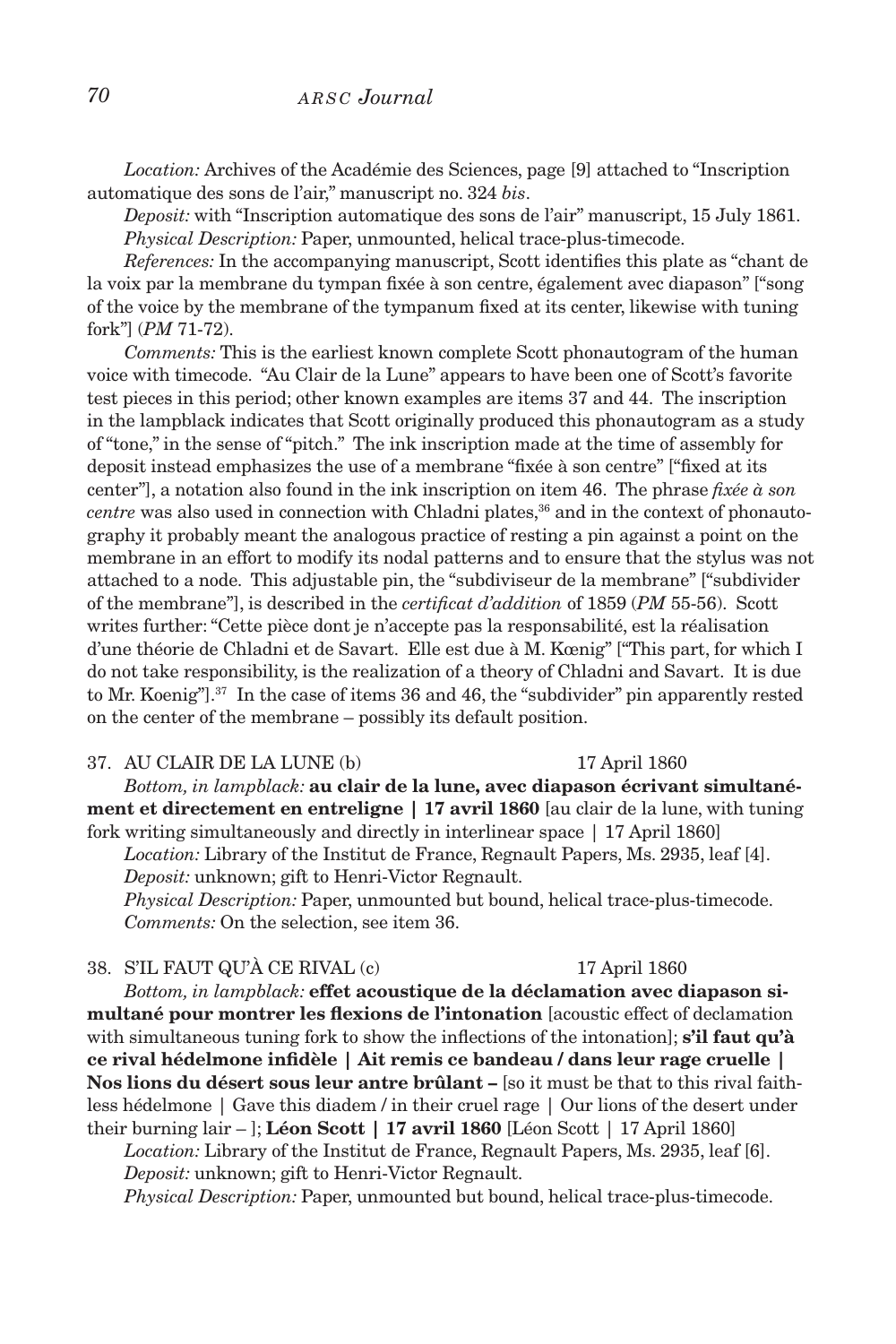*Location:* Archives of the Académie des Sciences, page [9] attached to "Inscription automatique des sons de l'air," manuscript no. 324 *bis*.

*Deposit:* with "Inscription automatique des sons de l'air" manuscript, 15 July 1861.

*Physical Description:* Paper, unmounted, helical trace-plus-timecode.

*References:* In the accompanying manuscript, Scott identifies this plate as "chant de la voix par la membrane du tympan fixée à son centre, également avec diapason" ["song of the voice by the membrane of the tympanum fixed at its center, likewise with tuning fork"] (*PM* 71-72).

*Comments:* This is the earliest known complete Scott phonautogram of the human voice with timecode. "Au Clair de la Lune" appears to have been one of Scott's favorite test pieces in this period; other known examples are items 37 and 44. The inscription in the lampblack indicates that Scott originally produced this phonautogram as a study of "tone," in the sense of "pitch." The ink inscription made at the time of assembly for deposit instead emphasizes the use of a membrane "fixée à son centre" ["fixed at its center"], a notation also found in the ink inscription on item 46. The phrase *fixée à son centre* was also used in connection with Chladni plates,[36] and in the context of phonautography it probably meant the analogous practice of resting a pin against a point on the membrane in an effort to modify its nodal patterns and to ensure that the stylus was not attached to a node. This adjustable pin, the "subdiviseur de la membrane" ["subdivider of the membrane"], is described in the *certificat d'addition* of 1859 (*PM* 55-56). Scott writes further: "Cette pièce dont je n'accepte pas la responsabilité, est la réalisation d'une théorie de Chladni et de Savart. Elle est due à M. Kœnig" ["This part, for which I do not take responsibility, is the realization of a theory of Chladni and Savart. It is due to Mr. Koenig"].[37] In the case of items 36 and 46, the "subdivider" pin apparently rested on the center of the membrane – possibly its default position.

37. AU CLAIR DE LA LUNE (b) 17 April 1860

*Bottom, in lampblack:* **au clair de la lune, avec diapason écrivant simultanément et directement en entreligne | 17 avril 1860** [au clair de la lune, with tuning fork writing simultaneously and directly in interlinear space | 17 April 1860]

*Location:* Library of the Institut de France, Regnault Papers, Ms. 2935, leaf [4].

*Deposit:* unknown; gift to Henri-Victor Regnault.

*Physical Description:* Paper, unmounted but bound, helical trace-plus-timecode.

*Comments:* On the selection, see item 36.

38. S'IL FAUT QU'À CE RIVAL (c) 17 April 1860

*Bottom, in lampblack:* **effet acoustique de la déclamation avec diapason simultané pour montrer les flexions de l'intonation** [acoustic effect of declamation with simultaneous tuning fork to show the inflections of the intonation]; **s'il faut qu'à ce rival hédelmone infidèle | Ait remis ce bandeau / dans leur rage cruelle | Nos lions du désert sous leur antre brûlant –** [so it must be that to this rival faithless hédelmone | Gave this diadem / in their cruel rage | Our lions of the desert under their burning lair – ]; **Léon Scott | 17 avril 1860** [Léon Scott | 17 April 1860]

*Location:* Library of the Institut de France, Regnault Papers, Ms. 2935, leaf [6].

*Deposit:* unknown; gift to Henri-Victor Regnault.

*Physical Description:* Paper, unmounted but bound, helical trace-plus-timecode.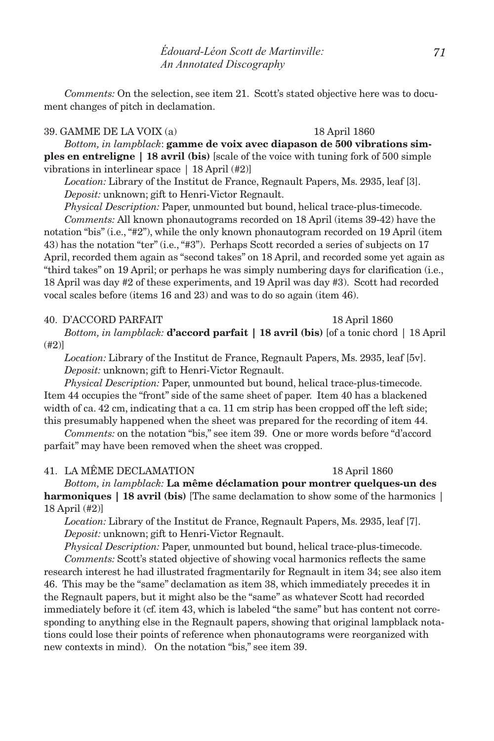*Comments:* On the selection, see item 21. Scott's stated objective here was to document changes of pitch in declamation.

39. GAMME DE LA VOIX (a) 18 April 1860

*Bottom, in lampblack*: **gamme de voix avec diapason de 500 vibrations simples en entreligne | 18 avril (bis)** [scale of the voice with tuning fork of 500 simple vibrations in interlinear space | 18 April (#2)]

*Location:* Library of the Institut de France, Regnault Papers, Ms. 2935, leaf [3].

*Deposit:* unknown; gift to Henri-Victor Regnault.

*Physical Description:* Paper, unmounted but bound, helical trace-plus-timecode.

*Comments:* All known phonautograms recorded on 18 April (items 39-42) have the notation "bis" (i.e., "#2"), while the only known phonautogram recorded on 19 April (item 43) has the notation "ter" (i.e., "#3"). Perhaps Scott recorded a series of subjects on 17 April, recorded them again as "second takes" on 18 April, and recorded some yet again as "third takes" on 19 April; or perhaps he was simply numbering days for clarification (i.e., 18 April was day #2 of these experiments, and 19 April was day #3). Scott had recorded vocal scales before (items 16 and 23) and was to do so again (item 46).

40. D'ACCORD PARFAIT 18 April 1860

*Bottom, in lampblack:* **d'accord parfait | 18 avril (bis)** [of a tonic chord | 18 April (#2)]

*Location:* Library of the Institut de France, Regnault Papers, Ms. 2935, leaf [5v].

*Deposit:* unknown; gift to Henri-Victor Regnault.

*Physical Description:* Paper, unmounted but bound, helical trace-plus-timecode. Item 44 occupies the "front" side of the same sheet of paper. Item 40 has a blackened width of ca. 42 cm, indicating that a ca. 11 cm strip has been cropped off the left side; this presumably happened when the sheet was prepared for the recording of item 44.

*Comments:* on the notation "bis," see item 39. One or more words before "d'accord parfait" may have been removed when the sheet was cropped.

41. LA MÊME DECLAMATION 18 April 1860

*Bottom, in lampblack:* **La même déclamation pour montrer quelques-un des harmoniques | 18 avril (bis)** [The same declamation to show some of the harmonics | 18 April (#2)]

*Location:* Library of the Institut de France, Regnault Papers, Ms. 2935, leaf [7].

*Deposit:* unknown; gift to Henri-Victor Regnault.

*Physical Description:* Paper, unmounted but bound, helical trace-plus-timecode.

*Comments:* Scott's stated objective of showing vocal harmonics reflects the same research interest he had illustrated fragmentarily for Regnault in item 34; see also item 46. This may be the "same" declamation as item 38, which immediately precedes it in the Regnault papers, but it might also be the "same" as whatever Scott had recorded immediately before it (cf. item 43, which is labeled "the same" but has content not corresponding to anything else in the Regnault papers, showing that original lampblack notations could lose their points of reference when phonautograms were reorganized with new contexts in mind). On the notation "bis," see item 39.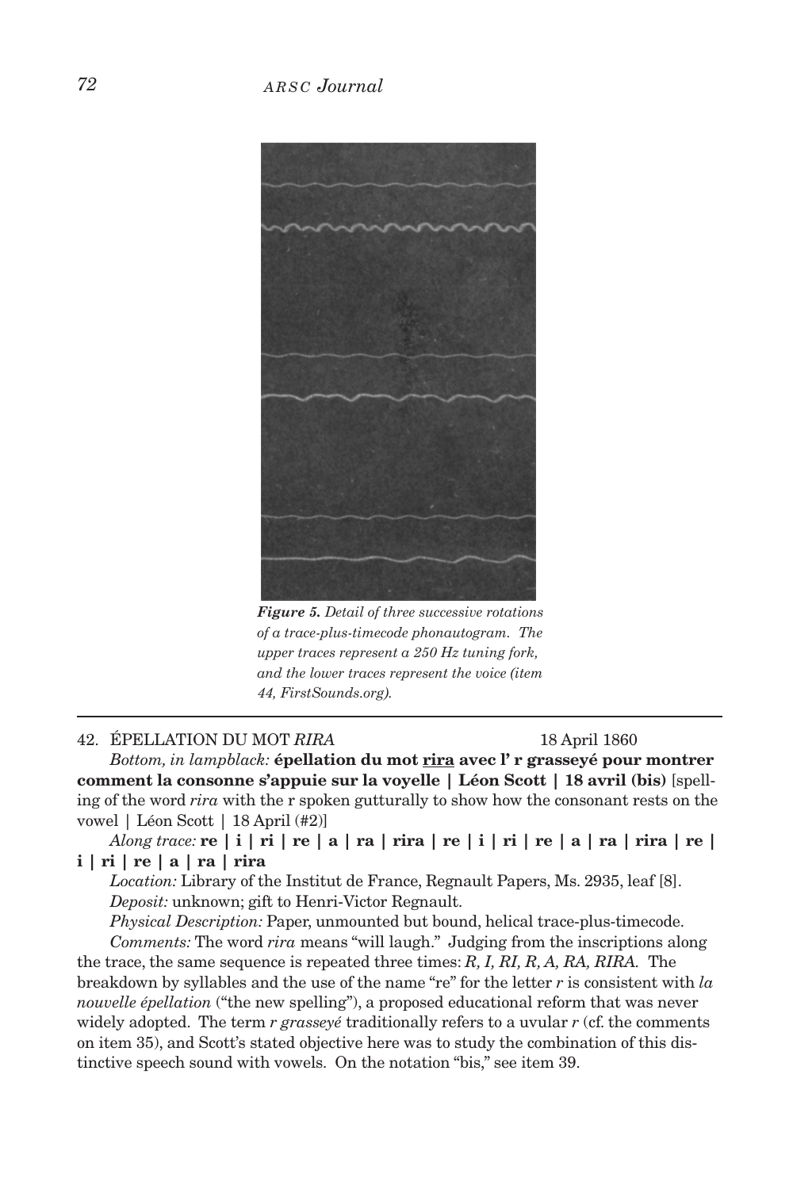*Figure 5. Detail of three successive rotations of a trace-plus-timecode phonautogram. The upper traces represent a 250 Hz tuning fork, and the lower traces represent the voice (item 44, FirstSounds.org).*

---

42. ÉPELLATION DU MOT *RIRA* 18 April 1860

*Bottom, in lampblack:* **épellation du mot rira avec l' r grasseyé pour montrer comment la consonne s'appuie sur la voyelle | Léon Scott | 18 avril (bis)** [spelling of the word *rira* with the r spoken gutturally to show how the consonant rests on the vowel | Léon Scott | 18 April (#2)]

*Along trace:* **re | i | ri | re | a | ra | rira | re | i | ri | re | a | ra | rira | re | i | ri | re | a | ra | rira**

*Location:* Library of the Institut de France, Regnault Papers, Ms. 2935, leaf [8].

*Deposit:* unknown; gift to Henri-Victor Regnault.

*Physical Description:* Paper, unmounted but bound, helical trace-plus-timecode.

*Comments:* The word *rira* means "will laugh." Judging from the inscriptions along the trace, the same sequence is repeated three times: *R, I, RI, R, A, RA, RIRA*. The breakdown by syllables and the use of the name "re" for the letter *r* is consistent with *la nouvelle épellation* ("the new spelling"), a proposed educational reform that was never widely adopted. The term *r grasseyé* traditionally refers to a uvular *r* (cf. the comments on item 35), and Scott's stated objective here was to study the combination of this distinctive speech sound with vowels. On the notation "bis," see item 39.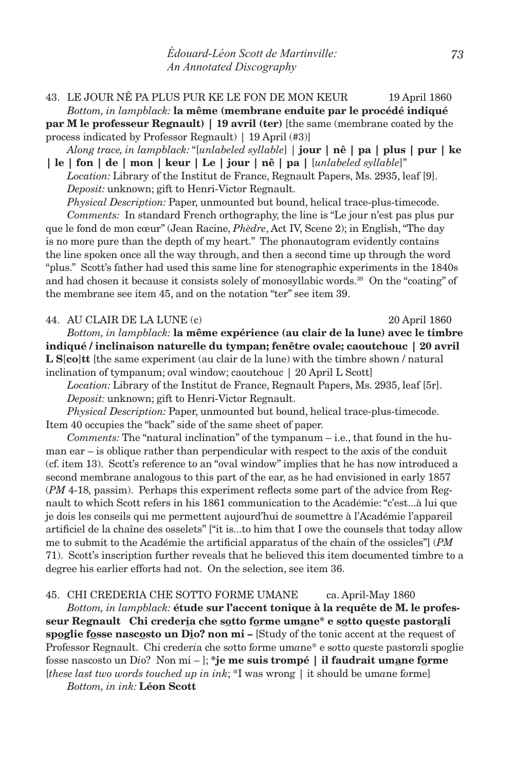43. LE JOUR NÊ PA PLUS PUR KE LE FON DE MON KEUR 19 April 1860

*Bottom, in lampblack:* **la même (membrane enduite par le procédé indiqué par M le professeur Regnault) | 19 avril (ter)** [the same (membrane coated by the process indicated by Professor Regnault) | 19 April (#3)]

*Along trace, in lampblack:* "[*unlabeled syllable*] | **jour | nê | pa | plus | pur | ke | le | fon | de | mon | keur | Le | jour | nê | pa |** [*unlabeled syllable*]"

*Location:* Library of the Institut de France, Regnault Papers, Ms. 2935, leaf [9].

*Deposit:* unknown; gift to Henri-Victor Regnault.

*Physical Description:* Paper, unmounted but bound, helical trace-plus-timecode.

*Comments:* In standard French orthography, the line is "Le jour n'est pas plus pur que le fond de mon cœur" (Jean Racine, *Phèdre*, Act IV, Scene 2); in English, "The day is no more pure than the depth of my heart." The phonautogram evidently contains the line spoken once all the way through, and then a second time up through the word "plus." Scott's father had used this same line for stenographic experiments in the 1840s and had chosen it because it consists solely of monosyllabic words.[38] On the "coating" of the membrane see item 45, and on the notation "ter" see item 39.

44. AU CLAIR DE LA LUNE (c) 20 April 1860

*Bottom, in lampblack:* **la même expérience (au clair de la lune) avec le timbre indiqué / inclinaison naturelle du tympan; fenêtre ovale; caoutchouc | 20 avril L S[co]tt** [the same experiment (au clair de la lune) with the timbre shown / natural inclination of tympanum; oval window; caoutchouc | 20 April L Scott]

*Location:* Library of the Institut de France, Regnault Papers, Ms. 2935, leaf [5r].

*Deposit:* unknown; gift to Henri-Victor Regnault.

*Physical Description:* Paper, unmounted but bound, helical trace-plus-timecode. Item 40 occupies the "back" side of the same sheet of paper.

*Comments:* The "natural inclination" of the tympanum – i.e., that found in the human ear – is oblique rather than perpendicular with respect to the axis of the conduit (cf. item 13). Scott's reference to an "oval window" implies that he has now introduced a second membrane analogous to this part of the ear, as he had envisioned in early 1857 (*PM* 4-18*,* passim). Perhaps this experiment reflects some part of the advice from Regnault to which Scott refers in his 1861 communication to the Académie: "c'est...à lui que je dois les conseils qui me permettent aujourd'hui de soumettre à l'Académie l'appareil artificiel de la chaîne des osselets" ["it is...to him that I owe the counsels that today allow me to submit to the Académie the artificial apparatus of the chain of the ossicles"] (*PM* 71). Scott's inscription further reveals that he believed this item documented timbre to a degree his earlier efforts had not. On the selection, see item 36.

45. CHI CREDERIA CHE SOTTO FORME UMANE ca. April-May 1860

*Bottom, in lampblack:* **étude sur l'accent tonique à la requête de M. le professeur Regnault Chi crederia che sotto forme umane* e sotto queste pastorali spoglie fosse nascosto un Dio? non mi –** [Study of the tonic accent at the request of Professor Regnault. Chi crederia che sotto forme umane* e sotto queste pastorali spoglie fosse nascosto un Dio? Non mi – ]; ***je me suis trompé | il faudrait umane forme** [*these last two words touched up in ink*; *I was wrong | it should be umane forme]

*Bottom, in ink:* **Léon Scott**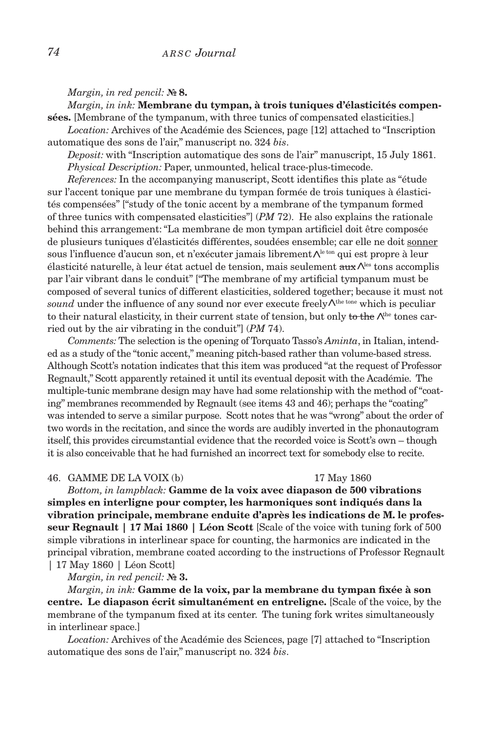*Margin, in red pencil:* **№ 8.**

*Margin, in ink:* **Membrane du tympan, à trois tuniques d'élasticités compensées.** [Membrane of the tympanum, with three tunics of compensated elasticities.]

*Location:* Archives of the Académie des Sciences, page [12] attached to "Inscription automatique des sons de l'air," manuscript no. 324 *bis*.

*Deposit:* with "Inscription automatique des sons de l'air" manuscript, 15 July 1861.

*Physical Description:* Paper, unmounted, helical trace-plus-timecode.

*References:* In the accompanying manuscript, Scott identifies this plate as "étude sur l'accent tonique par une membrane du tympan formée de trois tuniques à élasticités compensées" ["study of the tonic accent by a membrane of the tympanum formed of three tunics with compensated elasticities"] (*PM* 72). He also explains the rationale behind this arrangement: "La membrane de mon tympan artificiel doit être composée de plusieurs tuniques d'élasticités différentes, soudées ensemble; car elle ne doit sonner sous l'influence d'aucun son, et n'exécuter jamais librement ∧le ton qui est propre à leur élasticité naturelle, à leur état actuel de tension, mais seulement ~~aux~~ ∧les tons accomplis par l'air vibrant dans le conduit" ["The membrane of my artificial tympanum must be composed of several tunics of different elasticities, soldered together; because it must not *sound* under the influence of any sound nor ever execute freely ∧the tone which is peculiar to their natural elasticity, in their current state of tension, but only ~~to the~~ ∧the tones carried out by the air vibrating in the conduit"] (*PM* 74).

*Comments:* The selection is the opening of Torquato Tasso's *Aminta*, in Italian, intended as a study of the "tonic accent," meaning pitch-based rather than volume-based stress. Although Scott's notation indicates that this item was produced "at the request of Professor Regnault," Scott apparently retained it until its eventual deposit with the Académie. The multiple-tunic membrane design may have had some relationship with the method of "coating" membranes recommended by Regnault (see items 43 and 46); perhaps the "coating" was intended to serve a similar purpose. Scott notes that he was "wrong" about the order of two words in the recitation, and since the words are audibly inverted in the phonautogram itself, this provides circumstantial evidence that the recorded voice is Scott's own – though it is also conceivable that he had furnished an incorrect text for somebody else to recite.

46. GAMME DE LA VOIX (b) 17 May 1860

*Bottom, in lampblack:* **Gamme de la voix avec diapason de 500 vibrations simples en interligne pour compter, les harmoniques sont indiqués dans la vibration principale, membrane enduite d'après les indications de M. le professeur Regnault | 17 Mai 1860 | Léon Scott** [Scale of the voice with tuning fork of 500 simple vibrations in interlinear space for counting, the harmonics are indicated in the principal vibration, membrane coated according to the instructions of Professor Regnault | 17 May 1860 | Léon Scott]

*Margin, in red pencil:* **№ 3.**

*Margin, in ink:* **Gamme de la voix, par la membrane du tympan fixée à son centre. Le diapason écrit simultanément en entreligne.** [Scale of the voice, by the membrane of the tympanum fixed at its center. The tuning fork writes simultaneously in interlinear space.]

*Location:* Archives of the Académie des Sciences, page [7] attached to "Inscription automatique des sons de l'air," manuscript no. 324 *bis*.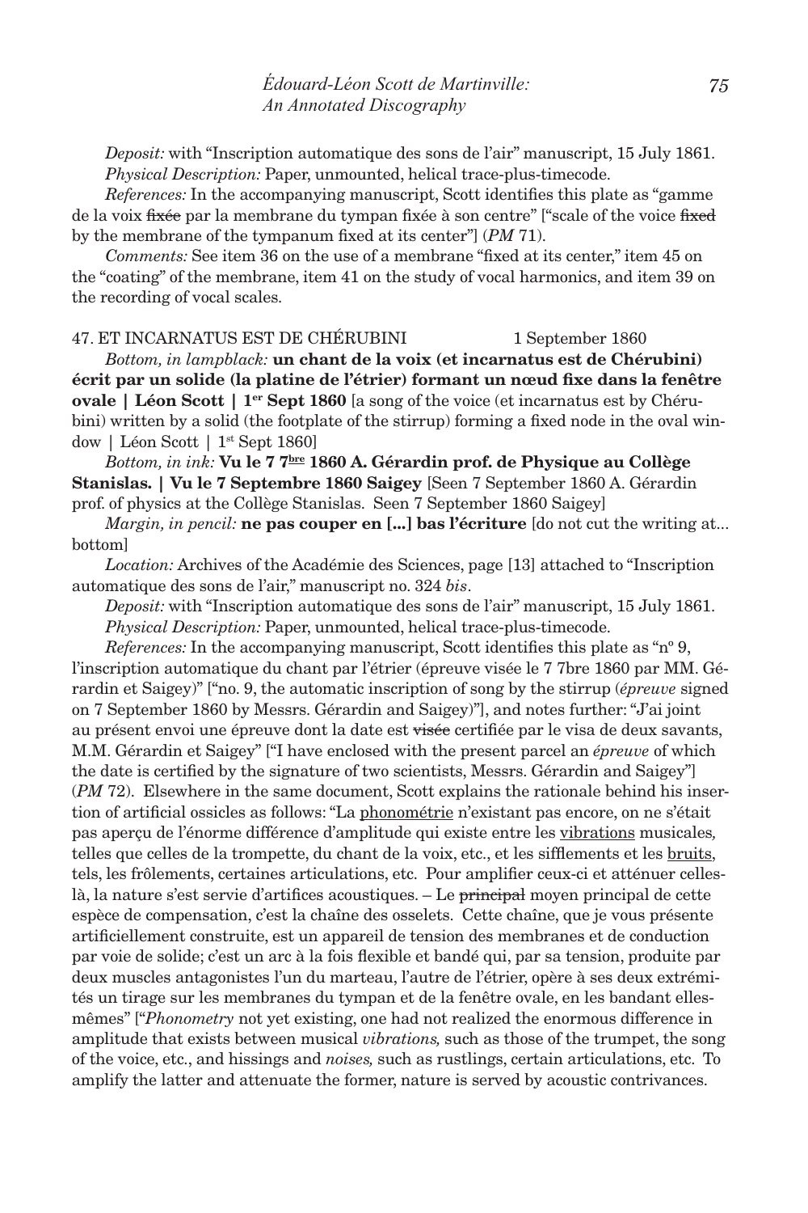*Deposit:* with "Inscription automatique des sons de l'air" manuscript, 15 July 1861.

*Physical Description:* Paper, unmounted, helical trace-plus-timecode.

*References:* In the accompanying manuscript, Scott identifies this plate as "gamme de la voix ~~fixée~~ par la membrane du tympan fixée à son centre" ["scale of the voice ~~fixed~~ by the membrane of the tympanum fixed at its center"] (*PM* 71).

*Comments:* See item 36 on the use of a membrane "fixed at its center," item 45 on the "coating" of the membrane, item 41 on the study of vocal harmonics, and item 39 on the recording of vocal scales.

47. ET INCARNATUS EST DE CHÉRUBINI 1 September 1860

*Bottom, in lampblack:* **un chant de la voix (et incarnatus est de Chérubini) écrit par un solide (la platine de l'étrier) formant un nœud fixe dans la fenêtre ovale | Léon Scott | 1er Sept 1860** [a song of the voice (et incarnatus est by Chérubini) written by a solid (the footplate of the stirrup) forming a fixed node in the oval window | Léon Scott | 1st Sept 1860]

*Bottom, in ink:* **Vu le 7 7bre 1860 A. Gérardin prof. de Physique au Collège Stanislas. | Vu le 7 Septembre 1860 Saigey** [Seen 7 September 1860 A. Gérardin prof. of physics at the Collège Stanislas. Seen 7 September 1860 Saigey]

*Margin, in pencil:* **ne pas couper en [...] bas l'écriture** [do not cut the writing at... bottom]

*Location:* Archives of the Académie des Sciences, page [13] attached to "Inscription automatique des sons de l'air," manuscript no. 324 *bis*.

*Deposit:* with "Inscription automatique des sons de l'air" manuscript, 15 July 1861.

*Physical Description:* Paper, unmounted, helical trace-plus-timecode.

*References:* In the accompanying manuscript, Scott identifies this plate as "nº 9, l'inscription automatique du chant par l'étrier (épreuve visée le 7 7bre 1860 par MM. Gérardin et Saigey)" ["no. 9, the automatic inscription of song by the stirrup (*épreuve* signed on 7 September 1860 by Messrs. Gérardin and Saigey)"], and notes further: "J'ai joint au présent envoi une épreuve dont la date est ~~visée~~ certifiée par le visa de deux savants, M.M. Gérardin et Saigey" ["I have enclosed with the present parcel an *épreuve* of which the date is certified by the signature of two scientists, Messrs. Gérardin and Saigey"] (*PM* 72). Elsewhere in the same document, Scott explains the rationale behind his insertion of artificial ossicles as follows: "La <u>phonométrie</u> n'existant pas encore, on ne s'était pas aperçu de l'énorme différence d'amplitude qui existe entre les <u>vibrations</u> musicales, telles que celles de la trompette, du chant de la voix, etc., et les sifflements et les <u>bruits</u>, tels, les frôlements, certaines articulations, etc. Pour amplifier ceux-ci et atténuer celles-là, la nature s'est servie d'artifices acoustiques. – Le ~~principal~~ moyen principal de cette espèce de compensation, c'est la chaîne des osselets. Cette chaîne, que je vous présente artificiellement construite, est un appareil de tension des membranes et de conduction par voie de solide; c'est un arc à la fois flexible et bandé qui, par sa tension, produite par deux muscles antagonistes l'un du marteau, l'autre de l'étrier, opère à ses deux extrémités un tirage sur les membranes du tympan et de la fenêtre ovale, en les bandant elles-mêmes" ["*Phonometry* not yet existing, one had not realized the enormous difference in amplitude that exists between musical *vibrations,* such as those of the trumpet, the song of the voice, etc., and hissings and *noises,* such as rustlings, certain articulations, etc. To amplify the latter and attenuate the former, nature is served by acoustic contrivances.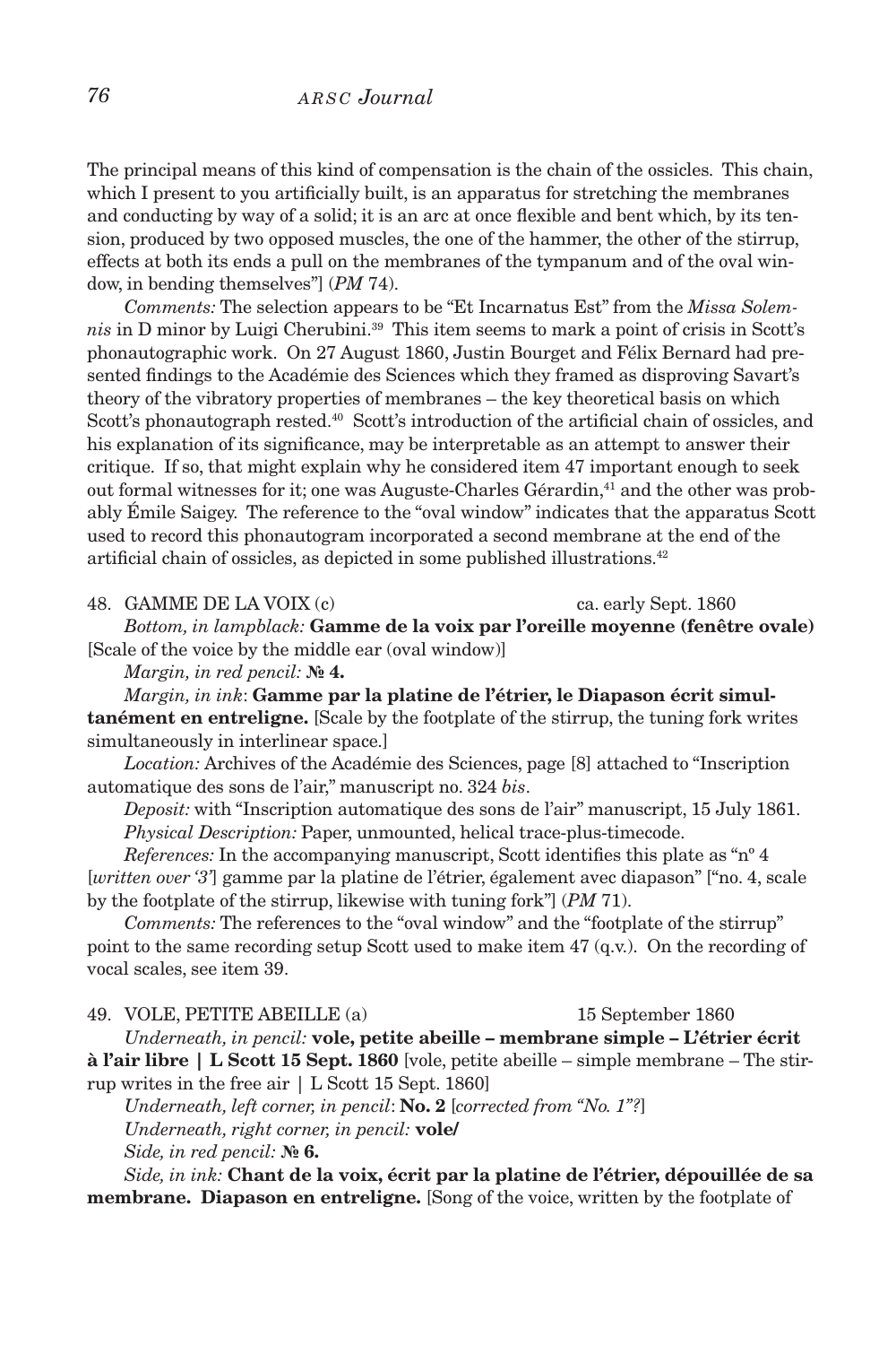The principal means of this kind of compensation is the chain of the ossicles. This chain, which I present to you artificially built, is an apparatus for stretching the membranes and conducting by way of a solid; it is an arc at once flexible and bent which, by its tension, produced by two opposed muscles, the one of the hammer, the other of the stirrup, effects at both its ends a pull on the membranes of the tympanum and of the oval window, in bending themselves"] (*PM* 74).

*Comments:* The selection appears to be "Et Incarnatus Est" from the *Missa Solemnis* in D minor by Luigi Cherubini.[39] This item seems to mark a point of crisis in Scott's phonautographic work. On 27 August 1860, Justin Bourget and Félix Bernard had presented findings to the Académie des Sciences which they framed as disproving Savart's theory of the vibratory properties of membranes – the key theoretical basis on which Scott's phonautograph rested.[40] Scott's introduction of the artificial chain of ossicles, and his explanation of its significance, may be interpretable as an attempt to answer their critique. If so, that might explain why he considered item 47 important enough to seek out formal witnesses for it; one was Auguste-Charles Gérardin,[41] and the other was probably Émile Saigey. The reference to the "oval window" indicates that the apparatus Scott used to record this phonautogram incorporated a second membrane at the end of the artificial chain of ossicles, as depicted in some published illustrations.[42]

48. GAMME DE LA VOIX (c) ca. early Sept. 1860

*Bottom, in lampblack:* **Gamme de la voix par l'oreille moyenne (fenêtre ovale)** [Scale of the voice by the middle ear (oval window)]

*Margin, in red pencil:* **№ 4.**

*Margin, in ink*: **Gamme par la platine de l'étrier, le Diapason écrit simultanément en entreligne.** [Scale by the footplate of the stirrup, the tuning fork writes simultaneously in interlinear space.]

*Location:* Archives of the Académie des Sciences, page [8] attached to "Inscription automatique des sons de l'air," manuscript no. 324 *bis*.

*Deposit:* with "Inscription automatique des sons de l'air" manuscript, 15 July 1861.

*Physical Description:* Paper, unmounted, helical trace-plus-timecode.

*References:* In the accompanying manuscript, Scott identifies this plate as "nº 4 [*written over '3'*] gamme par la platine de l'étrier, également avec diapason" ["no. 4, scale by the footplate of the stirrup, likewise with tuning fork"] (*PM* 71).

*Comments:* The references to the "oval window" and the "footplate of the stirrup" point to the same recording setup Scott used to make item 47 (q.v.). On the recording of vocal scales, see item 39.

49. VOLE, PETITE ABEILLE (a) 15 September 1860

*Underneath, in pencil:* **vole, petite abeille – membrane simple – L'étrier écrit à l'air libre | L Scott 15 Sept. 1860** [vole, petite abeille – simple membrane – The stirrup writes in the free air | L Scott 15 Sept. 1860]

*Underneath, left corner, in pencil*: **No. 2** [*corrected from "No. 1"?*]

*Underneath, right corner, in pencil:* **vole/**

*Side, in red pencil:* **№ 6.**

*Side, in ink:* **Chant de la voix, écrit par la platine de l'étrier, dépouillée de sa membrane. Diapason en entreligne.** [Song of the voice, written by the footplate of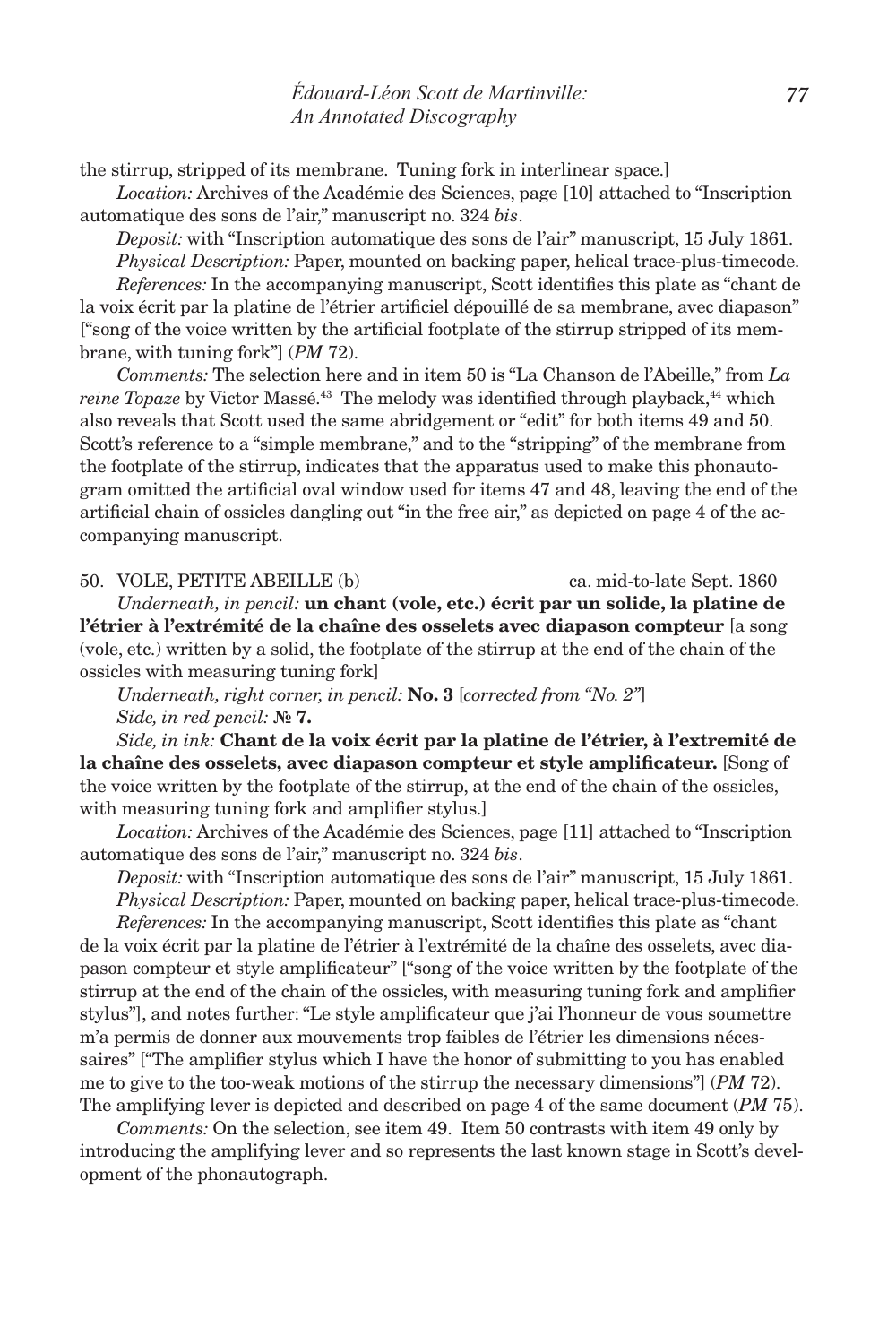the stirrup, stripped of its membrane. Tuning fork in interlinear space.]

*Location:* Archives of the Académie des Sciences, page [10] attached to "Inscription automatique des sons de l'air," manuscript no. 324 *bis*.

*Deposit:* with "Inscription automatique des sons de l'air" manuscript, 15 July 1861.

*Physical Description:* Paper, mounted on backing paper, helical trace-plus-timecode.

*References:* In the accompanying manuscript, Scott identifies this plate as "chant de la voix écrit par la platine de l'étrier artificiel dépouillé de sa membrane, avec diapason" ["song of the voice written by the artificial footplate of the stirrup stripped of its membrane, with tuning fork"] (*PM* 72).

*Comments:* The selection here and in item 50 is "La Chanson de l'Abeille," from *La reine Topaze* by Victor Massé.[43] The melody was identified through playback,[44] which also reveals that Scott used the same abridgement or "edit" for both items 49 and 50. Scott's reference to a "simple membrane," and to the "stripping" of the membrane from the footplate of the stirrup, indicates that the apparatus used to make this phonautogram omitted the artificial oval window used for items 47 and 48, leaving the end of the artificial chain of ossicles dangling out "in the free air," as depicted on page 4 of the accompanying manuscript.

50. VOLE, PETITE ABEILLE (b) ca. mid-to-late Sept. 1860

*Underneath, in pencil:* **un chant (vole, etc.) écrit par un solide, la platine de l'étrier à l'extrémité de la chaîne des osselets avec diapason compteur** [a song (vole, etc.) written by a solid, the footplate of the stirrup at the end of the chain of the ossicles with measuring tuning fork]

*Underneath, right corner, in pencil:* **No. 3** [*corrected from "No. 2"*]

*Side, in red pencil:* **№ 7.**

*Side, in ink:* **Chant de la voix écrit par la platine de l'étrier, à l'extremité de la chaîne des osselets, avec diapason compteur et style amplificateur.** [Song of the voice written by the footplate of the stirrup, at the end of the chain of the ossicles, with measuring tuning fork and amplifier stylus.]

*Location:* Archives of the Académie des Sciences, page [11] attached to "Inscription automatique des sons de l'air," manuscript no. 324 *bis*.

*Deposit:* with "Inscription automatique des sons de l'air" manuscript, 15 July 1861.

*Physical Description:* Paper, mounted on backing paper, helical trace-plus-timecode.

*References:* In the accompanying manuscript, Scott identifies this plate as "chant de la voix écrit par la platine de l'étrier à l'extrémité de la chaîne des osselets, avec diapason compteur et style amplificateur" ["song of the voice written by the footplate of the stirrup at the end of the chain of the ossicles, with measuring tuning fork and amplifier stylus"], and notes further: "Le style amplificateur que j'ai l'honneur de vous soumettre m'a permis de donner aux mouvements trop faibles de l'étrier les dimensions nécessaires" ["The amplifier stylus which I have the honor of submitting to you has enabled me to give to the too-weak motions of the stirrup the necessary dimensions"] (*PM* 72). The amplifying lever is depicted and described on page 4 of the same document (*PM* 75).

*Comments:* On the selection, see item 49. Item 50 contrasts with item 49 only by introducing the amplifying lever and so represents the last known stage in Scott's development of the phonautograph.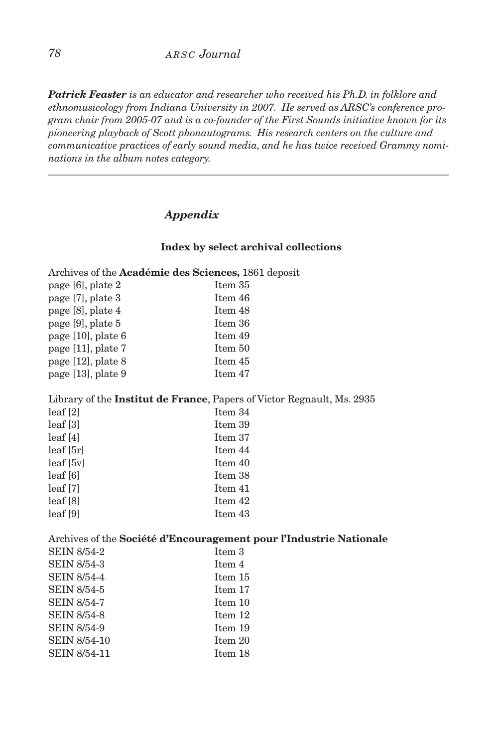***Patrick Feaster*** *is an educator and researcher who received his Ph.D. in folklore and ethnomusicology from Indiana University in 2007. He served as ARSC's conference program chair from 2005-07 and is a co-founder of the First Sounds initiative known for its pioneering playback of Scott phonautograms. His research centers on the culture and communicative practices of early sound media, and he has twice received Grammy nominations in the album notes category.*

---

## *Appendix*

### Index by select archival collections

Archives of the **Académie des Sciences,** 1861 deposit

| | |
|---|---|
| page [6], plate 2 | Item 35 |
| page [7], plate 3 | Item 46 |
| page [8], plate 4 | Item 48 |
| page [9], plate 5 | Item 36 |
| page [10], plate 6 | Item 49 |
| page [11], plate 7 | Item 50 |
| page [12], plate 8 | Item 45 |
| page [13], plate 9 | Item 47 |

Library of the **Institut de France**, Papers of Victor Regnault, Ms. 2935

| | |
|---|---|
| leaf [2] | Item 34 |
| leaf [3] | Item 39 |
| leaf [4] | Item 37 |
| leaf [5r] | Item 44 |
| leaf [5v] | Item 40 |
| leaf [6] | Item 38 |
| leaf [7] | Item 41 |
| leaf [8] | Item 42 |
| leaf [9] | Item 43 |

Archives of the **Société d'Encouragement pour l'Industrie Nationale**

| | |
|---|---|
| SEIN 8/54-2 | Item 3 |
| SEIN 8/54-3 | Item 4 |
| SEIN 8/54-4 | Item 15 |
| SEIN 8/54-5 | Item 17 |
| SEIN 8/54-7 | Item 10 |
| SEIN 8/54-8 | Item 12 |
| SEIN 8/54-9 | Item 19 |
| SEIN 8/54-10 | Item 20 |
| SEIN 8/54-11 | Item 18 |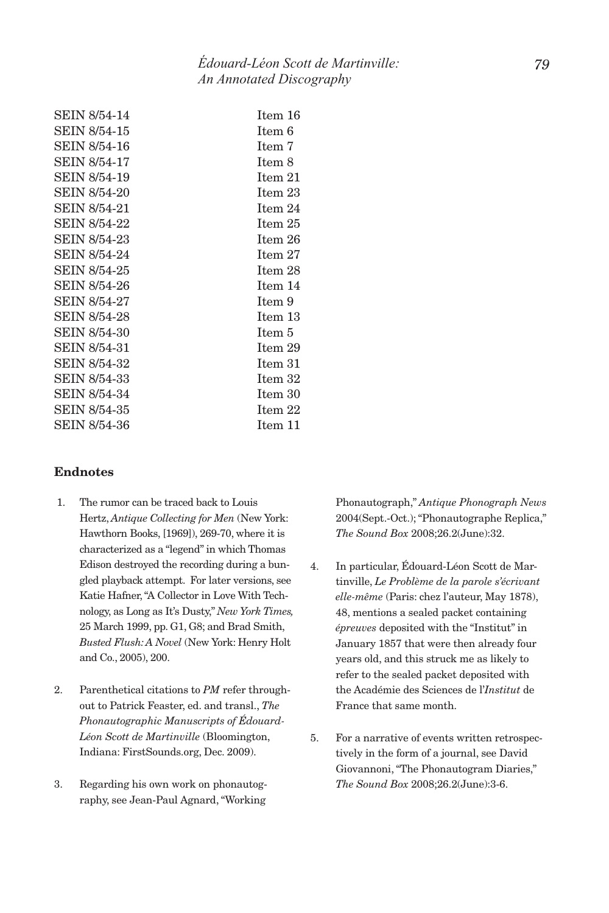| | |
|---|---|
| SEIN 8/54-14 | Item 16 |
| SEIN 8/54-15 | Item 6 |
| SEIN 8/54-16 | Item 7 |
| SEIN 8/54-17 | Item 8 |
| SEIN 8/54-19 | Item 21 |
| SEIN 8/54-20 | Item 23 |
| SEIN 8/54-21 | Item 24 |
| SEIN 8/54-22 | Item 25 |
| SEIN 8/54-23 | Item 26 |
| SEIN 8/54-24 | Item 27 |
| SEIN 8/54-25 | Item 28 |
| SEIN 8/54-26 | Item 14 |
| SEIN 8/54-27 | Item 9 |
| SEIN 8/54-28 | Item 13 |
| SEIN 8/54-30 | Item 5 |
| SEIN 8/54-31 | Item 29 |
| SEIN 8/54-32 | Item 31 |
| SEIN 8/54-33 | Item 32 |
| SEIN 8/54-34 | Item 30 |
| SEIN 8/54-35 | Item 22 |
| SEIN 8/54-36 | Item 11 |

## Endnotes

1. The rumor can be traced back to Louis Hertz, *Antique Collecting for Men* (New York: Hawthorn Books, [1969]), 269-70, where it is characterized as a "legend" in which Thomas Edison destroyed the recording during a bungled playback attempt. For later versions, see Katie Hafner, "A Collector in Love With Technology, as Long as It's Dusty," *New York Times,* 25 March 1999, pp. G1, G8; and Brad Smith, *Busted Flush: A Novel* (New York: Henry Holt and Co., 2005), 200.

2. Parenthetical citations to *PM* refer throughout to Patrick Feaster, ed. and transl., *The Phonautographic Manuscripts of Édouard-Léon Scott de Martinville* (Bloomington, Indiana: FirstSounds.org, Dec. 2009).

3. Regarding his own work on phonautography, see Jean-Paul Agnard, "Working Phonautograph," *Antique Phonograph News* 2004(Sept.-Oct.); "Phonautographe Replica," *The Sound Box* 2008;26.2(June):32.

4. In particular, Édouard-Léon Scott de Martinville, *Le Problème de la parole s'écrivant elle-même* (Paris: chez l'auteur, May 1878), 48, mentions a sealed packet containing *épreuves* deposited with the "Institut" in January 1857 that were then already four years old, and this struck me as likely to refer to the sealed packet deposited with the Académie des Sciences de l'*Institut* de France that same month.

5. For a narrative of events written retrospectively in the form of a journal, see David Giovannoni, "The Phonautogram Diaries," *The Sound Box* 2008;26.2(June):3-6.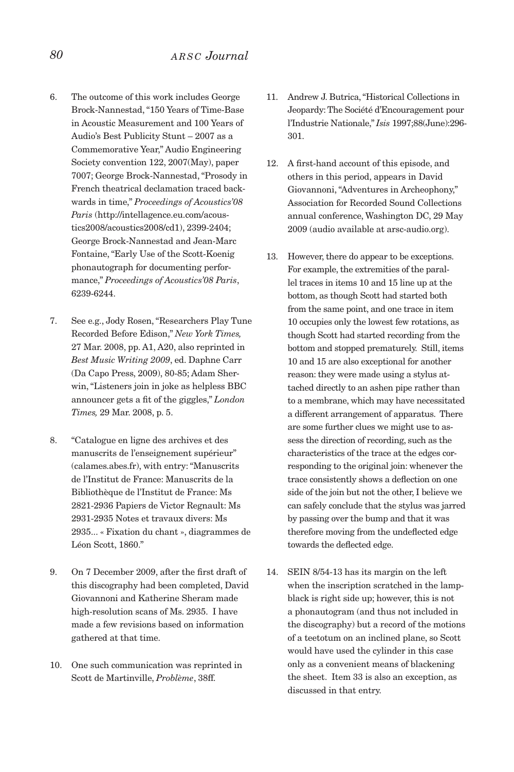6. The outcome of this work includes George Brock-Nannestad, "150 Years of Time-Base in Acoustic Measurement and 100 Years of Audio's Best Publicity Stunt – 2007 as a Commemorative Year," Audio Engineering Society convention 122, 2007(May), paper 7007; George Brock-Nannestad, "Prosody in French theatrical declamation traced backwards in time," *Proceedings of Acoustics'08 Paris* (http://intellagence.eu.com/acoustics2008/acoustics2008/cd1), 2399-2404; George Brock-Nannestad and Jean-Marc Fontaine, "Early Use of the Scott-Koenig phonautograph for documenting performance," *Proceedings of Acoustics'08 Paris*, 6239-6244.

7. See e.g., Jody Rosen, "Researchers Play Tune Recorded Before Edison," *New York Times,* 27 Mar. 2008, pp. A1, A20, also reprinted in *Best Music Writing 2009*, ed. Daphne Carr (Da Capo Press, 2009), 80-85; Adam Sherwin, "Listeners join in joke as helpless BBC announcer gets a fit of the giggles," *London Times,* 29 Mar. 2008, p. 5.

8. "Catalogue en ligne des archives et des manuscrits de l'enseignement supérieur" (calames.abes.fr), with entry: "Manuscrits de l'Institut de France: Manuscrits de la Bibliothèque de l'Institut de France: Ms 2821-2936 Papiers de Victor Regnault: Ms 2931-2935 Notes et travaux divers: Ms 2935... « Fixation du chant », diagrammes de Léon Scott, 1860."

9. On 7 December 2009, after the first draft of this discography had been completed, David Giovannoni and Katherine Sheram made high-resolution scans of Ms. 2935. I have made a few revisions based on information gathered at that time.

10. One such communication was reprinted in Scott de Martinville, *Problème*, 38ff.

11. Andrew J. Butrica, "Historical Collections in Jeopardy: The Société d'Encouragement pour l'Industrie Nationale," *Isis* 1997;88(June):296-301.

12. A first-hand account of this episode, and others in this period, appears in David Giovannoni, "Adventures in Archeophony," Association for Recorded Sound Collections annual conference, Washington DC, 29 May 2009 (audio available at arsc-audio.org).

13. However, there do appear to be exceptions. For example, the extremities of the parallel traces in items 10 and 15 line up at the bottom, as though Scott had started both from the same point, and one trace in item 10 occupies only the lowest few rotations, as though Scott had started recording from the bottom and stopped prematurely. Still, items 10 and 15 are also exceptional for another reason: they were made using a stylus attached directly to an ashen pipe rather than to a membrane, which may have necessitated a different arrangement of apparatus. There are some further clues we might use to assess the direction of recording, such as the characteristics of the trace at the edges corresponding to the original join: whenever the trace consistently shows a deflection on one side of the join but not the other, I believe we can safely conclude that the stylus was jarred by passing over the bump and that it was therefore moving from the undeflected edge towards the deflected edge.

14. SEIN 8/54-13 has its margin on the left when the inscription scratched in the lampblack is right side up; however, this is not a phonautogram (and thus not included in the discography) but a record of the motions of a teetotum on an inclined plane, so Scott would have used the cylinder in this case only as a convenient means of blackening the sheet. Item 33 is also an exception, as discussed in that entry.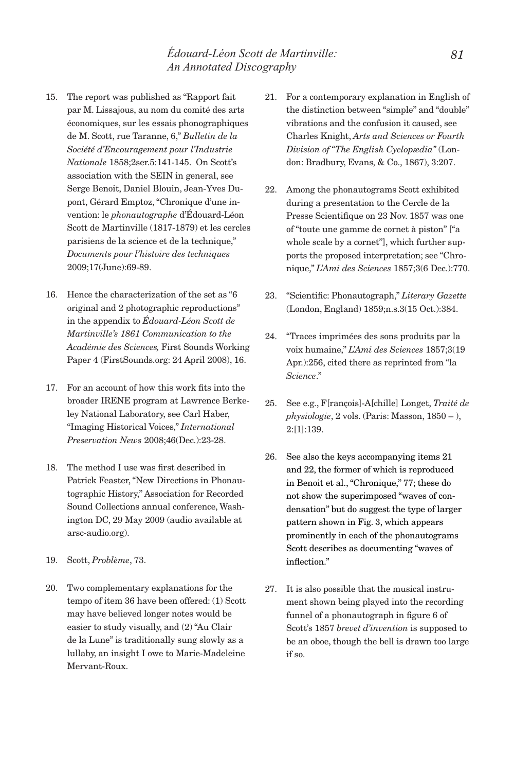15. The report was published as "Rapport fait par M. Lissajous, au nom du comité des arts économiques, sur les essais phonographiques de M. Scott, rue Taranne, 6," *Bulletin de la Société d'Encouragement pour l'Industrie Nationale* 1858;2ser.5:141-145. On Scott's association with the SEIN in general, see Serge Benoit, Daniel Blouin, Jean-Yves Dupont, Gérard Emptoz, "Chronique d'une invention: le *phonautographe* d'Édouard-Léon Scott de Martinville (1817-1879) et les cercles parisiens de la science et de la technique," *Documents pour l'histoire des techniques* 2009;17(June):69-89.

16. Hence the characterization of the set as "6 original and 2 photographic reproductions" in the appendix to *Édouard-Léon Scott de Martinville's 1861 Communication to the Académie des Sciences,* First Sounds Working Paper 4 (FirstSounds.org: 24 April 2008), 16.

17. For an account of how this work fits into the broader IRENE program at Lawrence Berkeley National Laboratory, see Carl Haber, "Imaging Historical Voices," *International Preservation News* 2008;46(Dec.):23-28.

18. The method I use was first described in Patrick Feaster, "New Directions in Phonautographic History," Association for Recorded Sound Collections annual conference, Washington DC, 29 May 2009 (audio available at arsc-audio.org).

19. Scott, *Problème*, 73.

20. Two complementary explanations for the tempo of item 36 have been offered: (1) Scott may have believed longer notes would be easier to study visually, and (2) "Au Clair de la Lune" is traditionally sung slowly as a lullaby, an insight I owe to Marie-Madeleine Mervant-Roux.

21. For a contemporary explanation in English of the distinction between "simple" and "double" vibrations and the confusion it caused, see Charles Knight, *Arts and Sciences or Fourth Division of "The English Cyclopædia"* (London: Bradbury, Evans, & Co., 1867), 3:207.

22. Among the phonautograms Scott exhibited during a presentation to the Cercle de la Presse Scientifique on 23 Nov. 1857 was one of "toute une gamme de cornet à piston" ["a whole scale by a cornet"], which further supports the proposed interpretation; see "Chronique," *L'Ami des Sciences* 1857;3(6 Dec.):770.

23. "Scientific: Phonautograph," *Literary Gazette* (London, England) 1859;n.s.3(15 Oct.):384.

24. "Traces imprimées des sons produits par la voix humaine," *L'Ami des Sciences* 1857;3(19 Apr.):256, cited there as reprinted from "la *Science*."

25. See e.g., F[rançois]-A[chille] Longet, *Traité de physiologie*, 2 vols. (Paris: Masson, 1850 – ), 2:[1]:139.

26. See also the keys accompanying items 21 and 22, the former of which is reproduced in Benoit et al., "Chronique," 77; these do not show the superimposed "waves of condensation" but do suggest the type of larger pattern shown in Fig. 3, which appears prominently in each of the phonautograms Scott describes as documenting "waves of inflection."

27. It is also possible that the musical instrument shown being played into the recording funnel of a phonautograph in figure 6 of Scott's 1857 *brevet d'invention* is supposed to be an oboe, though the bell is drawn too large if so.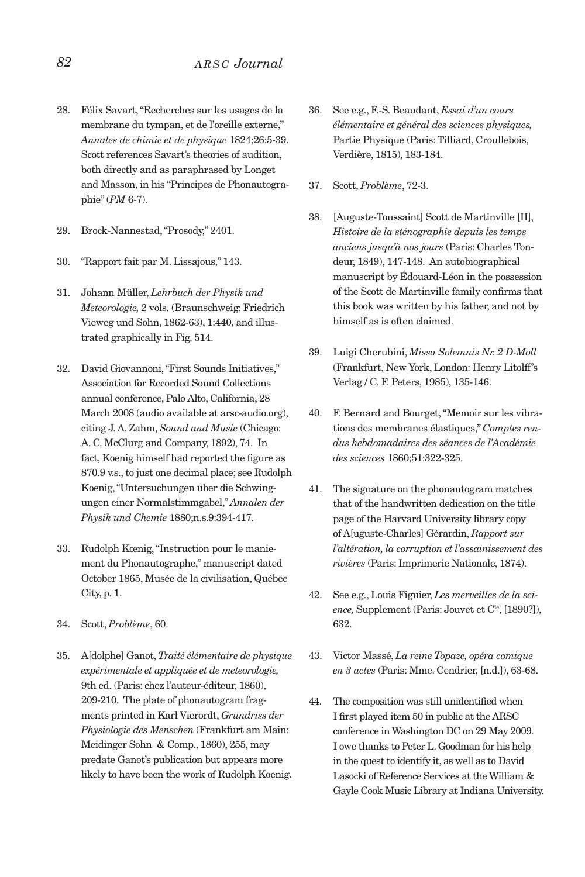28. Félix Savart, "Recherches sur les usages de la membrane du tympan, et de l'oreille externe," *Annales de chimie et de physique* 1824;26:5-39. Scott references Savart's theories of audition, both directly and as paraphrased by Longet and Masson, in his "Principes de Phonautographie" (*PM* 6-7).

29. Brock-Nannestad, "Prosody," 2401.

30. "Rapport fait par M. Lissajous," 143.

31. Johann Müller, *Lehrbuch der Physik und Meteorologie,* 2 vols. (Braunschweig: Friedrich Vieweg und Sohn, 1862-63), 1:440, and illustrated graphically in Fig. 514.

32. David Giovannoni, "First Sounds Initiatives," Association for Recorded Sound Collections annual conference, Palo Alto, California, 28 March 2008 (audio available at arsc-audio.org), citing J. A. Zahm, *Sound and Music* (Chicago: A. C. McClurg and Company, 1892), 74. In fact, Koenig himself had reported the figure as 870.9 v.s., to just one decimal place; see Rudolph Koenig, "Untersuchungen über die Schwingungen einer Normalstimmgabel," *Annalen der Physik und Chemie* 1880;n.s.9:394-417.

33. Rudolph Kœnig, "Instruction pour le maniement du Phonautographe," manuscript dated October 1865, Musée de la civilisation, Québec City, p. 1.

34. Scott, *Problème*, 60.

35. A[dolphe] Ganot, *Traité élémentaire de physique expérimentale et appliquée et de meteorologie,* 9th ed. (Paris: chez l'auteur-éditeur, 1860), 209-210. The plate of phonautogram fragments printed in Karl Vierordt, *Grundriss der Physiologie des Menschen* (Frankfurt am Main: Meidinger Sohn & Comp., 1860), 255, may predate Ganot's publication but appears more likely to have been the work of Rudolph Koenig.

36. See e.g., F.-S. Beaudant, *Essai d'un cours élémentaire et général des sciences physiques,* Partie Physique (Paris: Tilliard, Croullebois, Verdière, 1815), 183-184.

37. Scott, *Problème*, 72-3.

38. [Auguste-Toussaint] Scott de Martinville [II], *Histoire de la sténographie depuis les temps anciens jusqu'à nos jours* (Paris: Charles Tondeur, 1849), 147-148. An autobiographical manuscript by Édouard-Léon in the possession of the Scott de Martinville family confirms that this book was written by his father, and not by himself as is often claimed.

39. Luigi Cherubini, *Missa Solemnis Nr. 2 D-Moll* (Frankfurt, New York, London: Henry Litolff's Verlag / C. F. Peters, 1985), 135-146.

40. F. Bernard and Bourget, "Memoir sur les vibrations des membranes élastiques," *Comptes rendus hebdomadaires des séances de l'Académie des sciences* 1860;51:322-325.

41. The signature on the phonautogram matches that of the handwritten dedication on the title page of the Harvard University library copy of A[uguste-Charles] Gérardin, *Rapport sur l'altération, la corruption et l'assainissement des rivières* (Paris: Imprimerie Nationale, 1874).

42. See e.g., Louis Figuier, *Les merveilles de la science,* Supplement (Paris: Jouvet et C^ie, [1890?]), 632.

43. Victor Massé, *La reine Topaze, opéra comique en 3 actes* (Paris: Mme. Cendrier, [n.d.]), 63-68.

44. The composition was still unidentified when I first played item 50 in public at the ARSC conference in Washington DC on 29 May 2009. I owe thanks to Peter L. Goodman for his help in the quest to identify it, as well as to David Lasocki of Reference Services at the William & Gayle Cook Music Library at Indiana University.